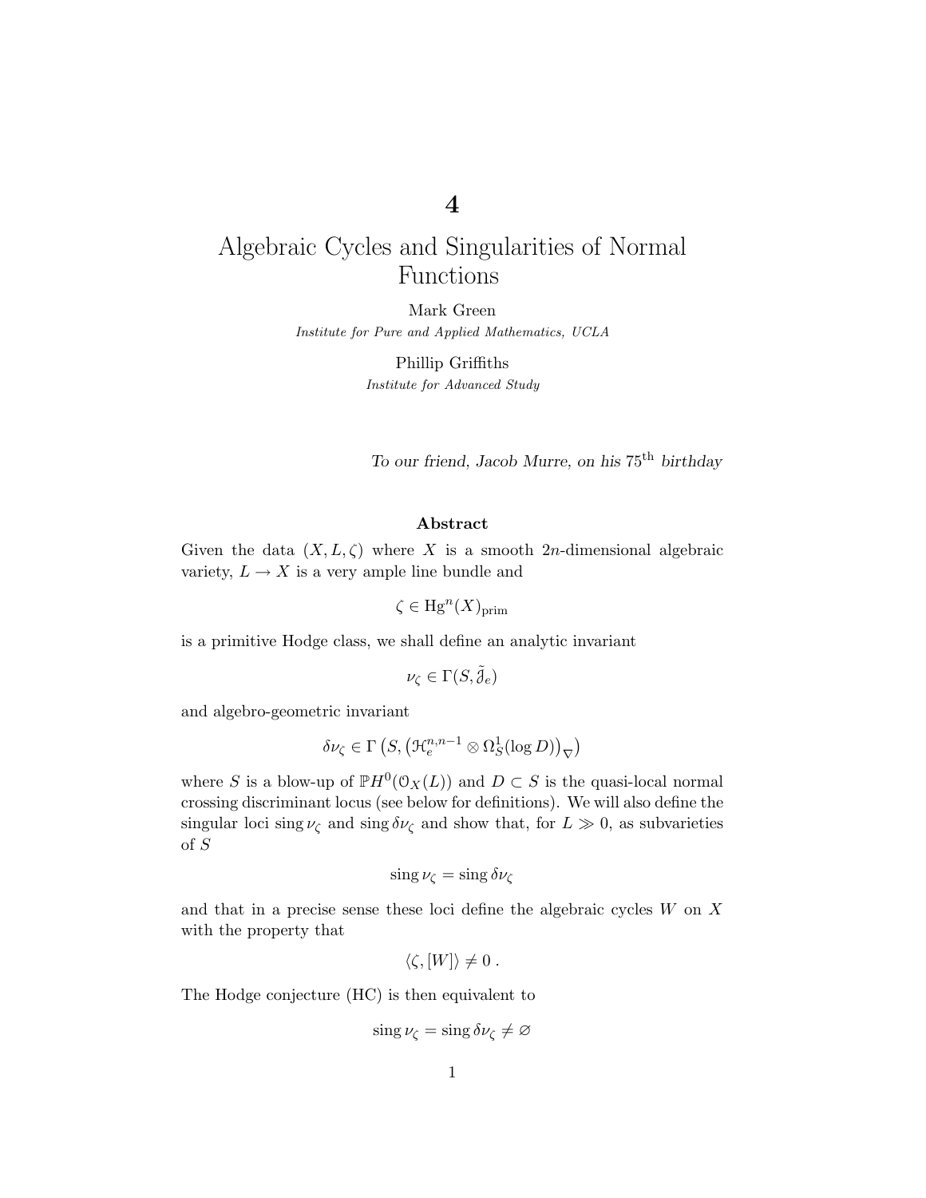# 4

# Algebraic Cycles and Singularities of Normal Functions

Mark Green
*Institute for Pure and Applied Mathematics, UCLA*

Phillip Griffiths
*Institute for Advanced Study*

*To our friend, Jacob Murre, on his* $75^{\text{th}}$ *birthday*

## Abstract

Given the data $(X, L, \zeta)$ where $X$ is a smooth $2n$-dimensional algebraic variety, $L \to X$ is a very ample line bundle and

$$\zeta \in \mathrm{Hg}^n(X)_{\mathrm{prim}}$$

is a primitive Hodge class, we shall define an analytic invariant

$$\nu_\zeta \in \Gamma(S, \tilde{\mathcal{J}}_e)$$

and algebro-geometric invariant

$$\delta\nu_\zeta \in \Gamma\left(S, \left(\mathcal{H}_e^{n,n-1} \otimes \Omega_S^1(\log D)\right)_\nabla\right)$$

where $S$ is a blow-up of $\mathbb{P}H^0(\mathcal{O}_X(L))$ and $D \subset S$ is the quasi-local normal crossing discriminant locus (see below for definitions). We will also define the singular loci $\operatorname{sing} \nu_\zeta$ and $\operatorname{sing} \delta\nu_\zeta$ and show that, for $L \gg 0$, as subvarieties of $S$

$$\operatorname{sing} \nu_\zeta = \operatorname{sing} \delta\nu_\zeta$$

and that in a precise sense these loci define the algebraic cycles $W$ on $X$ with the property that

$$\langle \zeta, [W] \rangle \neq 0 \ .$$

The Hodge conjecture (HC) is then equivalent to

$$\operatorname{sing} \nu_\zeta = \operatorname{sing} \delta\nu_\zeta \neq \varnothing$$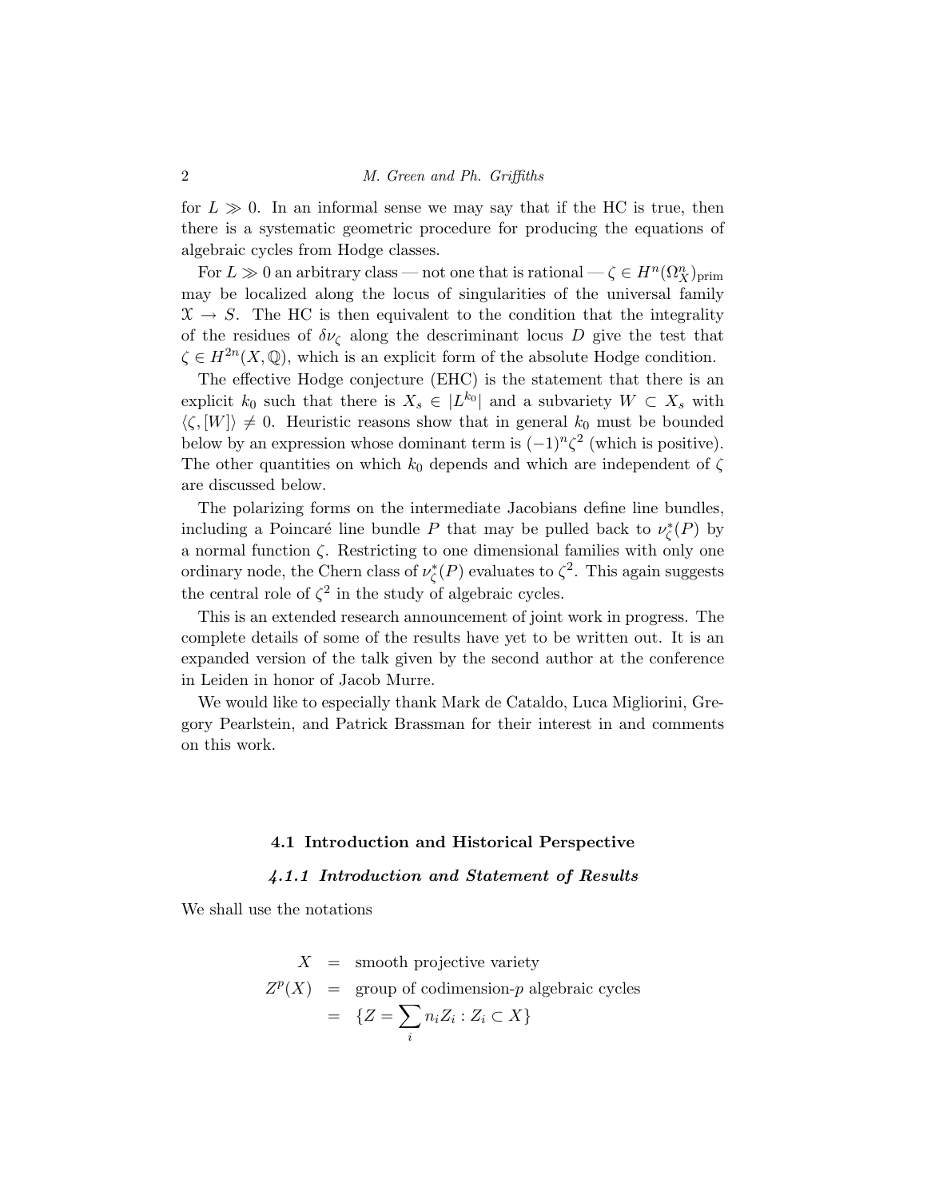for $L \gg 0$. In an informal sense we may say that if the HC is true, then there is a systematic geometric procedure for producing the equations of algebraic cycles from Hodge classes.

For $L \gg 0$ an arbitrary class — not one that is rational — $\zeta \in H^n(\Omega^n_X)_{\rm prim}$ may be localized along the locus of singularities of the universal family $\mathfrak{X} \to S$. The HC is then equivalent to the condition that the integrality of the residues of $\delta\nu_\zeta$ along the descriminant locus $D$ give the test that $\zeta \in H^{2n}(X, \mathbb{Q})$, which is an explicit form of the absolute Hodge condition.

The effective Hodge conjecture (EHC) is the statement that there is an explicit $k_0$ such that there is $X_s \in |L^{k_0}|$ and a subvariety $W \subset X_s$ with $\langle \zeta, [W] \rangle \neq 0$. Heuristic reasons show that in general $k_0$ must be bounded below by an expression whose dominant term is $(-1)^n \zeta^2$ (which is positive). The other quantities on which $k_0$ depends and which are independent of $\zeta$ are discussed below.

The polarizing forms on the intermediate Jacobians define line bundles, including a Poincaré line bundle $P$ that may be pulled back to $\nu^*_\zeta(P)$ by a normal function $\zeta$. Restricting to one dimensional families with only one ordinary node, the Chern class of $\nu^*_\zeta(P)$ evaluates to $\zeta^2$. This again suggests the central role of $\zeta^2$ in the study of algebraic cycles.

This is an extended research announcement of joint work in progress. The complete details of some of the results have yet to be written out. It is an expanded version of the talk given by the second author at the conference in Leiden in honor of Jacob Murre.

We would like to especially thank Mark de Cataldo, Luca Migliorini, Gregory Pearlstein, and Patrick Brassman for their interest in and comments on this work.

## 4.1 Introduction and Historical Perspective

### *4.1.1 Introduction and Statement of Results*

We shall use the notations

$$
\begin{aligned}
X &= \text{smooth projective variety} \\
Z^p(X) &= \text{group of codimension-}p\text{ algebraic cycles} \\
&= \{Z = \sum_i n_i Z_i : Z_i \subset X\}
\end{aligned}
$$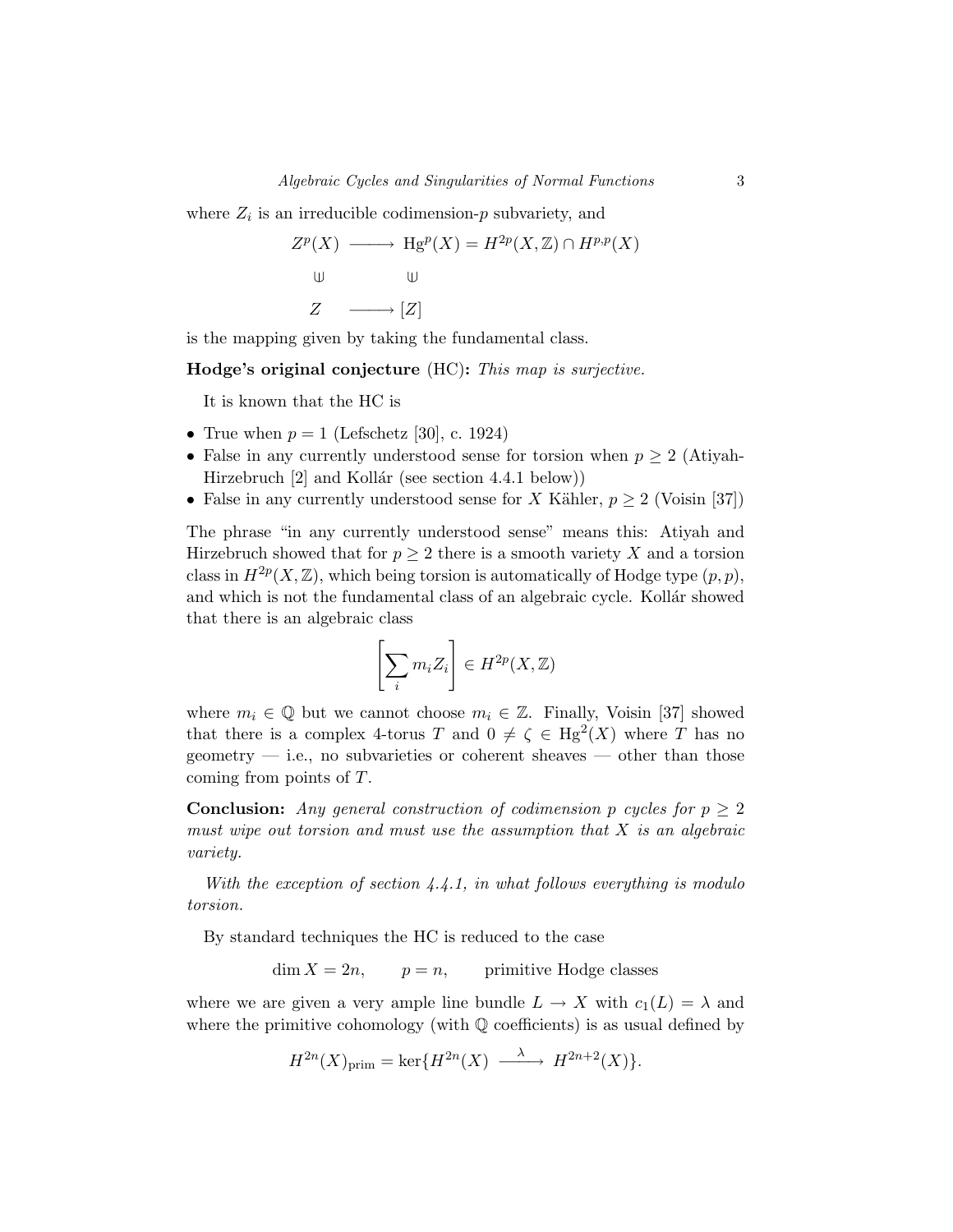where $Z_i$ is an irreducible codimension-$p$ subvariety, and

$$\begin{array}{ccc} Z^p(X) & \longrightarrow & \mathrm{Hg}^p(X) = H^{2p}(X,\mathbb{Z}) \cap H^{p,p}(X) \\ \Cup & & \Cup \\ Z & \longrightarrow & [Z] \end{array}$$

is the mapping given by taking the fundamental class.

**Hodge's original conjecture** (HC)**:** *This map is surjective.*

It is known that the HC is

- True when $p = 1$ (Lefschetz [30], c. 1924)
- False in any currently understood sense for torsion when $p \geq 2$ (Atiyah-Hirzebruch [2] and Kollár (see section 4.4.1 below))
- False in any currently understood sense for $X$ Kähler, $p \geq 2$ (Voisin [37])

The phrase "in any currently understood sense" means this: Atiyah and Hirzebruch showed that for $p \geq 2$ there is a smooth variety $X$ and a torsion class in $H^{2p}(X,\mathbb{Z})$, which being torsion is automatically of Hodge type $(p,p)$, and which is not the fundamental class of an algebraic cycle. Kollár showed that there is an algebraic class

$$\left[\sum_i m_i Z_i\right] \in H^{2p}(X,\mathbb{Z})$$

where $m_i \in \mathbb{Q}$ but we cannot choose $m_i \in \mathbb{Z}$. Finally, Voisin [37] showed that there is a complex 4-torus $T$ and $0 \neq \zeta \in \mathrm{Hg}^2(X)$ where $T$ has no geometry — i.e., no subvarieties or coherent sheaves — other than those coming from points of $T$.

**Conclusion:** *Any general construction of codimension $p$ cycles for $p \geq 2$ must wipe out torsion and must use the assumption that $X$ is an algebraic variety.*

*With the exception of section 4.4.1, in what follows everything is modulo torsion.*

By standard techniques the HC is reduced to the case

$$\dim X = 2n, \qquad p = n, \qquad \text{primitive Hodge classes}$$

where we are given a very ample line bundle $L \to X$ with $c_1(L) = \lambda$ and where the primitive cohomology (with $\mathbb{Q}$ coefficients) is as usual defined by

$$H^{2n}(X)_{\mathrm{prim}} = \ker\{H^{2n}(X) \xrightarrow{\ \lambda\ } H^{2n+2}(X)\}.$$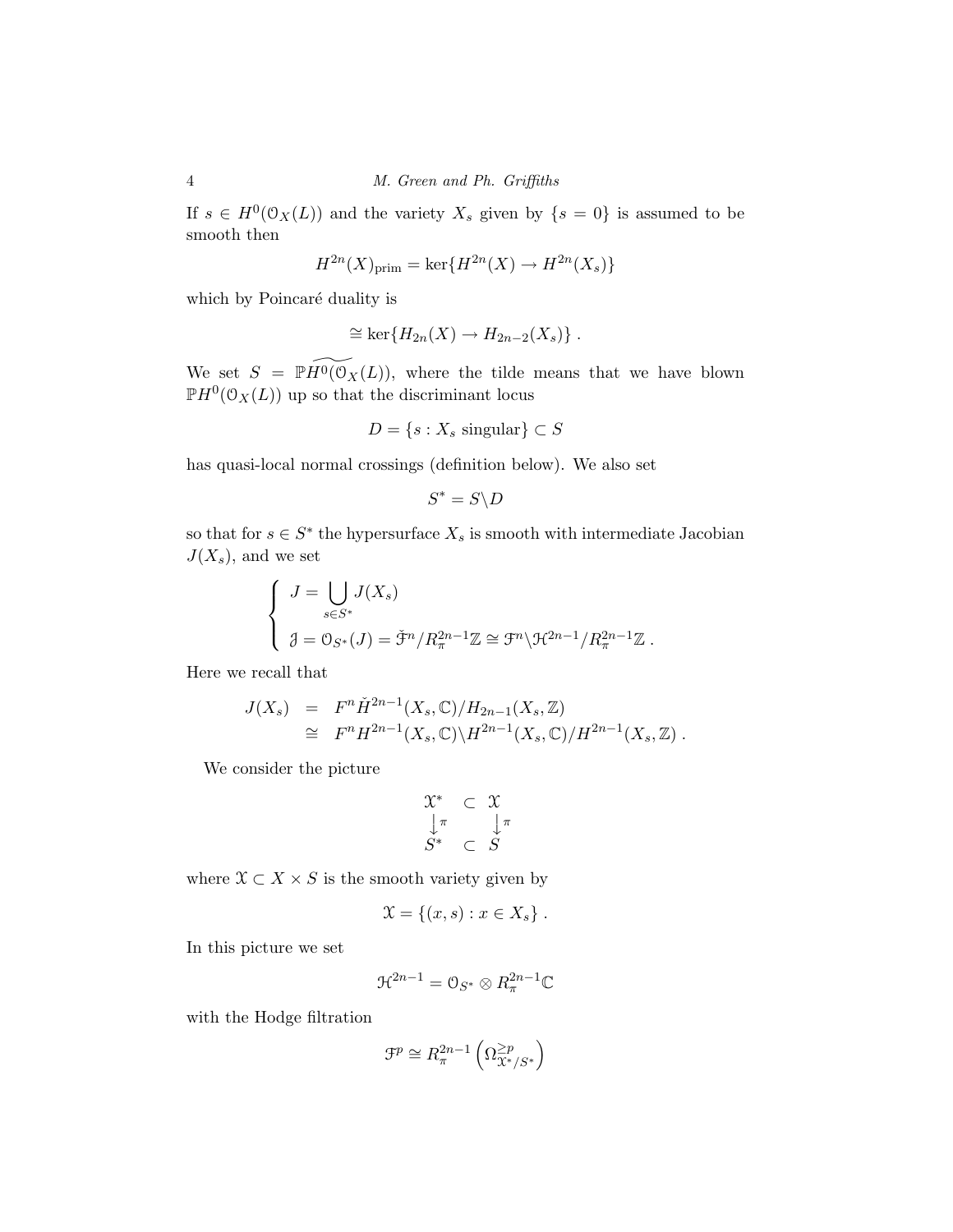If $s \in H^0(\mathcal{O}_X(L))$ and the variety $X_s$ given by $\{s = 0\}$ is assumed to be smooth then

$$H^{2n}(X)_{\text{prim}} = \ker\{H^{2n}(X) \to H^{2n}(X_s)\}$$

which by Poincaré duality is

$$\cong \ker\{H_{2n}(X) \to H_{2n-2}(X_s)\} .$$

We set $S = \widetilde{\mathbb{P}H^0(\mathcal{O}_X(L))}$, where the tilde means that we have blown $\mathbb{P}H^0(\mathcal{O}_X(L))$ up so that the discriminant locus

$$D = \{s : X_s \text{ singular}\} \subset S$$

has quasi-local normal crossings (definition below). We also set

$$S^* = S \backslash D$$

so that for $s \in S^*$ the hypersurface $X_s$ is smooth with intermediate Jacobian $J(X_s)$, and we set

$$\begin{cases} J = \displaystyle\bigcup_{s \in S^*} J(X_s) \\ \mathcal{J} = \mathcal{O}_{S^*}(J) = \check{\mathcal{F}}^n / R_\pi^{2n-1}\mathbb{Z} \cong \mathcal{F}^n \backslash \mathcal{H}^{2n-1} / R_\pi^{2n-1}\mathbb{Z} \, . \end{cases}$$

Here we recall that

$$\begin{aligned} J(X_s) &= F^n \check{H}^{2n-1}(X_s, \mathbb{C}) / H_{2n-1}(X_s, \mathbb{Z}) \\ &\cong F^n H^{2n-1}(X_s, \mathbb{C}) \backslash H^{2n-1}(X_s, \mathbb{C}) / H^{2n-1}(X_s, \mathbb{Z}) \, . \end{aligned}$$

We consider the picture

$$\begin{array}{ccc} \mathcal{X}^* & \subset & \mathcal{X} \\ \downarrow \pi & & \downarrow \pi \\ S^* & \subset & S \end{array}$$

where $\mathcal{X} \subset X \times S$ is the smooth variety given by

$$\mathcal{X} = \{(x, s) : x \in X_s\} \, .$$

In this picture we set

$$\mathcal{H}^{2n-1} = \mathcal{O}_{S^*} \otimes R_\pi^{2n-1}\mathbb{C}$$

with the Hodge filtration

$$\mathcal{F}^p \cong R_\pi^{2n-1}\left(\Omega^{\geq p}_{\mathcal{X}^*/S^*}\right)$$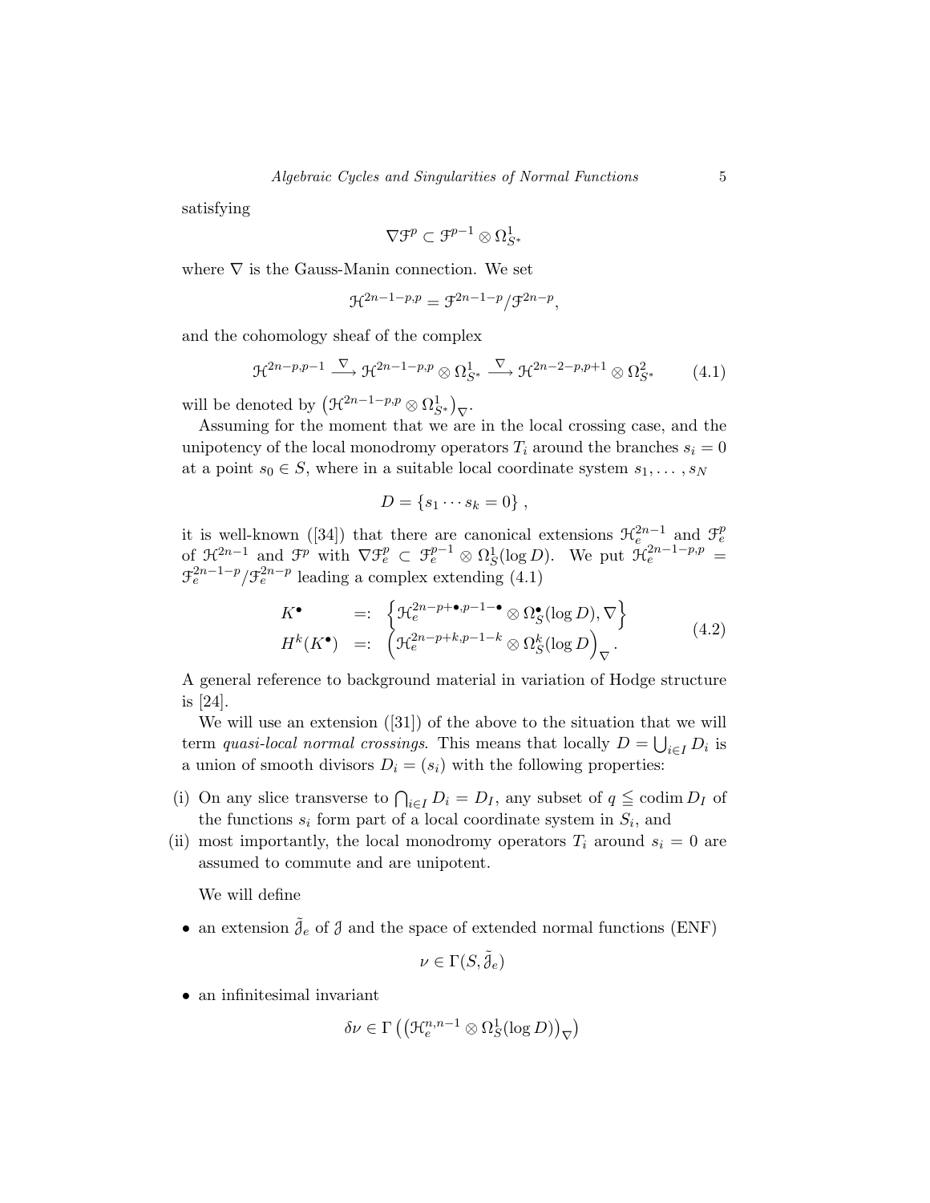satisfying

$$\nabla \mathcal{F}^p \subset \mathcal{F}^{p-1} \otimes \Omega^1_{S^*}$$

where $\nabla$ is the Gauss-Manin connection. We set

$$\mathcal{H}^{2n-1-p,p} = \mathcal{F}^{2n-1-p}/\mathcal{F}^{2n-p},$$

and the cohomology sheaf of the complex

$$\mathcal{H}^{2n-p,p-1} \xrightarrow{\nabla} \mathcal{H}^{2n-1-p,p} \otimes \Omega^1_{S^*} \xrightarrow{\nabla} \mathcal{H}^{2n-2-p,p+1} \otimes \Omega^2_{S^*} \tag{4.1}$$

will be denoted by $\left(\mathcal{H}^{2n-1-p,p} \otimes \Omega^1_{S^*}\right)_\nabla$.

Assuming for the moment that we are in the local crossing case, and the unipotency of the local monodromy operators $T_i$ around the branches $s_i = 0$ at a point $s_0 \in S$, where in a suitable local coordinate system $s_1, \ldots, s_N$

$$D = \{s_1 \cdots s_k = 0\},$$

it is well-known ([34]) that there are canonical extensions $\mathcal{H}^{2n-1}_e$ and $\mathcal{F}^p_e$ of $\mathcal{H}^{2n-1}$ and $\mathcal{F}^p$ with $\nabla \mathcal{F}^p_e \subset \mathcal{F}^{p-1}_e \otimes \Omega^1_S(\log D)$. We put $\mathcal{H}^{2n-1-p,p}_e = \mathcal{F}^{2n-1-p}_e/\mathcal{F}^{2n-p}_e$ leading a complex extending (4.1)

$$\begin{aligned} K^\bullet \quad &=: \quad \left\{\mathcal{H}^{2n-p+\bullet,p-1-\bullet}_e \otimes \Omega^\bullet_S(\log D), \nabla\right\} \\ H^k(K^\bullet) \quad &=: \quad \left(\mathcal{H}^{2n-p+k,p-1-k}_e \otimes \Omega^k_S(\log D\right)_\nabla. \end{aligned} \tag{4.2}$$

A general reference to background material in variation of Hodge structure is [24].

We will use an extension ([31]) of the above to the situation that we will term *quasi-local normal crossings*. This means that locally $D = \bigcup_{i \in I} D_i$ is a union of smooth divisors $D_i = (s_i)$ with the following properties:

(i) On any slice transverse to $\bigcap_{i \in I} D_i = D_I$, any subset of $q \leqq \operatorname{codim} D_I$ of the functions $s_i$ form part of a local coordinate system in $S_i$, and

(ii) most importantly, the local monodromy operators $T_i$ around $s_i = 0$ are assumed to commute and are unipotent.

We will define

- an extension $\tilde{\mathcal{J}}_e$ of $\mathcal{J}$ and the space of extended normal functions (ENF)

$$\nu \in \Gamma(S, \tilde{\mathcal{J}}_e)$$

- an infinitesimal invariant

$$\delta\nu \in \Gamma\left(\left(\mathcal{H}^{n,n-1}_e \otimes \Omega^1_S(\log D)\right)_\nabla\right)$$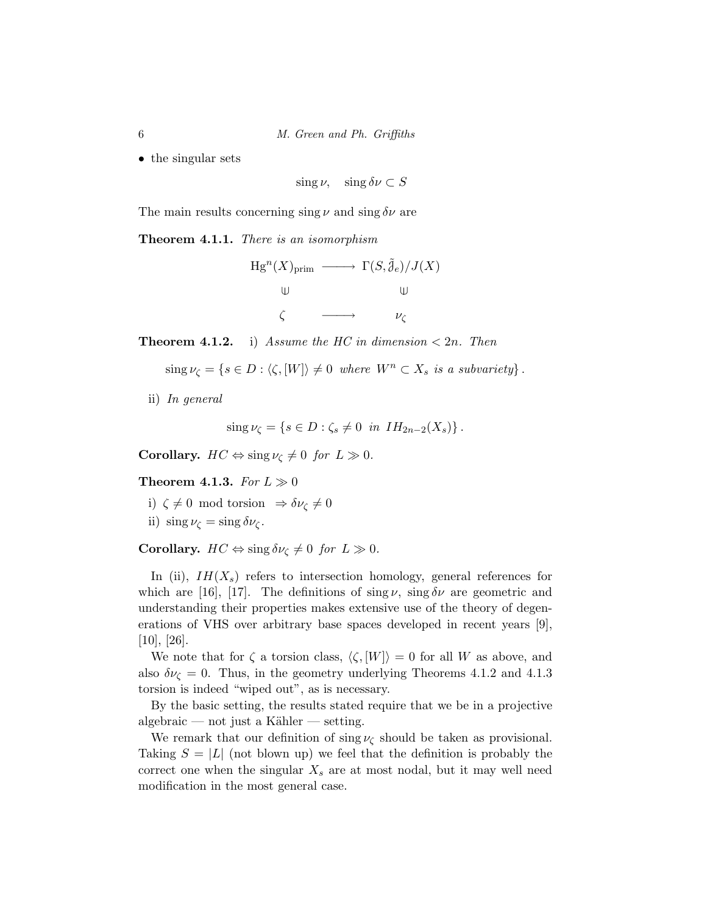• the singular sets

$$\operatorname{sing}\nu, \quad \operatorname{sing}\delta\nu \subset S$$

The main results concerning $\operatorname{sing}\nu$ and $\operatorname{sing}\delta\nu$ are

**Theorem 4.1.1.** *There is an isomorphism*

$$\begin{array}{ccc} \mathrm{Hg}^n(X)_{\mathrm{prim}} & \longrightarrow & \Gamma(S, \tilde{\mathcal{J}}_e)/J(X) \\ \cup & & \cup \\ \zeta & \longrightarrow & \nu_\zeta \end{array}$$

**Theorem 4.1.2.** i) *Assume the HC in dimension $< 2n$. Then*

$$\operatorname{sing}\nu_\zeta = \{s \in D : \langle \zeta, [W] \rangle \neq 0 \text{ where } W^n \subset X_s \text{ is a subvariety}\}.$$

ii) *In general*

$$\operatorname{sing}\nu_\zeta = \{s \in D : \zeta_s \neq 0 \text{ in } IH_{2n-2}(X_s)\}.$$

**Corollary.** *$HC \Leftrightarrow \operatorname{sing}\nu_\zeta \neq 0$ for $L \gg 0$.*

**Theorem 4.1.3.** *For $L \gg 0$*

i) $\zeta \neq 0 \mod \text{torsion} \;\Rightarrow \delta\nu_\zeta \neq 0$

ii) $\operatorname{sing}\nu_\zeta = \operatorname{sing}\delta\nu_\zeta$.

**Corollary.** *$HC \Leftrightarrow \operatorname{sing}\delta\nu_\zeta \neq 0$ for $L \gg 0$.*

In (ii), $IH(X_s)$ refers to intersection homology, general references for which are [16], [17]. The definitions of $\operatorname{sing}\nu$, $\operatorname{sing}\delta\nu$ are geometric and understanding their properties makes extensive use of the theory of degenerations of VHS over arbitrary base spaces developed in recent years [9], [10], [26].

We note that for $\zeta$ a torsion class, $\langle \zeta, [W] \rangle = 0$ for all $W$ as above, and also $\delta\nu_\zeta = 0$. Thus, in the geometry underlying Theorems 4.1.2 and 4.1.3 torsion is indeed "wiped out", as is necessary.

By the basic setting, the results stated require that we be in a projective algebraic — not just a Kähler — setting.

We remark that our definition of $\operatorname{sing}\nu_\zeta$ should be taken as provisional. Taking $S = |L|$ (not blown up) we feel that the definition is probably the correct one when the singular $X_s$ are at most nodal, but it may well need modification in the most general case.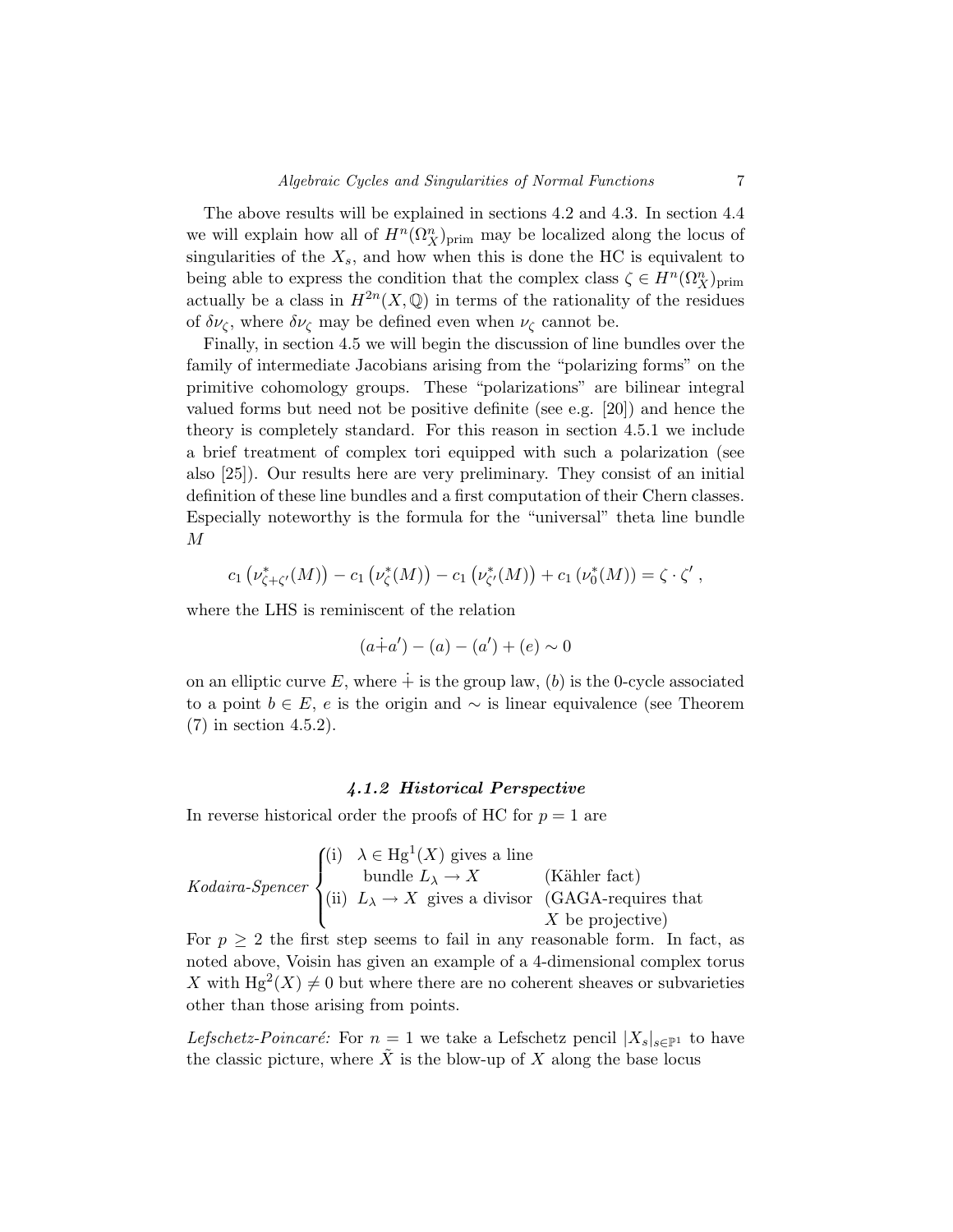The above results will be explained in sections 4.2 and 4.3. In section 4.4 we will explain how all of $H^n(\Omega^n_X)_{\rm prim}$ may be localized along the locus of singularities of the $X_s$, and how when this is done the HC is equivalent to being able to express the condition that the complex class $\zeta \in H^n(\Omega^n_X)_{\rm prim}$ actually be a class in $H^{2n}(X,\mathbb{Q})$ in terms of the rationality of the residues of $\delta\nu_\zeta$, where $\delta\nu_\zeta$ may be defined even when $\nu_\zeta$ cannot be.

Finally, in section 4.5 we will begin the discussion of line bundles over the family of intermediate Jacobians arising from the "polarizing forms" on the primitive cohomology groups. These "polarizations" are bilinear integral valued forms but need not be positive definite (see e.g. [20]) and hence the theory is completely standard. For this reason in section 4.5.1 we include a brief treatment of complex tori equipped with such a polarization (see also [25]). Our results here are very preliminary. They consist of an initial definition of these line bundles and a first computation of their Chern classes. Especially noteworthy is the formula for the "universal" theta line bundle $M$

$$c_1\left(\nu^*_{\zeta+\zeta'}(M)\right) - c_1\left(\nu^*_\zeta(M)\right) - c_1\left(\nu^*_{\zeta'}(M)\right) + c_1\left(\nu^*_0(M)\right) = \zeta\cdot\zeta' ,$$

where the LHS is reminiscent of the relation

$$(a\dot{+}a') - (a) - (a') + (e) \sim 0$$

on an elliptic curve $E$, where $\dot{+}$ is the group law, $(b)$ is the 0-cycle associated to a point $b \in E$, $e$ is the origin and $\sim$ is linear equivalence (see Theorem (7) in section 4.5.2).

#### *4.1.2 Historical Perspective*

In reverse historical order the proofs of HC for $p = 1$ are

*Kodaira-Spencer*
- (i) $\lambda \in \mathrm{Hg}^1(X)$ gives a line bundle $L_\lambda \to X$ (Kähler fact)
- (ii) $L_\lambda \to X$ gives a divisor (GAGA-requires that $X$ be projective)

For $p \geq 2$ the first step seems to fail in any reasonable form. In fact, as noted above, Voisin has given an example of a 4-dimensional complex torus $X$ with $\mathrm{Hg}^2(X) \neq 0$ but where there are no coherent sheaves or subvarieties other than those arising from points.

*Lefschetz-Poincaré:* For $n = 1$ we take a Lefschetz pencil $|X_s|_{s\in\mathbb{P}^1}$ to have the classic picture, where $\tilde{X}$ is the blow-up of $X$ along the base locus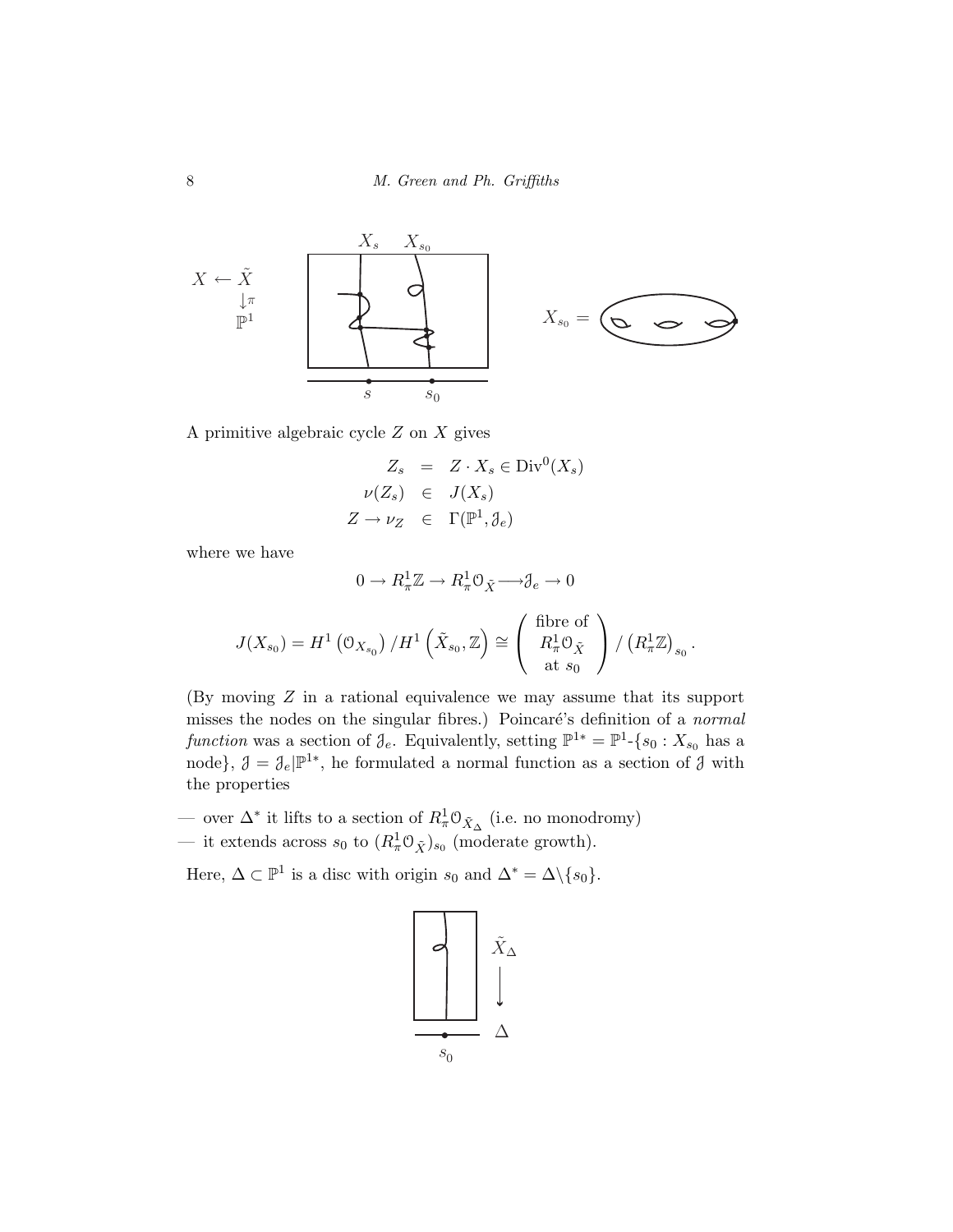A primitive algebraic cycle $Z$ on $X$ gives

$$
\begin{aligned}
Z_s &= Z \cdot X_s \in \mathrm{Div}^0(X_s) \\
\nu(Z_s) &\in J(X_s) \\
Z \to \nu_Z &\in \Gamma(\mathbb{P}^1, \mathcal{J}_e)
\end{aligned}
$$

where we have

$$
0 \to R^1_\pi \mathbb{Z} \to R^1_\pi \mathcal{O}_{\tilde{X}} \longrightarrow \mathcal{J}_e \to 0
$$

$$
J(X_{s_0}) = H^1\left(\mathcal{O}_{X_{s_0}}\right) / H^1\left(\tilde{X}_{s_0}, \mathbb{Z}\right) \cong \begin{pmatrix} \text{fibre of} \\ R^1_\pi \mathcal{O}_{\tilde{X}} \\ \text{at } s_0 \end{pmatrix} / \left(R^1_\pi \mathbb{Z}\right)_{s_0}.
$$

(By moving $Z$ in a rational equivalence we may assume that its support misses the nodes on the singular fibres.) Poincaré's definition of a *normal function* was a section of $\mathcal{J}_e$. Equivalently, setting $\mathbb{P}^{1*} = \mathbb{P}^1$-$\{s_0 : X_{s_0}$ has a node$\}$, $\mathcal{J} = \mathcal{J}_e | \mathbb{P}^{1*}$, he formulated a normal function as a section of $\mathcal{J}$ with the properties

— over $\Delta^*$ it lifts to a section of $R^1_\pi \mathcal{O}_{\tilde{X}_\Delta}$ (i.e. no monodromy)

— it extends across $s_0$ to $(R^1_\pi \mathcal{O}_{\tilde{X}})_{s_0}$ (moderate growth).

Here, $\Delta \subset \mathbb{P}^1$ is a disc with origin $s_0$ and $\Delta^* = \Delta \backslash \{s_0\}$.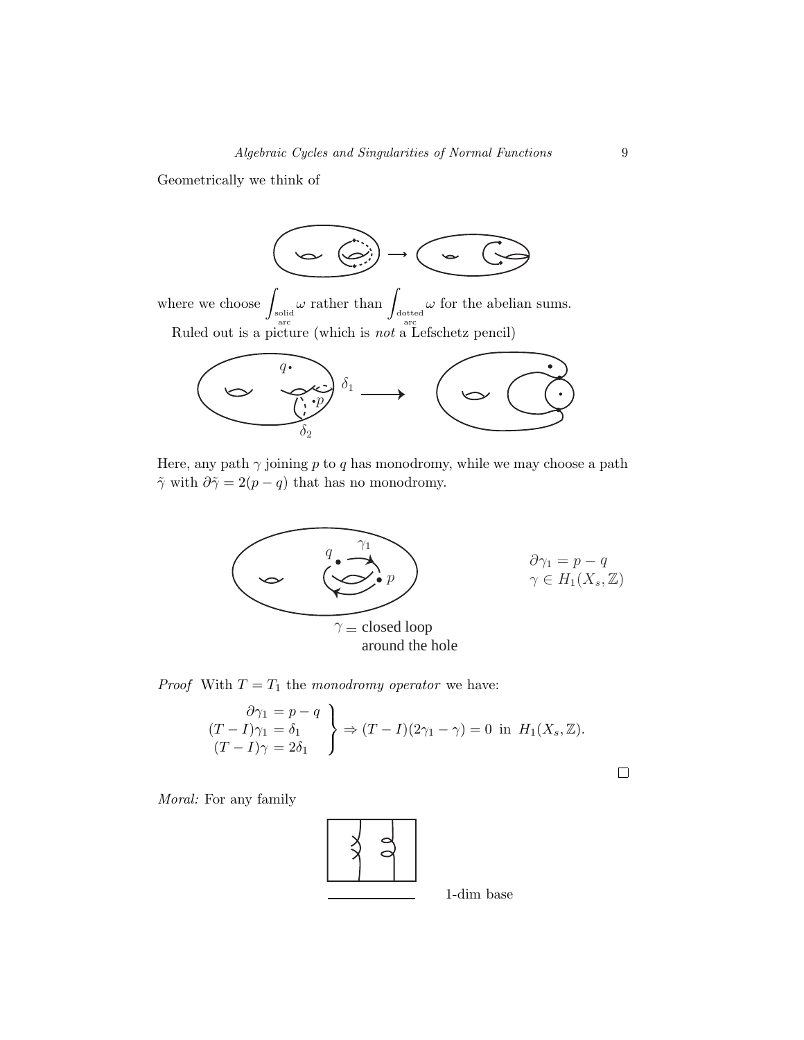Geometrically we think of

where we choose $\int_{\substack{\text{solid}\\ \text{arc}}} \omega$ rather than $\int_{\substack{\text{dotted}\\ \text{arc}}} \omega$ for the abelian sums.

Ruled out is a picture (which is *not* a Lefschetz pencil)

Here, any path $\gamma$ joining $p$ to $q$ has monodromy, while we may choose a path $\tilde{\gamma}$ with $\partial\tilde{\gamma} = 2(p - q)$ that has no monodromy.

$\partial\gamma_1 = p - q$
$\gamma \in H_1(X_s, \mathbb{Z})$

$\gamma =$ closed loop around the hole

*Proof* With $T = T_1$ the *monodromy operator* we have:

$$\left.\begin{aligned} \partial\gamma_1 &= p - q \\ (T - I)\gamma_1 &= \delta_1 \\ (T - I)\gamma &= 2\delta_1 \end{aligned}\right\} \Rightarrow (T - I)(2\gamma_1 - \gamma) = 0 \text{ in } H_1(X_s, \mathbb{Z}).$$

□

*Moral:* For any family

1-dim base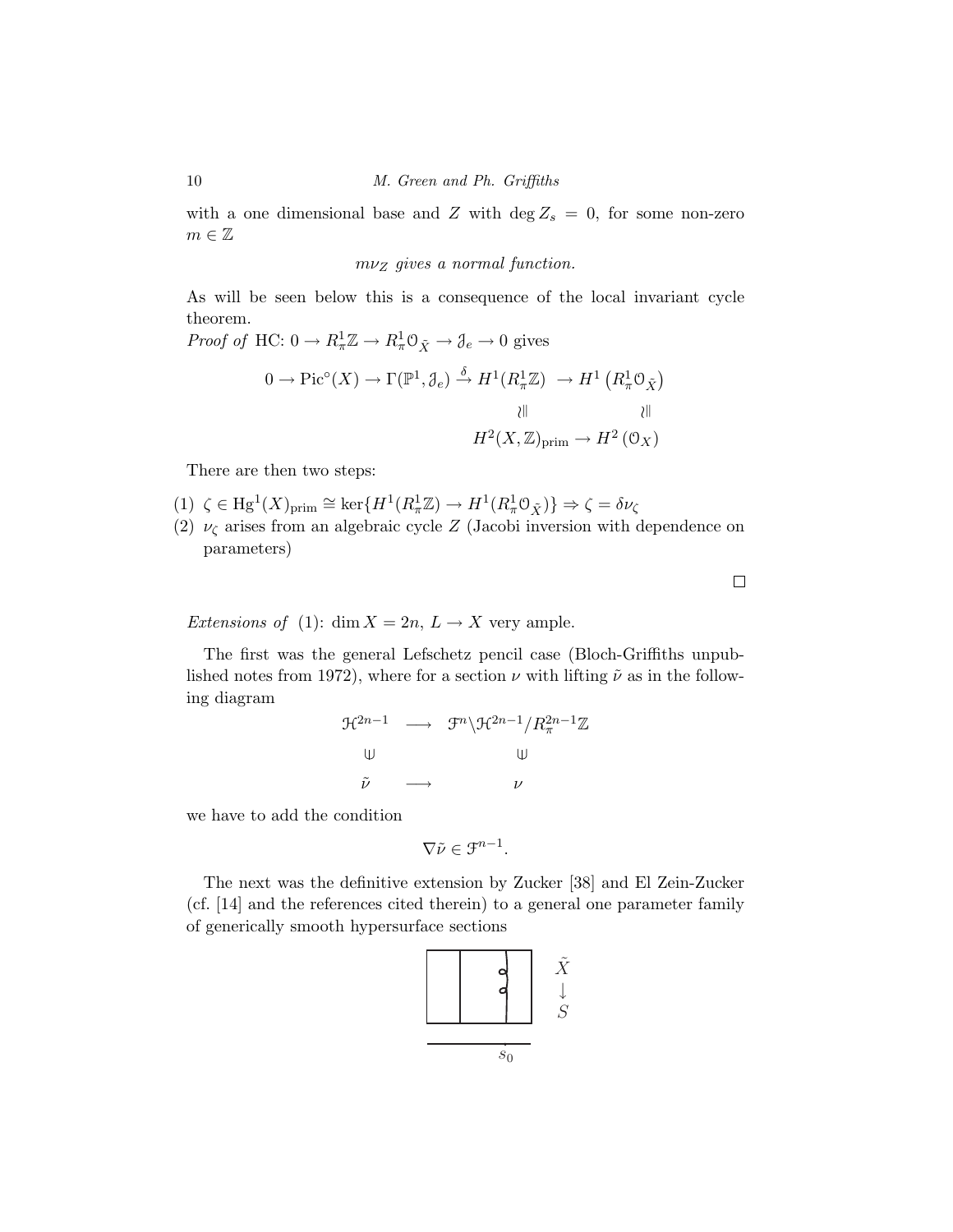with a one dimensional base and $Z$ with $\deg Z_s = 0$, for some non-zero $m \in \mathbb{Z}$

$$m\nu_Z \text{ gives a normal function.}$$

As will be seen below this is a consequence of the local invariant cycle theorem.

*Proof of* HC: $0 \to R^1_\pi \mathbb{Z} \to R^1_\pi \mathcal{O}_{\tilde{X}} \to \mathcal{J}_e \to 0$ gives

$$\begin{array}{ccccccc} 0 \to \mathrm{Pic}^\circ(X) \to \Gamma(\mathbb{P}^1, \mathcal{J}_e) & \xrightarrow{\delta} & H^1(R^1_\pi \mathbb{Z}) & \to & H^1\left(R^1_\pi \mathcal{O}_{\tilde{X}}\right) \\ & & \wr\| & & \wr\| \\ & & H^2(X,\mathbb{Z})_{\mathrm{prim}} & \to & H^2\left(\mathcal{O}_X\right) \end{array}$$

There are then two steps:

(1) $\zeta \in \mathrm{Hg}^1(X)_{\mathrm{prim}} \cong \ker\{H^1(R^1_\pi \mathbb{Z}) \to H^1(R^1_\pi \mathcal{O}_{\tilde{X}})\} \Rightarrow \zeta = \delta \nu_\zeta$

(2) $\nu_\zeta$ arises from an algebraic cycle $Z$ (Jacobi inversion with dependence on parameters)

□

*Extensions of* (1): $\dim X = 2n$, $L \to X$ very ample.

The first was the general Lefschetz pencil case (Bloch-Griffiths unpublished notes from 1972), where for a section $\nu$ with lifting $\tilde{\nu}$ as in the following diagram

$$\begin{array}{ccc} \mathcal{H}^{2n-1} & \longrightarrow & \mathcal{F}^n \backslash \mathcal{H}^{2n-1} / R^{2n-1}_\pi \mathbb{Z} \\ \Cup & & \Cup \\ \tilde{\nu} & \longrightarrow & \nu \end{array}$$

we have to add the condition

$$\nabla \tilde{\nu} \in \mathcal{F}^{n-1}.$$

The next was the definitive extension by Zucker [38] and El Zein-Zucker (cf. [14] and the references cited therein) to a general one parameter family of generically smooth hypersurface sections

$$\tilde{X} \to S, \quad s_0$$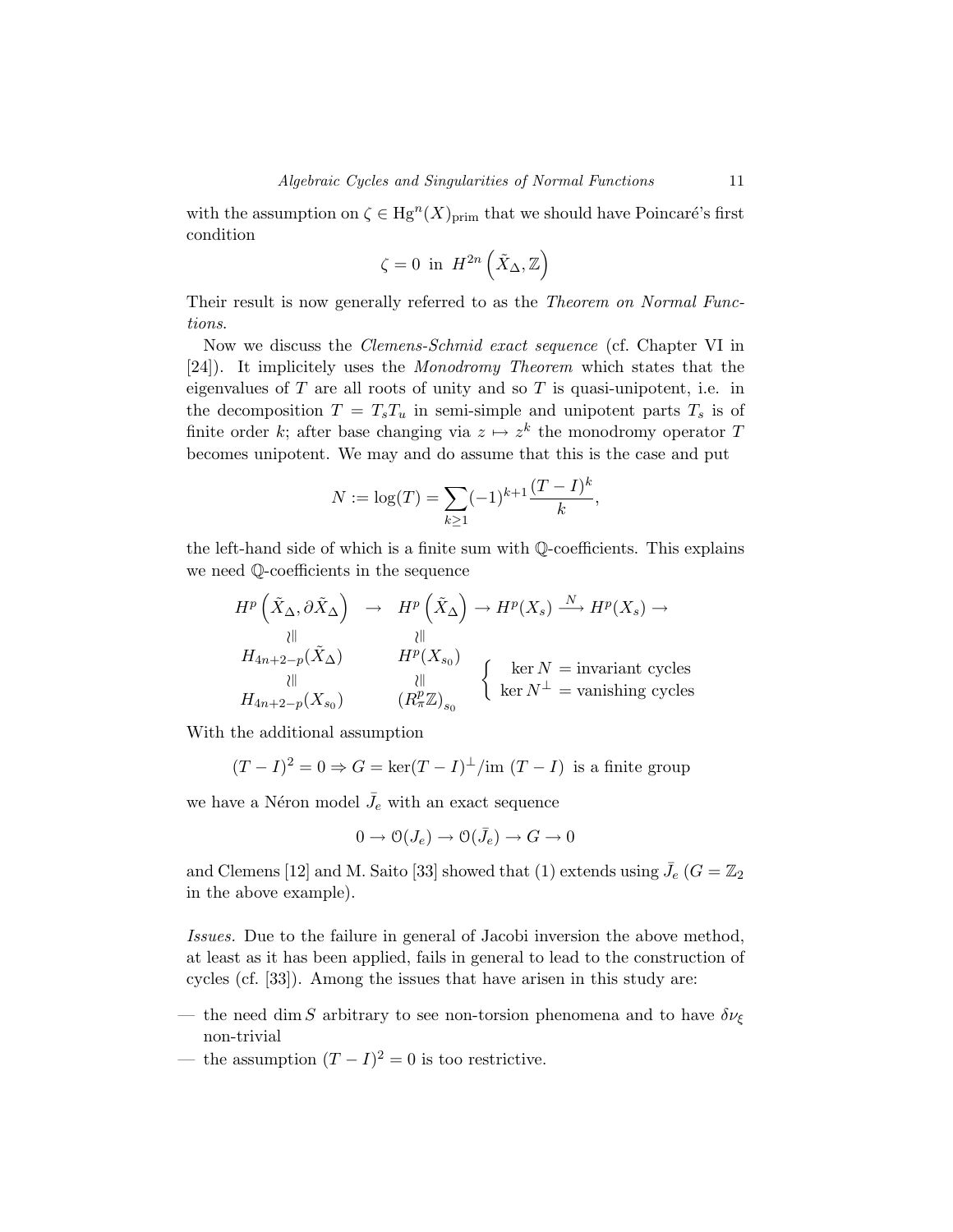with the assumption on $\zeta \in \mathrm{Hg}^n(X)_{\mathrm{prim}}$ that we should have Poincaré's first condition

$$\zeta = 0 \text{ in } H^{2n}\left(\tilde{X}_\Delta, \mathbb{Z}\right)$$

Their result is now generally referred to as the *Theorem on Normal Functions*.

Now we discuss the *Clemens-Schmid exact sequence* (cf. Chapter VI in [24]). It implicitely uses the *Monodromy Theorem* which states that the eigenvalues of $T$ are all roots of unity and so $T$ is quasi-unipotent, i.e. in the decomposition $T = T_s T_u$ in semi-simple and unipotent parts $T_s$ is of finite order $k$; after base changing via $z \mapsto z^k$ the monodromy operator $T$ becomes unipotent. We may and do assume that this is the case and put

$$N := \log(T) = \sum_{k \geq 1} (-1)^{k+1} \frac{(T-I)^k}{k},$$

the left-hand side of which is a finite sum with $\mathbb{Q}$-coefficients. This explains we need $\mathbb{Q}$-coefficients in the sequence

$$\begin{array}{ccl}
H^p\left(\tilde{X}_\Delta, \partial \tilde{X}_\Delta\right) & \rightarrow & H^p\left(\tilde{X}_\Delta\right) \rightarrow H^p(X_s) \xrightarrow{N} H^p(X_s) \rightarrow \\
\wr\| & & \wr\| \\
H_{4n+2-p}(\tilde{X}_\Delta) & & H^p(X_{s_0}) \qquad \left\{ \begin{array}{l} \ker N = \text{invariant cycles} \\ \ker N^\perp = \text{vanishing cycles} \end{array} \right. \\
\wr\| & & \wr\| \\
H_{4n+2-p}(X_{s_0}) & & \left(R^p_\pi \mathbb{Z}\right)_{s_0}
\end{array}$$

With the additional assumption

$$(T-I)^2 = 0 \Rightarrow G = \ker(T-I)^\perp / \mathrm{im}\ (T-I) \text{ is a finite group}$$

we have a Néron model $\bar{J}_e$ with an exact sequence

$$0 \to \mathcal{O}(J_e) \to \mathcal{O}(\bar{J}_e) \to G \to 0$$

and Clemens [12] and M. Saito [33] showed that (1) extends using $\bar{J}_e$ ($G = \mathbb{Z}_2$ in the above example).

*Issues.* Due to the failure in general of Jacobi inversion the above method, at least as it has been applied, fails in general to lead to the construction of cycles (cf. [33]). Among the issues that have arisen in this study are:

— the need $\dim S$ arbitrary to see non-torsion phenomena and to have $\delta\nu_\xi$ non-trivial

— the assumption $(T-I)^2 = 0$ is too restrictive.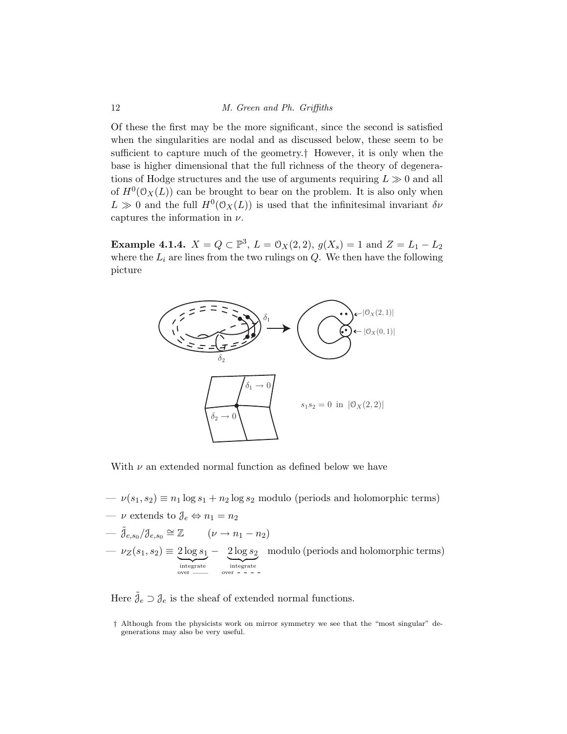Of these the first may be the more significant, since the second is satisfied when the singularities are nodal and as discussed below, these seem to be sufficient to capture much of the geometry.† However, it is only when the base is higher dimensional that the full richness of the theory of degenerations of Hodge structures and the use of arguments requiring $L \gg 0$ and all of $H^0(\mathcal{O}_X(L))$ can be brought to bear on the problem. It is also only when $L \gg 0$ and the full $H^0(\mathcal{O}_X(L))$ is used that the infinitesimal invariant $\delta\nu$ captures the information in $\nu$.

**Example 4.1.4.** $X = Q \subset \mathbb{P}^3$, $L = \mathcal{O}_X(2,2)$, $g(X_s) = 1$ and $Z = L_1 - L_2$ where the $L_i$ are lines from the two rulings on $Q$. We then have the following picture

$\delta_1$ $\quad$ $\delta_2$ $\quad$ $\leftarrow |\mathcal{O}_X(2,1)|$ $\quad$ $\leftarrow |\mathcal{O}_X(0,1)|$

$\delta_1 \to 0$ $\quad$ $\delta_2 \to 0$ $\quad$ $s_1 s_2 = 0$ in $|\mathcal{O}_X(2,2)|$

With $\nu$ an extended normal function as defined below we have

— $\nu(s_1, s_2) \equiv n_1 \log s_1 + n_2 \log s_2$ modulo (periods and holomorphic terms)

— $\nu$ extends to $\mathcal{J}_e \Leftrightarrow n_1 = n_2$

— $\tilde{\mathcal{J}}_{e,s_0}/\mathcal{J}_{e,s_0} \cong \mathbb{Z} \qquad (\nu \to n_1 - n_2)$

— $\nu_Z(s_1, s_2) \equiv \underbrace{2 \log s_1}_{\substack{\text{integrate} \\ \text{over} \ \text{———}}} - \underbrace{2 \log s_2}_{\substack{\text{integrate} \\ \text{over} \ \text{- - - -}}}$ modulo (periods and holomorphic terms)

Here $\tilde{\mathcal{J}}_e \supset \mathcal{J}_e$ is the sheaf of extended normal functions.

† Although from the physicists work on mirror symmetry we see that the "most singular" degenerations may also be very useful.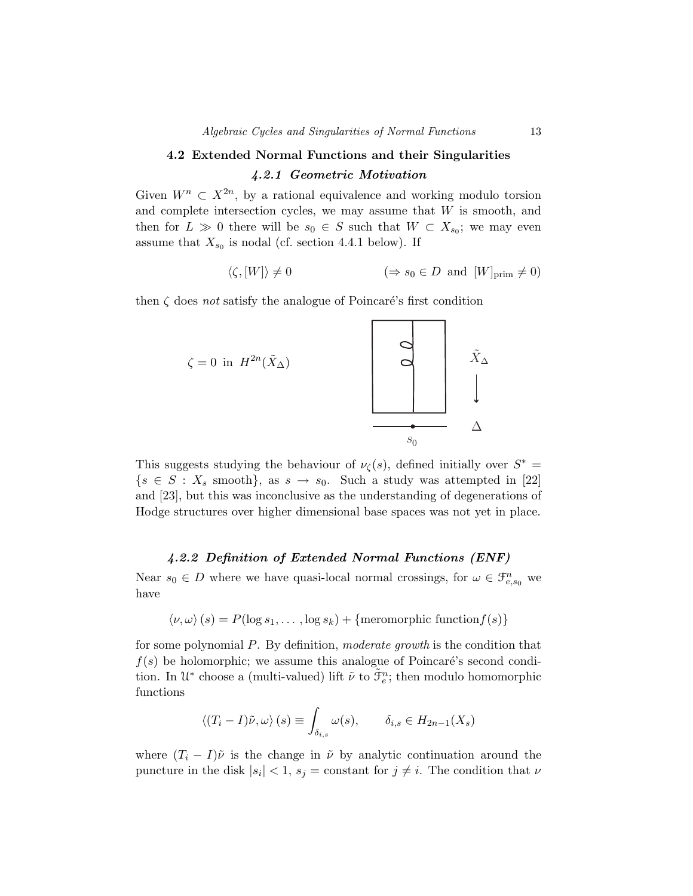### 4.2 Extended Normal Functions and their Singularities

#### *4.2.1 Geometric Motivation*

Given $W^n \subset X^{2n}$, by a rational equivalence and working modulo torsion and complete intersection cycles, we may assume that $W$ is smooth, and then for $L \gg 0$ there will be $s_0 \in S$ such that $W \subset X_{s_0}$; we may even assume that $X_{s_0}$ is nodal (cf. section 4.4.1 below). If

$$\langle \zeta, [W] \rangle \neq 0 \qquad\qquad (\Rightarrow s_0 \in D \text{ and } [W]_{\text{prim}} \neq 0)$$

then $\zeta$ does *not* satisfy the analogue of Poincaré's first condition

$$\zeta = 0 \text{ in } H^{2n}(\tilde{X}_\Delta)$$

This suggests studying the behaviour of $\nu_\zeta(s)$, defined initially over $S^* = \{s \in S : X_s \text{ smooth}\}$, as $s \to s_0$. Such a study was attempted in [22] and [23], but this was inconclusive as the understanding of degenerations of Hodge structures over higher dimensional base spaces was not yet in place.

#### *4.2.2 Definition of Extended Normal Functions (ENF)*

Near $s_0 \in D$ where we have quasi-local normal crossings, for $\omega \in \mathcal{F}^n_{e,s_0}$ we have

$$\langle \nu, \omega \rangle (s) = P(\log s_1, \ldots, \log s_k) + \{\text{meromorphic function} f(s)\}$$

for some polynomial $P$. By definition, *moderate growth* is the condition that $f(s)$ be holomorphic; we assume this analogue of Poincaré's second condition. In $\mathcal{U}^*$ choose a (multi-valued) lift $\tilde{\nu}$ to $\tilde{\mathcal{F}}^n_e$; then modulo homomorphic functions

$$\langle (T_i - I)\tilde{\nu}, \omega \rangle (s) \equiv \int_{\delta_{i,s}} \omega(s), \qquad \delta_{i,s} \in H_{2n-1}(X_s)$$

where $(T_i - I)\tilde{\nu}$ is the change in $\tilde{\nu}$ by analytic continuation around the puncture in the disk $|s_i| < 1$, $s_j = \text{constant}$ for $j \neq i$. The condition that $\nu$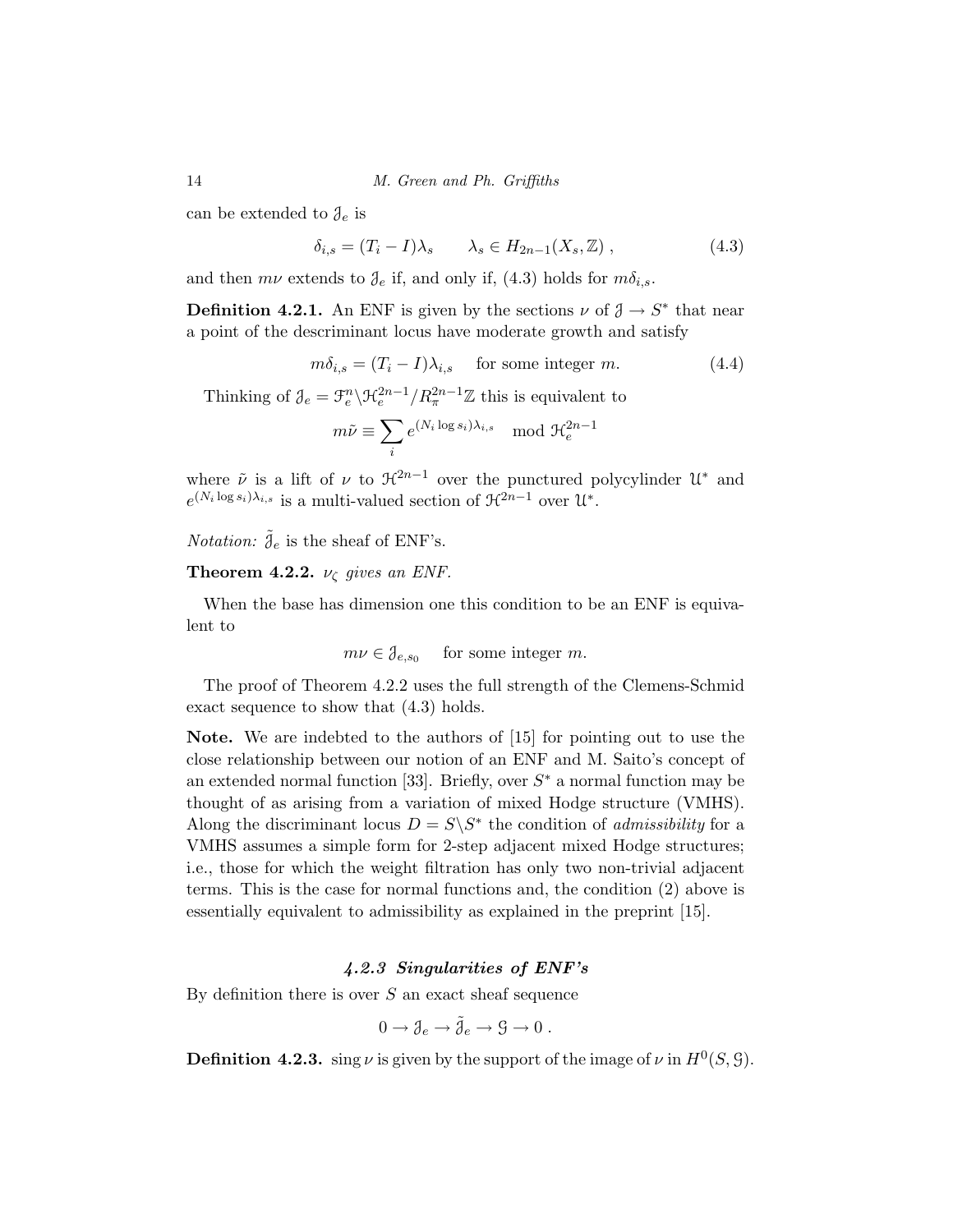can be extended to $\mathcal{J}_e$ is

$$\delta_{i,s} = (T_i - I)\lambda_s \qquad \lambda_s \in H_{2n-1}(X_s, \mathbb{Z}) \,, \tag{4.3}$$

and then $m\nu$ extends to $\mathcal{J}_e$ if, and only if, (4.3) holds for $m\delta_{i,s}$.

**Definition 4.2.1.** An ENF is given by the sections $\nu$ of $\mathcal{J} \to S^*$ that near a point of the descriminant locus have moderate growth and satisfy

$$m\delta_{i,s} = (T_i - I)\lambda_{i,s} \quad \text{for some integer } m. \tag{4.4}$$

Thinking of $\mathcal{J}_e = \mathcal{F}_e^n \backslash \mathcal{H}_e^{2n-1}/R_\pi^{2n-1}\mathbb{Z}$ this is equivalent to

$$m\tilde{\nu} \equiv \sum_i e^{(N_i \log s_i)\lambda_{i,s}} \mod \mathcal{H}_e^{2n-1}$$

where $\tilde{\nu}$ is a lift of $\nu$ to $\mathcal{H}^{2n-1}$ over the punctured polycylinder $\mathcal{U}^*$ and $e^{(N_i \log s_i)\lambda_{i,s}}$ is a multi-valued section of $\mathcal{H}^{2n-1}$ over $\mathcal{U}^*$.

*Notation:* $\tilde{\mathcal{J}}_e$ is the sheaf of ENF's.

**Theorem 4.2.2.** *$\nu_\zeta$ gives an ENF.*

When the base has dimension one this condition to be an ENF is equivalent to

$$m\nu \in \mathcal{J}_{e,s_0} \quad \text{for some integer } m.$$

The proof of Theorem 4.2.2 uses the full strength of the Clemens-Schmid exact sequence to show that (4.3) holds.

**Note.** We are indebted to the authors of [15] for pointing out to use the close relationship between our notion of an ENF and M. Saito's concept of an extended normal function [33]. Briefly, over $S^*$ a normal function may be thought of as arising from a variation of mixed Hodge structure (VMHS). Along the discriminant locus $D = S \backslash S^*$ the condition of *admissibility* for a VMHS assumes a simple form for 2-step adjacent mixed Hodge structures; i.e., those for which the weight filtration has only two non-trivial adjacent terms. This is the case for normal functions and, the condition (2) above is essentially equivalent to admissibility as explained in the preprint [15].

#### *4.2.3 Singularities of ENF's*

By definition there is over $S$ an exact sheaf sequence

$$0 \to \mathcal{J}_e \to \tilde{\mathcal{J}}_e \to \mathcal{G} \to 0 \,.$$

**Definition 4.2.3.** $\operatorname{sing} \nu$ is given by the support of the image of $\nu$ in $H^0(S, \mathcal{G})$.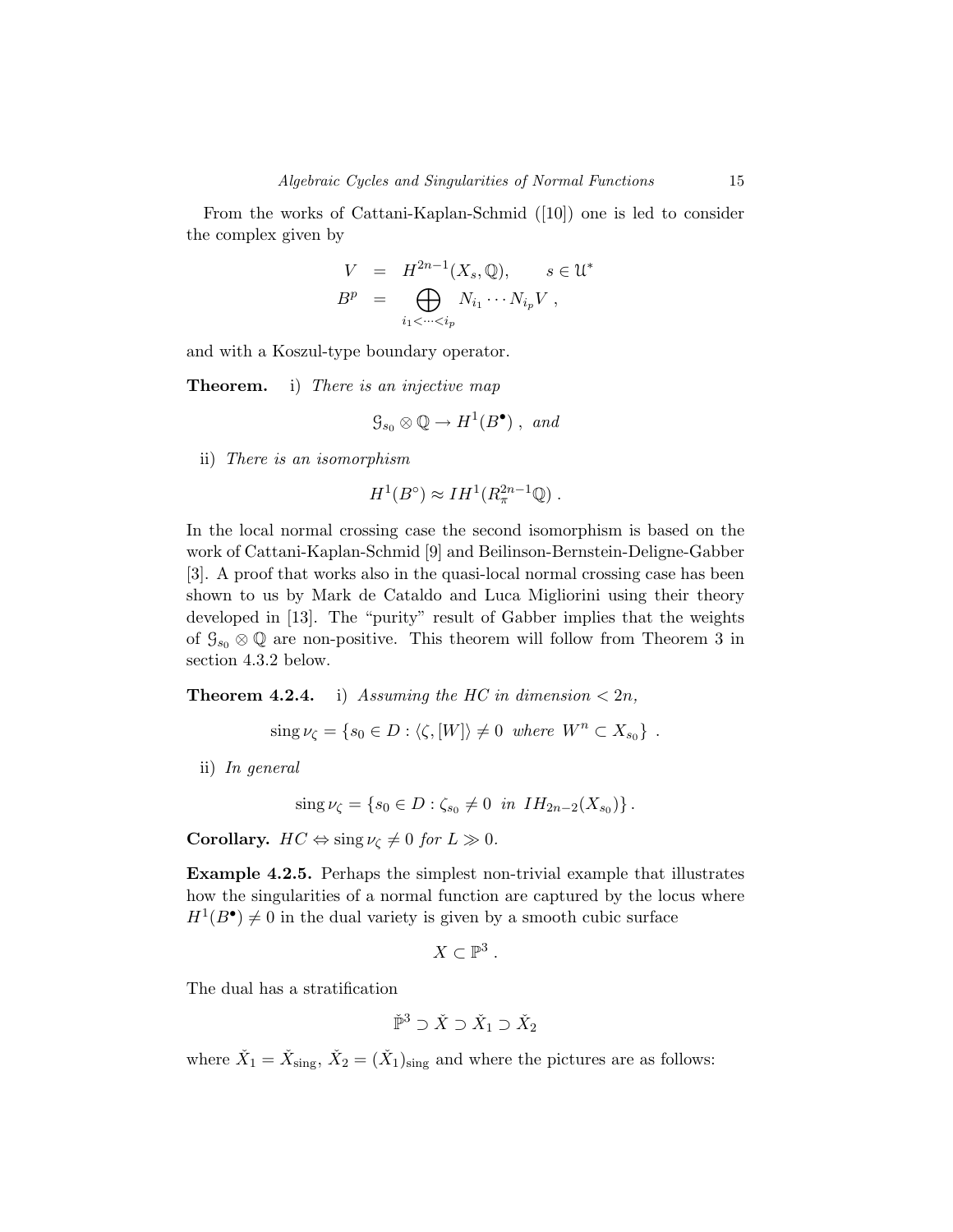From the works of Cattani-Kaplan-Schmid ([10]) one is led to consider the complex given by

$$\begin{aligned} V &= H^{2n-1}(X_s, \mathbb{Q}), \qquad s \in \mathcal{U}^* \\ B^p &= \bigoplus_{i_1 < \cdots < i_p} N_{i_1} \cdots N_{i_p} V \ , \end{aligned}$$

and with a Koszul-type boundary operator.

**Theorem.** i) *There is an injective map*

$$\mathcal{G}_{s_0} \otimes \mathbb{Q} \to H^1(B^\bullet) \ , \ \textit{and}$$

ii) *There is an isomorphism*

$$H^1(B^\circ) \approx IH^1(R^{2n-1}_\pi \mathbb{Q}) \ .$$

In the local normal crossing case the second isomorphism is based on the work of Cattani-Kaplan-Schmid [9] and Beilinson-Bernstein-Deligne-Gabber [3]. A proof that works also in the quasi-local normal crossing case has been shown to us by Mark de Cataldo and Luca Migliorini using their theory developed in [13]. The "purity" result of Gabber implies that the weights of $\mathcal{G}_{s_0} \otimes \mathbb{Q}$ are non-positive. This theorem will follow from Theorem 3 in section 4.3.2 below.

**Theorem 4.2.4.** i) *Assuming the HC in dimension $< 2n$,*

$$\operatorname{sing} \nu_\zeta = \{ s_0 \in D : \langle \zeta, [W] \rangle \neq 0 \ \textit{where} \ W^n \subset X_{s_0} \} \ .$$

ii) *In general*

$$\operatorname{sing} \nu_\zeta = \{ s_0 \in D : \zeta_{s_0} \neq 0 \ \textit{in} \ IH_{2n-2}(X_{s_0}) \} \, .$$

**Corollary.** *$HC \Leftrightarrow \operatorname{sing} \nu_\zeta \neq 0$ for $L \gg 0$.*

**Example 4.2.5.** Perhaps the simplest non-trivial example that illustrates how the singularities of a normal function are captured by the locus where $H^1(B^\bullet) \neq 0$ in the dual variety is given by a smooth cubic surface

$$X \subset \mathbb{P}^3 \ .$$

The dual has a stratification

$$\check{\mathbb{P}}^3 \supset \check{X} \supset \check{X}_1 \supset \check{X}_2$$

where $\check{X}_1 = \check{X}_{\text{sing}}$, $\check{X}_2 = (\check{X}_1)_{\text{sing}}$ and where the pictures are as follows: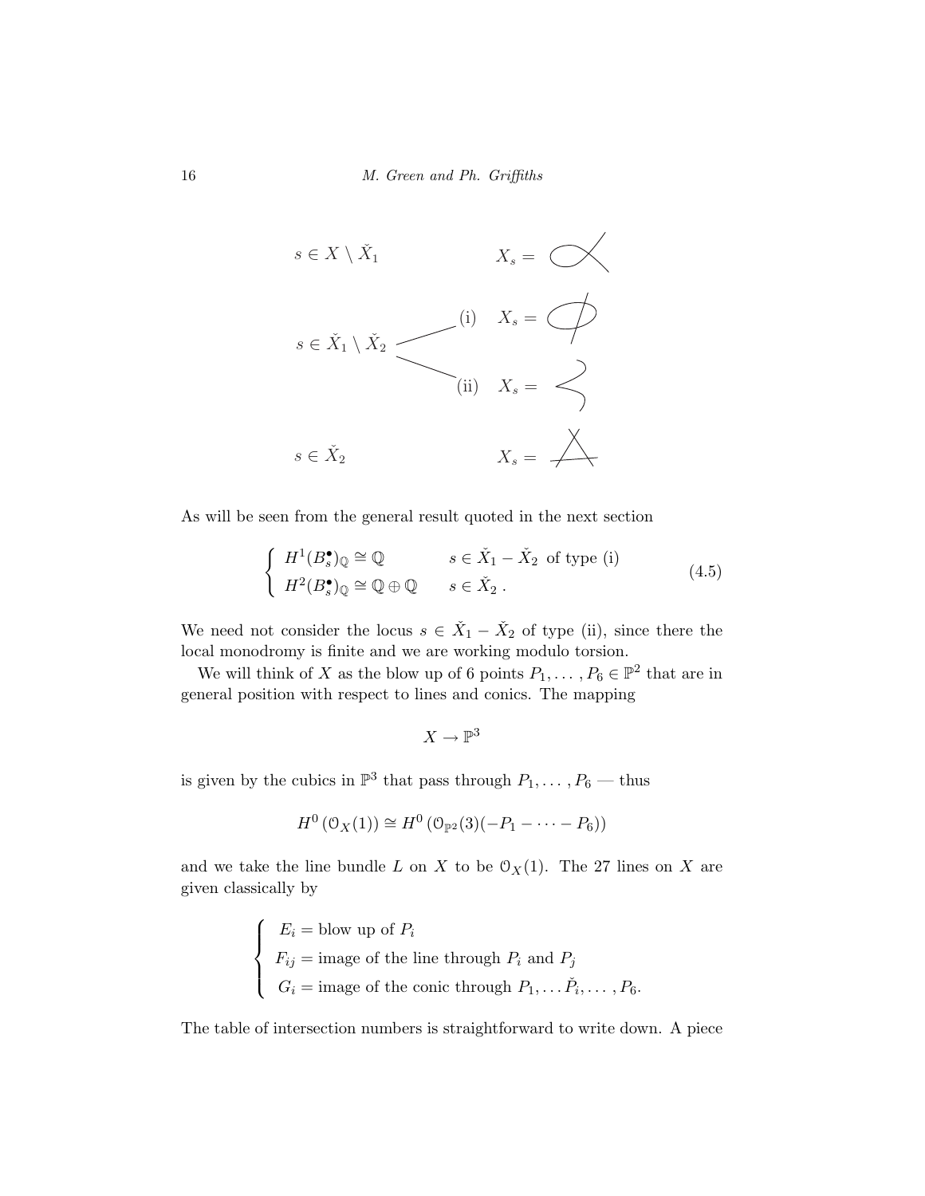$s \in X \setminus \check{X}_1$ $\qquad X_s =$

$s \in \check{X}_1 \setminus \check{X}_2$ $\quad$ (i) $\quad X_s =$

$\qquad$ (ii) $\quad X_s =$

$s \in \check{X}_2$ $\qquad X_s =$

As will be seen from the general result quoted in the next section

$$\begin{cases} H^1(B_s^\bullet)_{\mathbb{Q}} \cong \mathbb{Q} & s \in \check{X}_1 - \check{X}_2 \text{ of type (i)} \\ H^2(B_s^\bullet)_{\mathbb{Q}} \cong \mathbb{Q} \oplus \mathbb{Q} & s \in \check{X}_2 \, . \end{cases} \tag{4.5}$$

We need not consider the locus $s \in \check{X}_1 - \check{X}_2$ of type (ii), since there the local monodromy is finite and we are working modulo torsion.

We will think of $X$ as the blow up of 6 points $P_1, \dots, P_6 \in \mathbb{P}^2$ that are in general position with respect to lines and conics. The mapping

$$X \to \mathbb{P}^3$$

is given by the cubics in $\mathbb{P}^3$ that pass through $P_1, \dots, P_6$ — thus

$$H^0\left(\mathcal{O}_X(1)\right) \cong H^0\left(\mathcal{O}_{\mathbb{P}^2}(3)(-P_1 - \cdots - P_6)\right)$$

and we take the line bundle $L$ on $X$ to be $\mathcal{O}_X(1)$. The 27 lines on $X$ are given classically by

$$\begin{cases} E_i = \text{blow up of } P_i \\ F_{ij} = \text{image of the line through } P_i \text{ and } P_j \\ G_i = \text{image of the conic through } P_1, \dots \check{P}_i, \dots, P_6. \end{cases}$$

The table of intersection numbers is straightforward to write down. A piece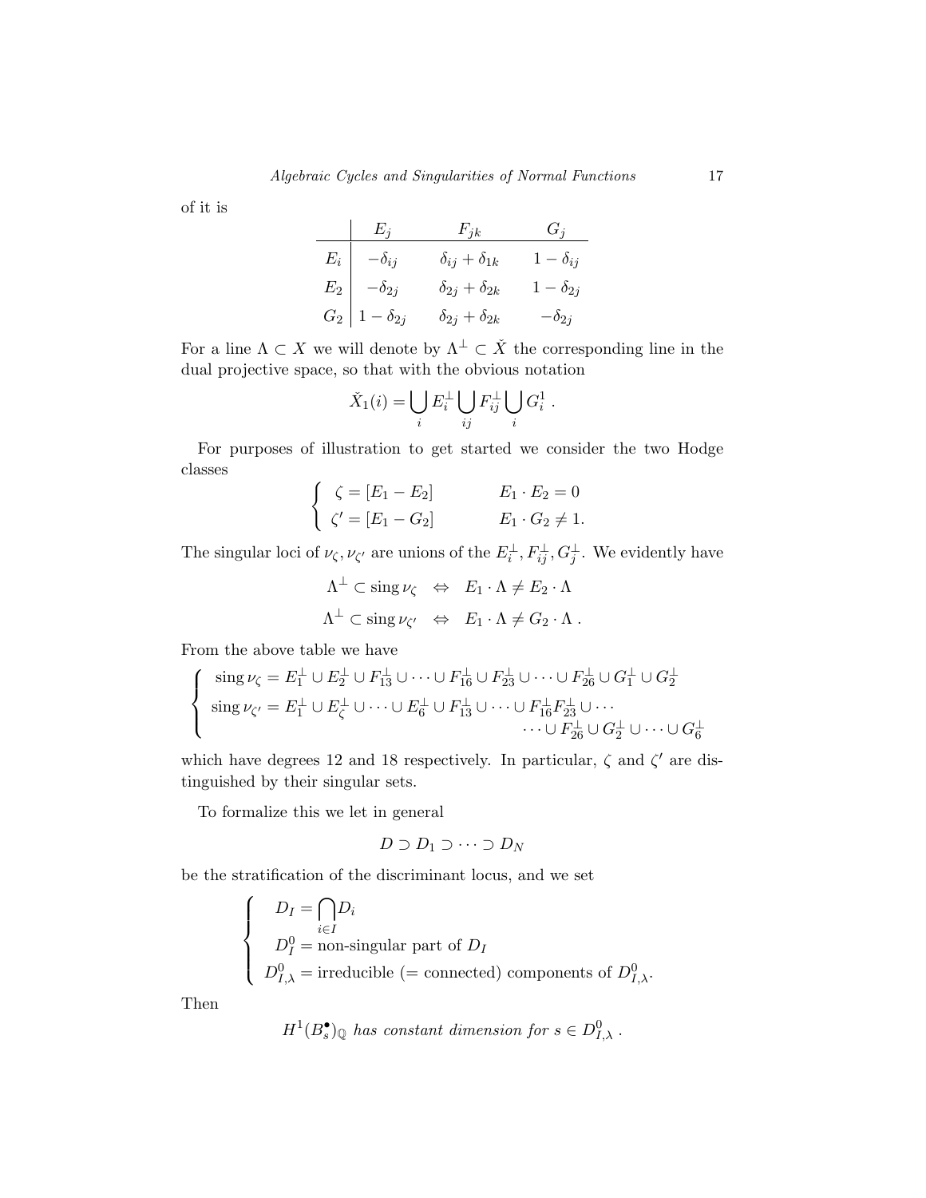of it is

| | $E_j$ | $F_{jk}$ | $G_j$ |
|---|---|---|---|
| $E_i$ | $-\delta_{ij}$ | $\delta_{ij}+\delta_{1k}$ | $1-\delta_{ij}$ |
| $E_2$ | $-\delta_{2j}$ | $\delta_{2j}+\delta_{2k}$ | $1-\delta_{2j}$ |
| $G_2$ | $1-\delta_{2j}$ | $\delta_{2j}+\delta_{2k}$ | $-\delta_{2j}$ |

For a line $\Lambda \subset X$ we will denote by $\Lambda^\perp \subset \check{X}$ the corresponding line in the dual projective space, so that with the obvious notation

$$\check{X}_1(i) = \bigcup_i E_i^\perp \bigcup_{ij} F_{ij}^\perp \bigcup_i G_i^1 \;.$$

For purposes of illustration to get started we consider the two Hodge classes

$$\begin{cases} \zeta = [E_1 - E_2] & \qquad E_1 \cdot E_2 = 0 \\ \zeta' = [E_1 - G_2] & \qquad E_1 \cdot G_2 \neq 1. \end{cases}$$

The singular loci of $\nu_\zeta, \nu_{\zeta'}$ are unions of the $E_i^\perp, F_{ij}^\perp, G_j^\perp$. We evidently have

$$\Lambda^\perp \subset \operatorname{sing} \nu_\zeta \quad \Leftrightarrow \quad E_1 \cdot \Lambda \neq E_2 \cdot \Lambda$$

$$\Lambda^\perp \subset \operatorname{sing} \nu_{\zeta'} \quad \Leftrightarrow \quad E_1 \cdot \Lambda \neq G_2 \cdot \Lambda \;.$$

From the above table we have

$$\begin{cases} \operatorname{sing} \nu_\zeta = E_1^\perp \cup E_2^\perp \cup F_{13}^\perp \cup \cdots \cup F_{16}^\perp \cup F_{23}^\perp \cup \cdots \cup F_{26}^\perp \cup G_1^\perp \cup G_2^\perp \\ \operatorname{sing} \nu_{\zeta'} = E_1^\perp \cup E_\zeta^\perp \cup \cdots \cup E_6^\perp \cup F_{13}^\perp \cup \cdots \cup F_{16}^\perp F_{23}^\perp \cup \cdots \\ \qquad\qquad\qquad\qquad\qquad\qquad\qquad\quad \cdots \cup F_{26}^\perp \cup G_2^\perp \cup \cdots \cup G_6^\perp \end{cases}$$

which have degrees 12 and 18 respectively. In particular, $\zeta$ and $\zeta'$ are distinguished by their singular sets.

To formalize this we let in general

$$D \supset D_1 \supset \cdots \supset D_N$$

be the stratification of the discriminant locus, and we set

$$\begin{cases} D_I = \bigcap_{i \in I} D_i \\ D_I^0 = \text{non-singular part of } D_I \\ D_{I,\lambda}^0 = \text{irreducible } (= \text{connected}) \text{ components of } D_{I,\lambda}^0. \end{cases}$$

Then

$$H^1(B_s^\bullet)_{\mathbb{Q}} \textit{ has constant dimension for } s \in D_{I,\lambda}^0 \;.$$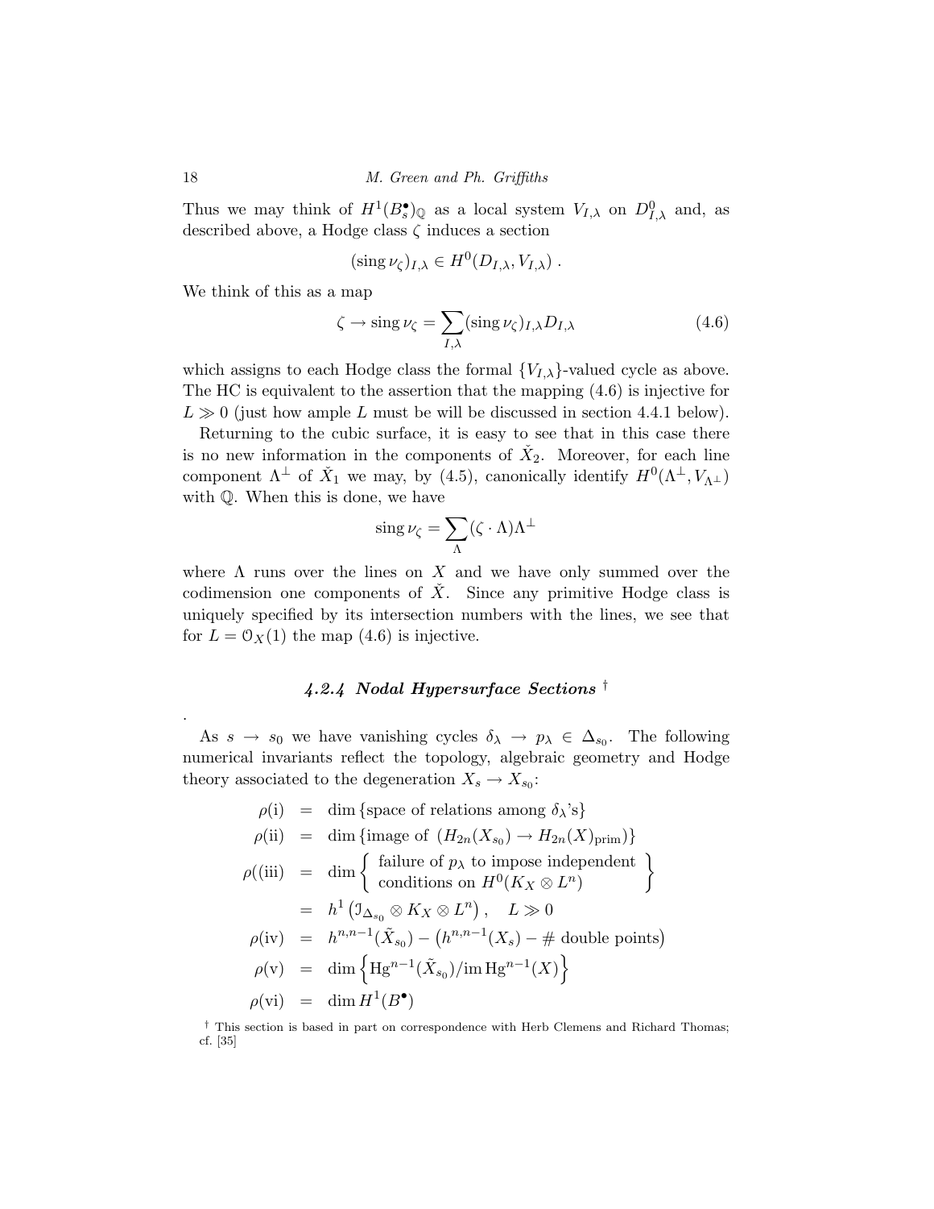Thus we may think of $H^1(B^\bullet_s)_{\mathbb{Q}}$ as a local system $V_{I,\lambda}$ on $D^0_{I,\lambda}$ and, as described above, a Hodge class $\zeta$ induces a section

$$(\operatorname{sing}\nu_\zeta)_{I,\lambda} \in H^0(D_{I,\lambda}, V_{I,\lambda})\ .$$

We think of this as a map

$$\zeta \to \operatorname{sing}\nu_\zeta = \sum_{I,\lambda} (\operatorname{sing}\nu_\zeta)_{I,\lambda} D_{I,\lambda} \tag{4.6}$$

which assigns to each Hodge class the formal $\{V_{I,\lambda}\}$-valued cycle as above. The HC is equivalent to the assertion that the mapping (4.6) is injective for $L \gg 0$ (just how ample $L$ must be will be discussed in section 4.4.1 below).

Returning to the cubic surface, it is easy to see that in this case there is no new information in the components of $\check{X}_2$. Moreover, for each line component $\Lambda^\perp$ of $\check{X}_1$ we may, by (4.5), canonically identify $H^0(\Lambda^\perp, V_{\Lambda^\perp})$ with $\mathbb{Q}$. When this is done, we have

$$\operatorname{sing}\nu_\zeta = \sum_{\Lambda} (\zeta \cdot \Lambda)\Lambda^\perp$$

where $\Lambda$ runs over the lines on $X$ and we have only summed over the codimension one components of $\check{X}$. Since any primitive Hodge class is uniquely specified by its intersection numbers with the lines, we see that for $L = \mathcal{O}_X(1)$ the map (4.6) is injective.

### 4.2.4 Nodal Hypersurface Sections [†]

.

As $s \to s_0$ we have vanishing cycles $\delta_\lambda \to p_\lambda \in \Delta_{s_0}$. The following numerical invariants reflect the topology, algebraic geometry and Hodge theory associated to the degeneration $X_s \to X_{s_0}$:

$$\begin{aligned}
\rho(\mathrm{i}) &= \dim\{\text{space of relations among } \delta_\lambda\text{'s}\} \\
\rho(\mathrm{ii}) &= \dim\{\text{image of } (H_{2n}(X_{s_0}) \to H_{2n}(X)_{\mathrm{prim}})\} \\
\rho((\mathrm{iii}) &= \dim\left\{\begin{array}{l}\text{failure of } p_\lambda \text{ to impose independent} \\ \text{conditions on } H^0(K_X \otimes L^n)\end{array}\right\} \\
&= h^1\left(\mathcal{I}_{\Delta_{s_0}} \otimes K_X \otimes L^n\right), \quad L \gg 0 \\
\rho(\mathrm{iv}) &= h^{n,n-1}(\tilde{X}_{s_0}) - \left(h^{n,n-1}(X_s) - \#\text{ double points}\right) \\
\rho(\mathrm{v}) &= \dim\left\{\mathrm{Hg}^{n-1}(\tilde{X}_{s_0})/\operatorname{im}\mathrm{Hg}^{n-1}(X)\right\} \\
\rho(\mathrm{vi}) &= \dim H^1(B^\bullet)
\end{aligned}$$

[†] This section is based in part on correspondence with Herb Clemens and Richard Thomas; cf. [35]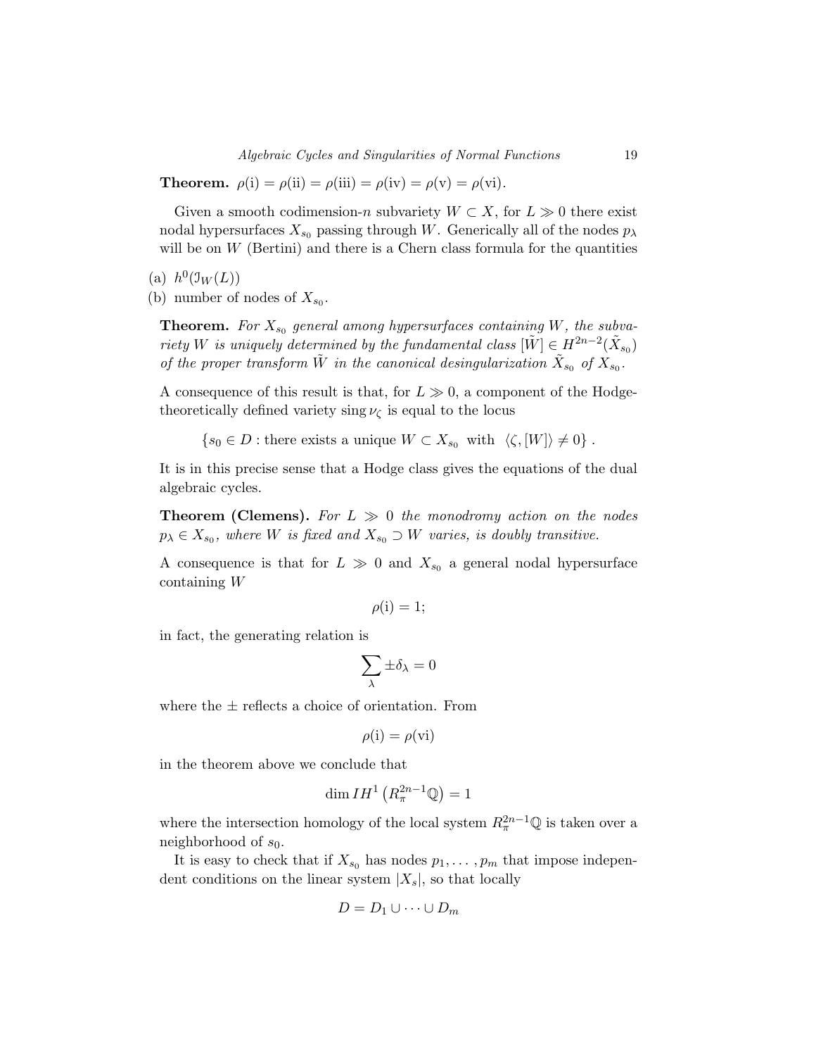**Theorem.** $\rho(\mathrm{i}) = \rho(\mathrm{ii}) = \rho(\mathrm{iii}) = \rho(\mathrm{iv}) = \rho(\mathrm{v}) = \rho(\mathrm{vi})$.

Given a smooth codimension-$n$ subvariety $W \subset X$, for $L \gg 0$ there exist nodal hypersurfaces $X_{s_0}$ passing through $W$. Generically all of the nodes $p_\lambda$ will be on $W$ (Bertini) and there is a Chern class formula for the quantities

(a) $h^0(\mathcal{I}_W(L))$

(b) number of nodes of $X_{s_0}$.

**Theorem.** *For $X_{s_0}$ general among hypersurfaces containing $W$, the subvariety $W$ is uniquely determined by the fundamental class $[\tilde{W}] \in H^{2n-2}(\tilde{X}_{s_0})$ of the proper transform $\tilde{W}$ in the canonical desingularization $\tilde{X}_{s_0}$ of $X_{s_0}$.*

A consequence of this result is that, for $L \gg 0$, a component of the Hodge-theoretically defined variety $\operatorname{sing} \nu_\zeta$ is equal to the locus

$$\{s_0 \in D : \text{there exists a unique } W \subset X_{s_0} \text{ with } \langle \zeta, [W] \rangle \neq 0\} .$$

It is in this precise sense that a Hodge class gives the equations of the dual algebraic cycles.

**Theorem (Clemens).** *For $L \gg 0$ the monodromy action on the nodes $p_\lambda \in X_{s_0}$, where $W$ is fixed and $X_{s_0} \supset W$ varies, is doubly transitive.*

A consequence is that for $L \gg 0$ and $X_{s_0}$ a general nodal hypersurface containing $W$

$$\rho(\mathrm{i}) = 1;$$

in fact, the generating relation is

$$\sum_\lambda \pm \delta_\lambda = 0$$

where the $\pm$ reflects a choice of orientation. From

$$\rho(\mathrm{i}) = \rho(\mathrm{vi})$$

in the theorem above we conclude that

$$\dim IH^1\left(R_\pi^{2n-1}\mathbb{Q}\right) = 1$$

where the intersection homology of the local system $R_\pi^{2n-1}\mathbb{Q}$ is taken over a neighborhood of $s_0$.

It is easy to check that if $X_{s_0}$ has nodes $p_1, \dots , p_m$ that impose independent conditions on the linear system $|X_s|$, so that locally

$$D = D_1 \cup \cdots \cup D_m$$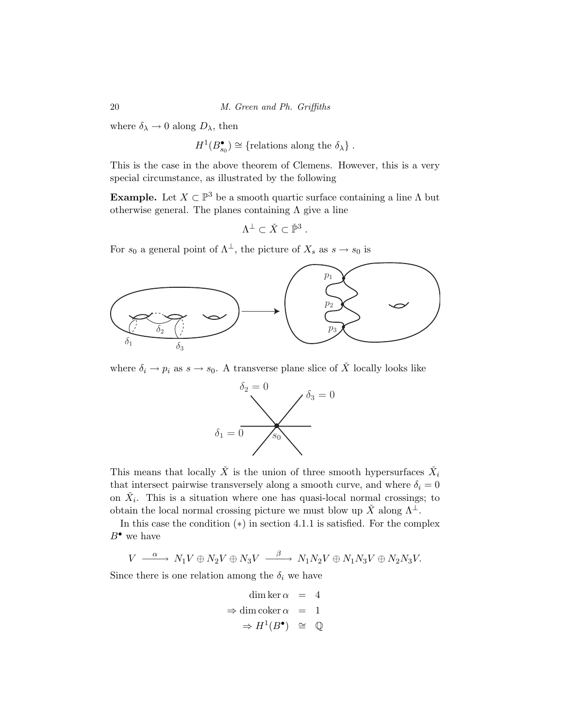where $\delta_\lambda \to 0$ along $D_\lambda$, then

$$H^1(B^\bullet_{s_0}) \cong \{\text{relations along the } \delta_\lambda\} .$$

This is the case in the above theorem of Clemens. However, this is a very special circumstance, as illustrated by the following

**Example.** Let $X \subset \mathbb{P}^3$ be a smooth quartic surface containing a line $\Lambda$ but otherwise general. The planes containing $\Lambda$ give a line

$$\Lambda^\perp \subset \check{X} \subset \check{\mathbb{P}}^3 .$$

For $s_0$ a general point of $\Lambda^\perp$, the picture of $X_s$ as $s \to s_0$ is

where $\delta_i \to p_i$ as $s \to s_0$. A transverse plane slice of $\check{X}$ locally looks like

This means that locally $\check{X}$ is the union of three smooth hypersurfaces $\check{X}_i$ that intersect pairwise transversely along a smooth curve, and where $\delta_i = 0$ on $\check{X}_i$. This is a situation where one has quasi-local normal crossings; to obtain the local normal crossing picture we must blow up $\check{X}$ along $\Lambda^\perp$.

In this case the condition $(*)$ in section 4.1.1 is satisfied. For the complex $B^\bullet$ we have

$$V \xrightarrow{\ \alpha\ } N_1V \oplus N_2V \oplus N_3V \xrightarrow{\ \beta\ } N_1N_2V \oplus N_1N_3V \oplus N_2N_3V.$$

Since there is one relation among the $\delta_i$ we have

$$\begin{aligned} \dim \ker \alpha &= 4 \\ \Rightarrow \dim \operatorname{coker} \alpha &= 1 \\ \Rightarrow H^1(B^\bullet) &\cong \mathbb{Q} \end{aligned}$$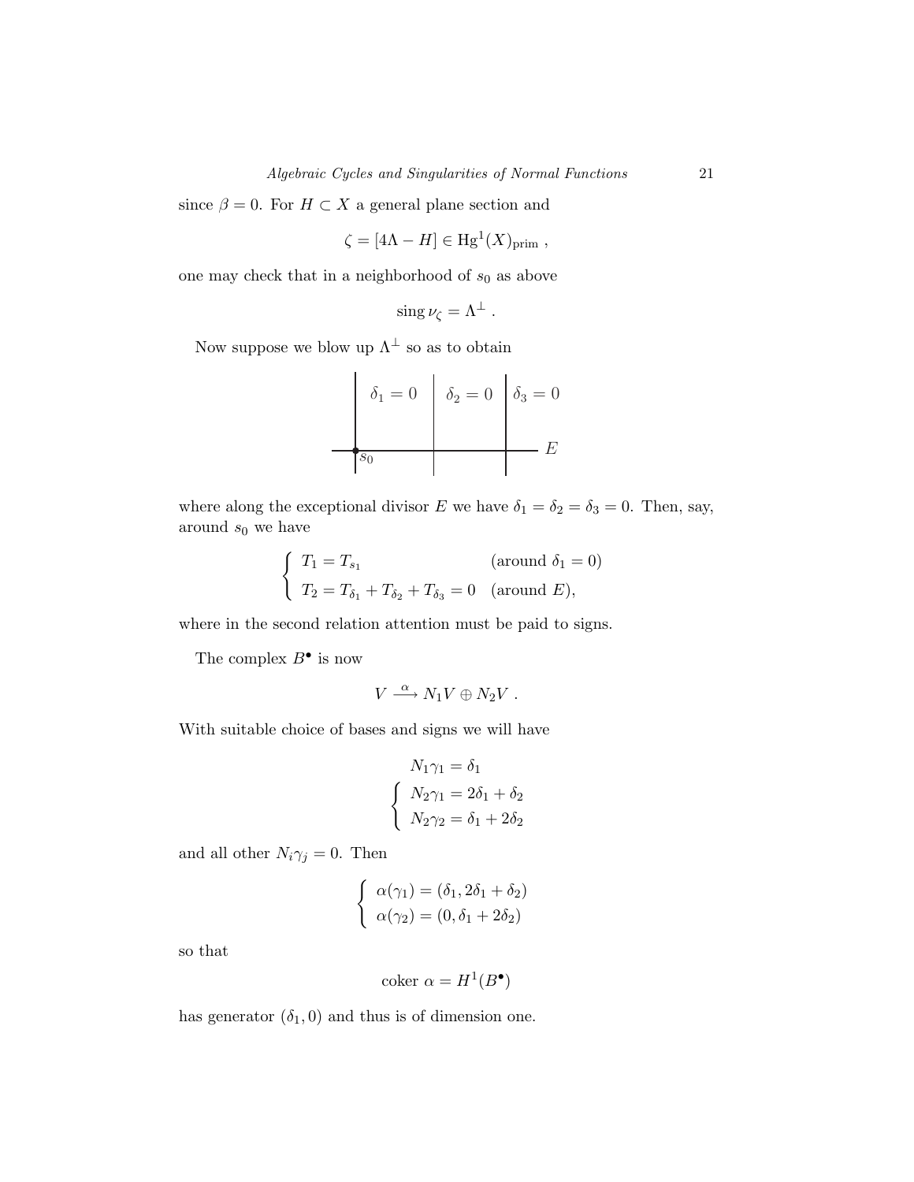since $\beta = 0$. For $H \subset X$ a general plane section and

$$\zeta = [4\Lambda - H] \in \mathrm{Hg}^1(X)_{\mathrm{prim}} ,$$

one may check that in a neighborhood of $s_0$ as above

$$\operatorname{sing} \nu_\zeta = \Lambda^\perp .$$

Now suppose we blow up $\Lambda^\perp$ so as to obtain

$\delta_1 = 0$ | $\delta_2 = 0$ | $\delta_3 = 0$ ; $s_0$ ; $E$

where along the exceptional divisor $E$ we have $\delta_1 = \delta_2 = \delta_3 = 0$. Then, say, around $s_0$ we have

$$\begin{cases} T_1 = T_{s_1} & (\text{around } \delta_1 = 0) \\ T_2 = T_{\delta_1} + T_{\delta_2} + T_{\delta_3} = 0 & (\text{around } E), \end{cases}$$

where in the second relation attention must be paid to signs.

The complex $B^\bullet$ is now

$$V \xrightarrow{\alpha} N_1 V \oplus N_2 V .$$

With suitable choice of bases and signs we will have

$$\begin{aligned} &N_1 \gamma_1 = \delta_1 \\ &\begin{cases} N_2 \gamma_1 = 2\delta_1 + \delta_2 \\ N_2 \gamma_2 = \delta_1 + 2\delta_2 \end{cases} \end{aligned}$$

and all other $N_i \gamma_j = 0$. Then

$$\begin{cases} \alpha(\gamma_1) = (\delta_1, 2\delta_1 + \delta_2) \\ \alpha(\gamma_2) = (0, \delta_1 + 2\delta_2) \end{cases}$$

so that

$$\operatorname{coker} \alpha = H^1(B^\bullet)$$

has generator $(\delta_1, 0)$ and thus is of dimension one.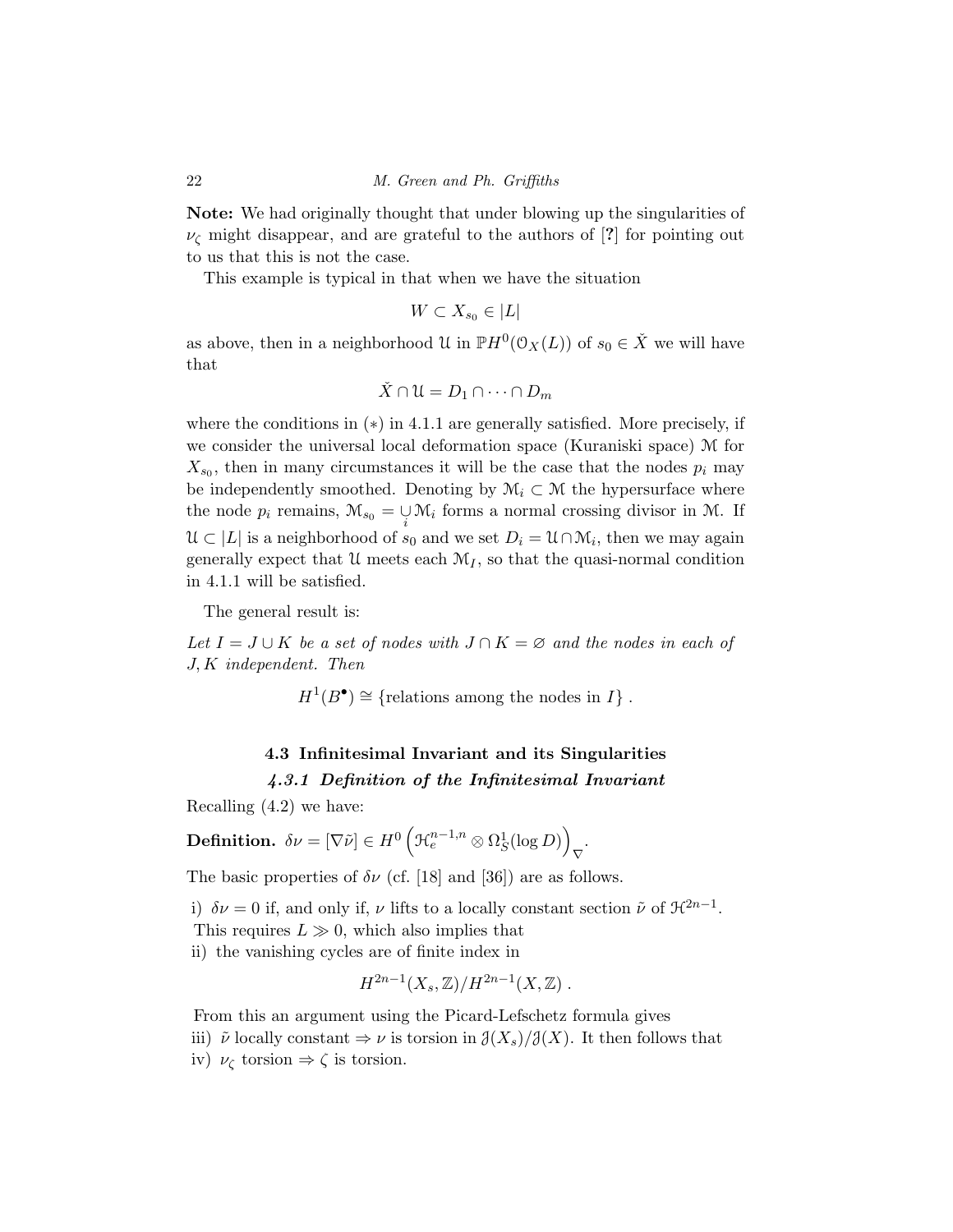**Note:** We had originally thought that under blowing up the singularities of $\nu_\zeta$ might disappear, and are grateful to the authors of [**?**] for pointing out to us that this is not the case.

This example is typical in that when we have the situation

$$W \subset X_{s_0} \in |L|$$

as above, then in a neighborhood $\mathcal{U}$ in $\mathbb{P}H^0(\mathcal{O}_X(L))$ of $s_0 \in \check{X}$ we will have that

$$\check{X} \cap \mathcal{U} = D_1 \cap \cdots \cap D_m$$

where the conditions in $(*)$ in 4.1.1 are generally satisfied. More precisely, if we consider the universal local deformation space (Kuraniski space) $\mathcal{M}$ for $X_{s_0}$, then in many circumstances it will be the case that the nodes $p_i$ may be independently smoothed. Denoting by $\mathcal{M}_i \subset \mathcal{M}$ the hypersurface where the node $p_i$ remains, $\mathcal{M}_{s_0} = \underset{i}{\cup} \mathcal{M}_i$ forms a normal crossing divisor in $\mathcal{M}$. If $\mathcal{U} \subset |L|$ is a neighborhood of $s_0$ and we set $D_i = \mathcal{U} \cap \mathcal{M}_i$, then we may again generally expect that $\mathcal{U}$ meets each $\mathcal{M}_I$, so that the quasi-normal condition in 4.1.1 will be satisfied.

The general result is:

*Let $I = J \cup K$ be a set of nodes with $J \cap K = \varnothing$ and the nodes in each of $J, K$ independent. Then*

$$H^1(B^\bullet) \cong \{\text{relations among the nodes in } I\} .$$

### 4.3 Infinitesimal Invariant and its Singularities

#### *4.3.1 Definition of the Infinitesimal Invariant*

Recalling (4.2) we have:

**Definition.** $\delta\nu = [\nabla\tilde{\nu}] \in H^0\left(\mathcal{H}_e^{n-1,n} \otimes \Omega^1_S(\log D)\right)_\nabla$.

The basic properties of $\delta\nu$ (cf. [18] and [36]) are as follows.

i) $\delta\nu = 0$ if, and only if, $\nu$ lifts to a locally constant section $\tilde{\nu}$ of $\mathcal{H}^{2n-1}$. This requires $L \gg 0$, which also implies that

ii) the vanishing cycles are of finite index in

$$H^{2n-1}(X_s, \mathbb{Z})/H^{2n-1}(X, \mathbb{Z}) .$$

From this an argument using the Picard-Lefschetz formula gives

iii) $\tilde{\nu}$ locally constant $\Rightarrow \nu$ is torsion in $\mathcal{J}(X_s)/\mathcal{J}(X)$. It then follows that

iv) $\nu_\zeta$ torsion $\Rightarrow \zeta$ is torsion.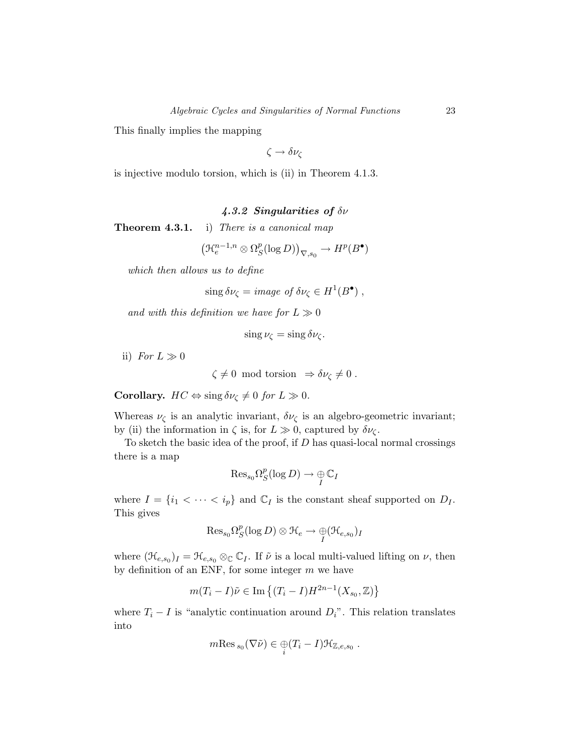This finally implies the mapping

$$\zeta \to \delta\nu_\zeta$$

is injective modulo torsion, which is (ii) in Theorem 4.1.3.

### *4.3.2 Singularities of* $\delta\nu$

**Theorem 4.3.1.** i) *There is a canonical map*

$$\left(\mathcal{H}_e^{n-1,n} \otimes \Omega_S^p(\log D)\right)_{\nabla, s_0} \to H^p(B^\bullet)$$

*which then allows us to define*

$$\operatorname{sing} \delta\nu_\zeta = \textit{image of } \delta\nu_\zeta \in H^1(B^\bullet)\ ,$$

*and with this definition we have for* $L \gg 0$

$$\operatorname{sing} \nu_\zeta = \operatorname{sing} \delta\nu_\zeta .$$

ii) *For* $L \gg 0$

$$\zeta \neq 0 \mod \text{torsion} \ \Rightarrow \delta\nu_\zeta \neq 0\ .$$

**Corollary.** $HC \Leftrightarrow \operatorname{sing} \delta\nu_\zeta \neq 0$ *for* $L \gg 0$.

Whereas $\nu_\zeta$ is an analytic invariant, $\delta\nu_\zeta$ is an algebro-geometric invariant; by (ii) the information in $\zeta$ is, for $L \gg 0$, captured by $\delta\nu_\zeta$.

To sketch the basic idea of the proof, if $D$ has quasi-local normal crossings there is a map

$$\operatorname{Res}_{s_0} \Omega_S^p(\log D) \to \underset{I}{\oplus} \mathbb{C}_I$$

where $I = \{i_1 < \cdots < i_p\}$ and $\mathbb{C}_I$ is the constant sheaf supported on $D_I$. This gives

$$\operatorname{Res}_{s_0} \Omega_S^p(\log D) \otimes \mathcal{H}_e \to \underset{I}{\oplus} (\mathcal{H}_{e,s_0})_I$$

where $(\mathcal{H}_{e,s_0})_I = \mathcal{H}_{e,s_0} \otimes_{\mathbb{C}} \mathbb{C}_I$. If $\tilde{\nu}$ is a local multi-valued lifting on $\nu$, then by definition of an ENF, for some integer $m$ we have

$$m(T_i - I)\tilde{\nu} \in \operatorname{Im}\left\{(T_i - I) H^{2n-1}(X_{s_0}, \mathbb{Z})\right\}$$

where $T_i - I$ is "analytic continuation around $D_i$". This relation translates into

$$m \operatorname{Res}_{s_0}(\nabla \tilde{\nu}) \in \underset{i}{\oplus} (T_i - I) \mathcal{H}_{\mathbb{Z}, e, s_0}\ .$$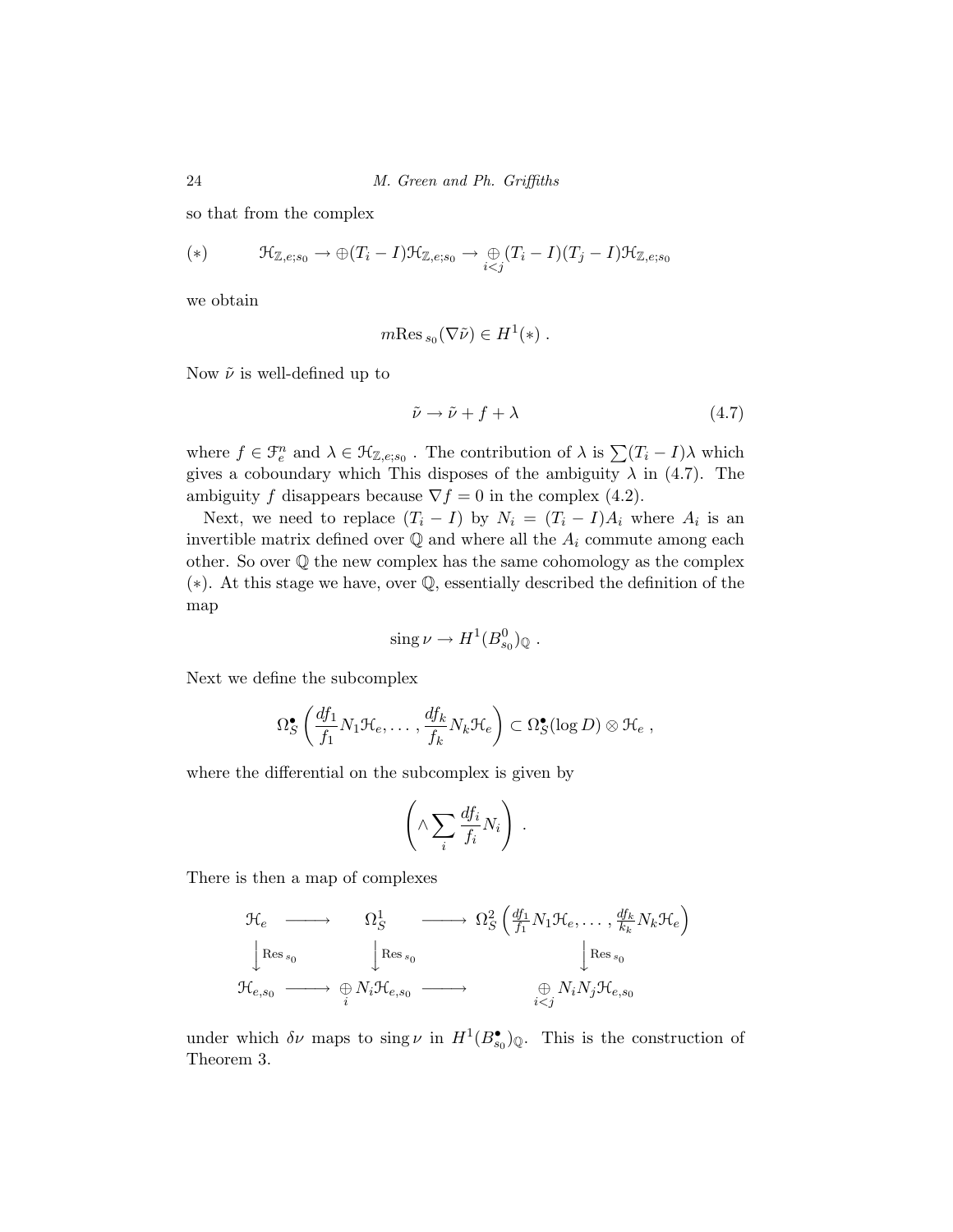so that from the complex

$$(*) \qquad \mathcal{H}_{\mathbb{Z},e;s_0} \to \oplus(T_i - I)\mathcal{H}_{\mathbb{Z},e;s_0} \to \underset{i<j}{\oplus}(T_i - I)(T_j - I)\mathcal{H}_{\mathbb{Z},e;s_0}$$

we obtain

$$m\mathrm{Res}_{\,s_0}(\nabla\tilde{\nu}) \in H^1(*) \ .$$

Now $\tilde{\nu}$ is well-defined up to

$$\tilde{\nu} \to \tilde{\nu} + f + \lambda \tag{4.7}$$

where $f \in \mathcal{F}_e^n$ and $\lambda \in \mathcal{H}_{\mathbb{Z},e;s_0}$ . The contribution of $\lambda$ is $\sum(T_i - I)\lambda$ which gives a coboundary which This disposes of the ambiguity $\lambda$ in (4.7). The ambiguity $f$ disappears because $\nabla f = 0$ in the complex (4.2).

Next, we need to replace $(T_i - I)$ by $N_i = (T_i - I)A_i$ where $A_i$ is an invertible matrix defined over $\mathbb{Q}$ and where all the $A_i$ commute among each other. So over $\mathbb{Q}$ the new complex has the same cohomology as the complex $(*)$. At this stage we have, over $\mathbb{Q}$, essentially described the definition of the map

$$\operatorname{sing}\nu \to H^1(B^0_{s_0})_{\mathbb{Q}} \ .$$

Next we define the subcomplex

$$\Omega^\bullet_S\left(\frac{df_1}{f_1}N_1\mathcal{H}_e, \ldots, \frac{df_k}{f_k}N_k\mathcal{H}_e\right) \subset \Omega^\bullet_S(\log D) \otimes \mathcal{H}_e \ ,$$

where the differential on the subcomplex is given by

$$\left(\wedge \sum_i \frac{df_i}{f_i}N_i\right) \ .$$

There is then a map of complexes

$$\begin{array}{ccccc}
\mathcal{H}_e & \longrightarrow & \Omega^1_S & \longrightarrow & \Omega^2_S\left(\frac{df_1}{f_1}N_1\mathcal{H}_e, \ldots, \frac{df_k}{k_k}N_k\mathcal{H}_e\right) \\
\Big\downarrow {\scriptstyle \mathrm{Res}_{\,s_0}} & & \Big\downarrow {\scriptstyle \mathrm{Res}_{\,s_0}} & & \Big\downarrow {\scriptstyle \mathrm{Res}_{\,s_0}} \\
\mathcal{H}_{e,s_0} & \longrightarrow & \underset{i}{\oplus} N_i\mathcal{H}_{e,s_0} & \longrightarrow & \underset{i<j}{\oplus} N_iN_j\mathcal{H}_{e,s_0}
\end{array}$$

under which $\delta\nu$ maps to $\operatorname{sing}\nu$ in $H^1(B^\bullet_{s_0})_{\mathbb{Q}}$. This is the construction of Theorem 3.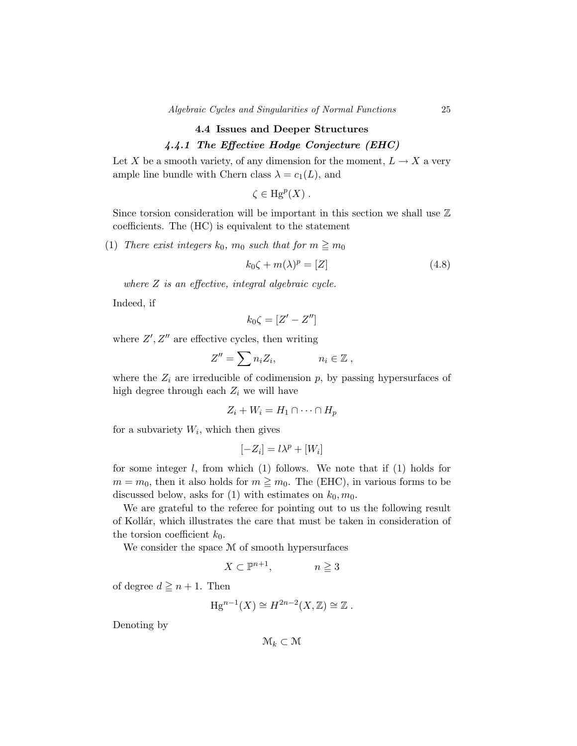## 4.4 Issues and Deeper Structures

### *4.4.1 The Effective Hodge Conjecture (EHC)*

Let $X$ be a smooth variety, of any dimension for the moment, $L \to X$ a very ample line bundle with Chern class $\lambda = c_1(L)$, and

$$\zeta \in \mathrm{Hg}^p(X)\ .$$

Since torsion consideration will be important in this section we shall use $\mathbb{Z}$ coefficients. The (HC) is equivalent to the statement

(1) *There exist integers $k_0$, $m_0$ such that for $m \geqq m_0$*

$$k_0\zeta + m(\lambda)^p = [Z] \tag{4.8}$$

*where $Z$ is an effective, integral algebraic cycle.*

Indeed, if

$$k_0\zeta = [Z' - Z'']$$

where $Z', Z''$ are effective cycles, then writing

$$Z'' = \sum n_i Z_i, \qquad\qquad n_i \in \mathbb{Z}\ ,$$

where the $Z_i$ are irreducible of codimension $p$, by passing hypersurfaces of high degree through each $Z_i$ we will have

$$Z_i + W_i = H_1 \cap \cdots \cap H_p$$

for a subvariety $W_i$, which then gives

$$[-Z_i] = l\lambda^p + [W_i]$$

for some integer $l$, from which (1) follows. We note that if (1) holds for $m = m_0$, then it also holds for $m \geqq m_0$. The (EHC), in various forms to be discussed below, asks for (1) with estimates on $k_0, m_0$.

We are grateful to the referee for pointing out to us the following result of Kollár, which illustrates the care that must be taken in consideration of the torsion coefficient $k_0$.

We consider the space $\mathcal{M}$ of smooth hypersurfaces

$$X \subset \mathbb{P}^{n+1}, \qquad\qquad n \geqq 3$$

of degree $d \geqq n+1$. Then

$$\mathrm{Hg}^{n-1}(X) \cong H^{2n-2}(X, \mathbb{Z}) \cong \mathbb{Z}\ .$$

Denoting by

$$\mathcal{M}_k \subset \mathcal{M}$$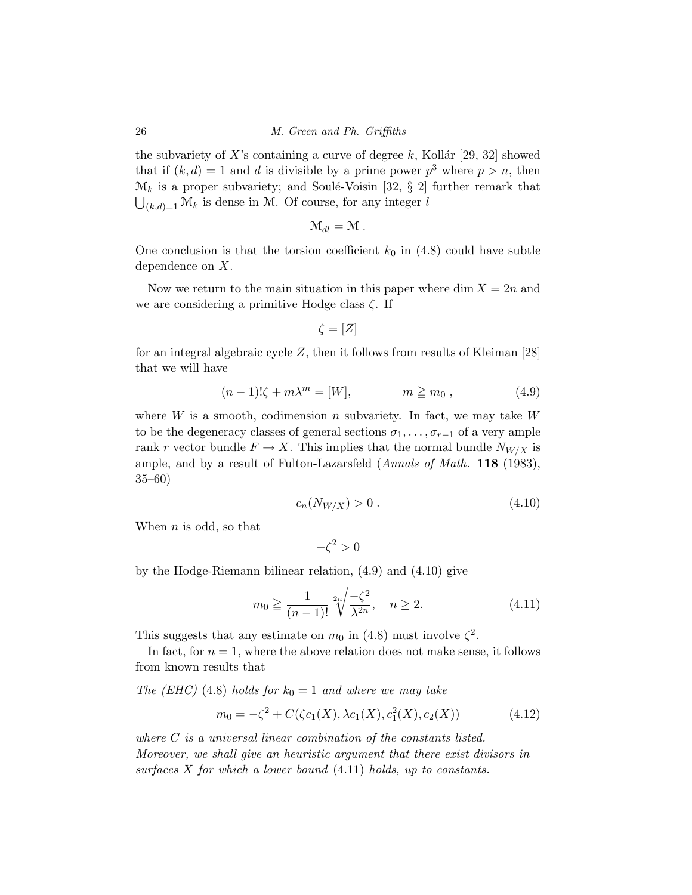the subvariety of $X$'s containing a curve of degree $k$, Kollár [29, 32] showed that if $(k, d) = 1$ and $d$ is divisible by a prime power $p^3$ where $p > n$, then $\mathcal{M}_k$ is a proper subvariety; and Soulé-Voisin [32, § 2] further remark that $\bigcup_{(k,d)=1} \mathcal{M}_k$ is dense in $\mathcal{M}$. Of course, for any integer $l$

$$\mathcal{M}_{dl} = \mathcal{M} \,.$$

One conclusion is that the torsion coefficient $k_0$ in (4.8) could have subtle dependence on $X$.

Now we return to the main situation in this paper where $\dim X = 2n$ and we are considering a primitive Hodge class $\zeta$. If

$$\zeta = [Z]$$

for an integral algebraic cycle $Z$, then it follows from results of Kleiman [28] that we will have

$$(n-1)!\zeta + m\lambda^m = [W], \qquad\qquad m \geqq m_0 \,, \tag{4.9}$$

where $W$ is a smooth, codimension $n$ subvariety. In fact, we may take $W$ to be the degeneracy classes of general sections $\sigma_1, \ldots, \sigma_{r-1}$ of a very ample rank $r$ vector bundle $F \to X$. This implies that the normal bundle $N_{W/X}$ is ample, and by a result of Fulton-Lazarsfeld (*Annals of Math.* **118** (1983), 35–60)

$$c_n(N_{W/X}) > 0 \,. \tag{4.10}$$

When $n$ is odd, so that

$$-\zeta^2 > 0$$

by the Hodge-Riemann bilinear relation, (4.9) and (4.10) give

$$m_0 \geqq \frac{1}{(n-1)!} \sqrt[2n]{\frac{-\zeta^2}{\lambda^{2n}}}, \quad n \geq 2. \tag{4.11}$$

This suggests that any estimate on $m_0$ in (4.8) must involve $\zeta^2$.

In fact, for $n = 1$, where the above relation does not make sense, it follows from known results that

*The (EHC)* (4.8) *holds for* $k_0 = 1$ *and where we may take*

$$m_0 = -\zeta^2 + C(\zeta c_1(X), \lambda c_1(X), c_1^2(X), c_2(X)) \tag{4.12}$$

*where* $C$ *is a universal linear combination of the constants listed. Moreover, we shall give an heuristic argument that there exist divisors in surfaces* $X$ *for which a lower bound* (4.11) *holds, up to constants.*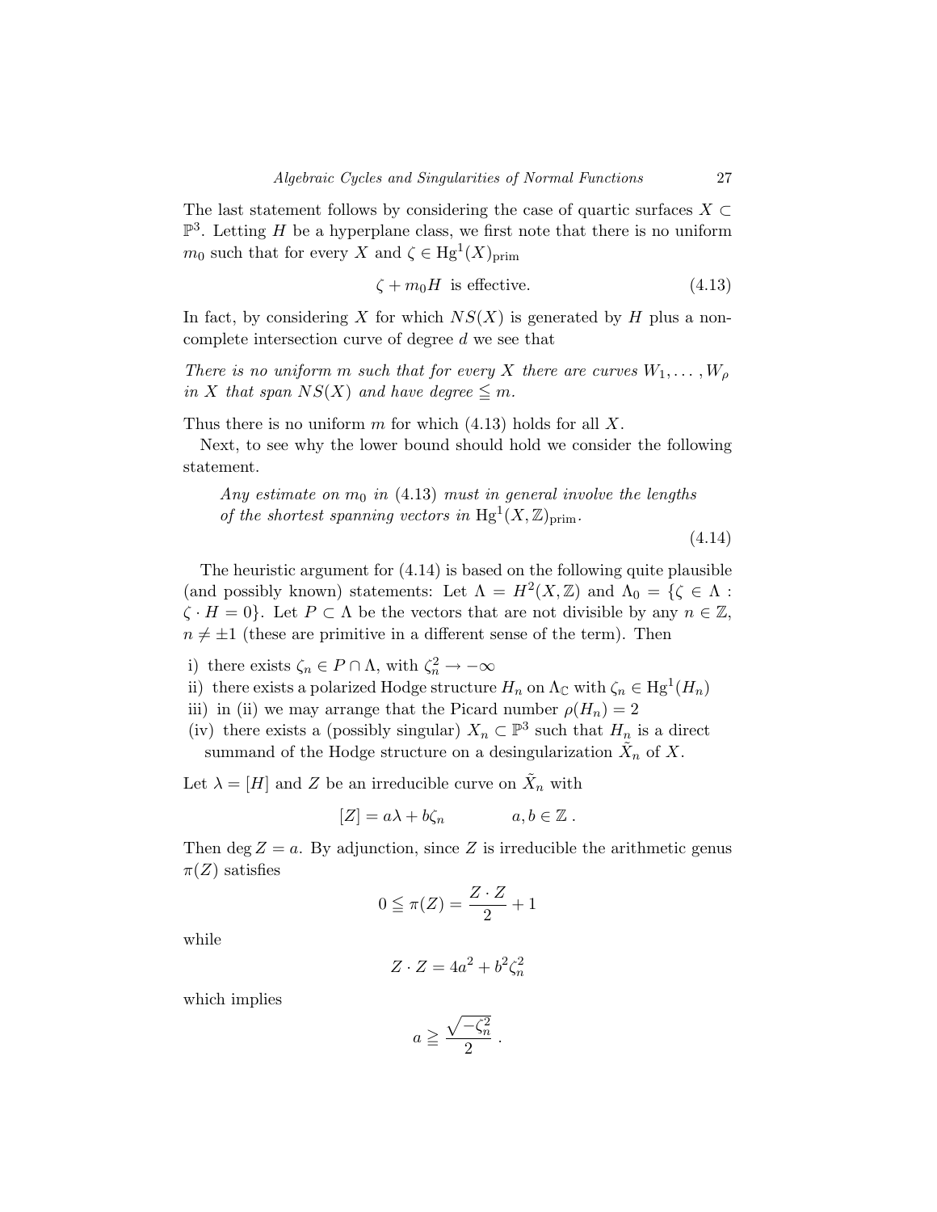The last statement follows by considering the case of quartic surfaces $X \subset \mathbb{P}^3$. Letting $H$ be a hyperplane class, we first note that there is no uniform $m_0$ such that for every $X$ and $\zeta \in \mathrm{Hg}^1(X)_{\mathrm{prim}}$

$$\zeta + m_0 H \text{ is effective.} \tag{4.13}$$

In fact, by considering $X$ for which $NS(X)$ is generated by $H$ plus a non-complete intersection curve of degree $d$ we see that

*There is no uniform $m$ such that for every $X$ there are curves $W_1, \ldots, W_\rho$ in $X$ that span $NS(X)$ and have degree $\leqq m$.*

Thus there is no uniform $m$ for which (4.13) holds for all $X$.

Next, to see why the lower bound should hold we consider the following statement.

> *Any estimate on $m_0$ in* (4.13) *must in general involve the lengths of the shortest spanning vectors in $\mathrm{Hg}^1(X, \mathbb{Z})_{\mathrm{prim}}$.* (4.14)

The heuristic argument for (4.14) is based on the following quite plausible (and possibly known) statements: Let $\Lambda = H^2(X, \mathbb{Z})$ and $\Lambda_0 = \{\zeta \in \Lambda : \zeta \cdot H = 0\}$. Let $P \subset \Lambda$ be the vectors that are not divisible by any $n \in \mathbb{Z}$, $n \neq \pm 1$ (these are primitive in a different sense of the term). Then

i) there exists $\zeta_n \in P \cap \Lambda$, with $\zeta_n^2 \to -\infty$

ii) there exists a polarized Hodge structure $H_n$ on $\Lambda_{\mathbb{C}}$ with $\zeta_n \in \mathrm{Hg}^1(H_n)$

iii) in (ii) we may arrange that the Picard number $\rho(H_n) = 2$

(iv) there exists a (possibly singular) $X_n \subset \mathbb{P}^3$ such that $H_n$ is a direct summand of the Hodge structure on a desingularization $\tilde{X}_n$ of $X$.

Let $\lambda = [H]$ and $Z$ be an irreducible curve on $\tilde{X}_n$ with

$$[Z] = a\lambda + b\zeta_n \qquad a, b \in \mathbb{Z}\ .$$

Then $\deg Z = a$. By adjunction, since $Z$ is irreducible the arithmetic genus $\pi(Z)$ satisfies

$$0 \leqq \pi(Z) = \frac{Z \cdot Z}{2} + 1$$

while

$$Z \cdot Z = 4a^2 + b^2 \zeta_n^2$$

which implies

$$a \geqq \frac{\sqrt{-\zeta_n^2}}{2}\ .$$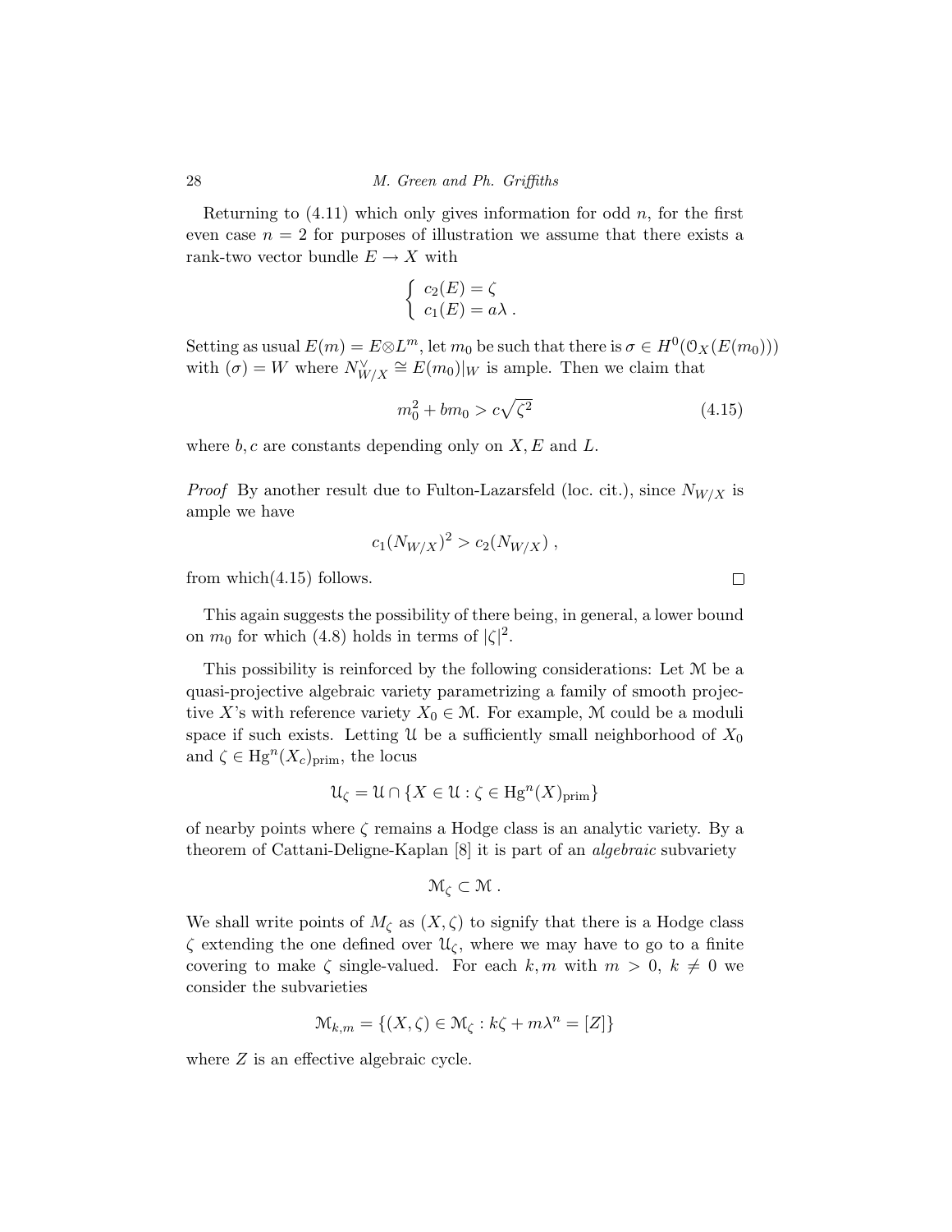Returning to (4.11) which only gives information for odd $n$, for the first even case $n = 2$ for purposes of illustration we assume that there exists a rank-two vector bundle $E \to X$ with

$$\begin{cases} c_2(E) = \zeta \\ c_1(E) = a\lambda \, . \end{cases}$$

Setting as usual $E(m) = E \otimes L^m$, let $m_0$ be such that there is $\sigma \in H^0(\mathcal{O}_X(E(m_0)))$ with $(\sigma) = W$ where $N^\vee_{W/X} \cong E(m_0)|_W$ is ample. Then we claim that

$$m_0^2 + bm_0 > c\sqrt{\zeta^2} \tag{4.15}$$

where $b, c$ are constants depending only on $X, E$ and $L$.

*Proof* By another result due to Fulton-Lazarsfeld (loc. cit.), since $N_{W/X}$ is ample we have

$$c_1(N_{W/X})^2 > c_2(N_{W/X}) \, ,$$

from which(4.15) follows. $\square$

This again suggests the possibility of there being, in general, a lower bound on $m_0$ for which (4.8) holds in terms of $|\zeta|^2$.

This possibility is reinforced by the following considerations: Let $\mathcal{M}$ be a quasi-projective algebraic variety parametrizing a family of smooth projective $X$'s with reference variety $X_0 \in \mathcal{M}$. For example, $\mathcal{M}$ could be a moduli space if such exists. Letting $\mathcal{U}$ be a sufficiently small neighborhood of $X_0$ and $\zeta \in \mathrm{Hg}^n(X_c)_{\mathrm{prim}}$, the locus

$$\mathcal{U}_\zeta = \mathcal{U} \cap \{X \in \mathcal{U} : \zeta \in \mathrm{Hg}^n(X)_{\mathrm{prim}}\}$$

of nearby points where $\zeta$ remains a Hodge class is an analytic variety. By a theorem of Cattani-Deligne-Kaplan [8] it is part of an *algebraic* subvariety

$$\mathcal{M}_\zeta \subset \mathcal{M} \, .$$

We shall write points of $M_\zeta$ as $(X, \zeta)$ to signify that there is a Hodge class $\zeta$ extending the one defined over $\mathcal{U}_\zeta$, where we may have to go to a finite covering to make $\zeta$ single-valued. For each $k, m$ with $m > 0$, $k \neq 0$ we consider the subvarieties

$$\mathcal{M}_{k,m} = \{(X, \zeta) \in \mathcal{M}_\zeta : k\zeta + m\lambda^n = [Z]\}$$

where $Z$ is an effective algebraic cycle.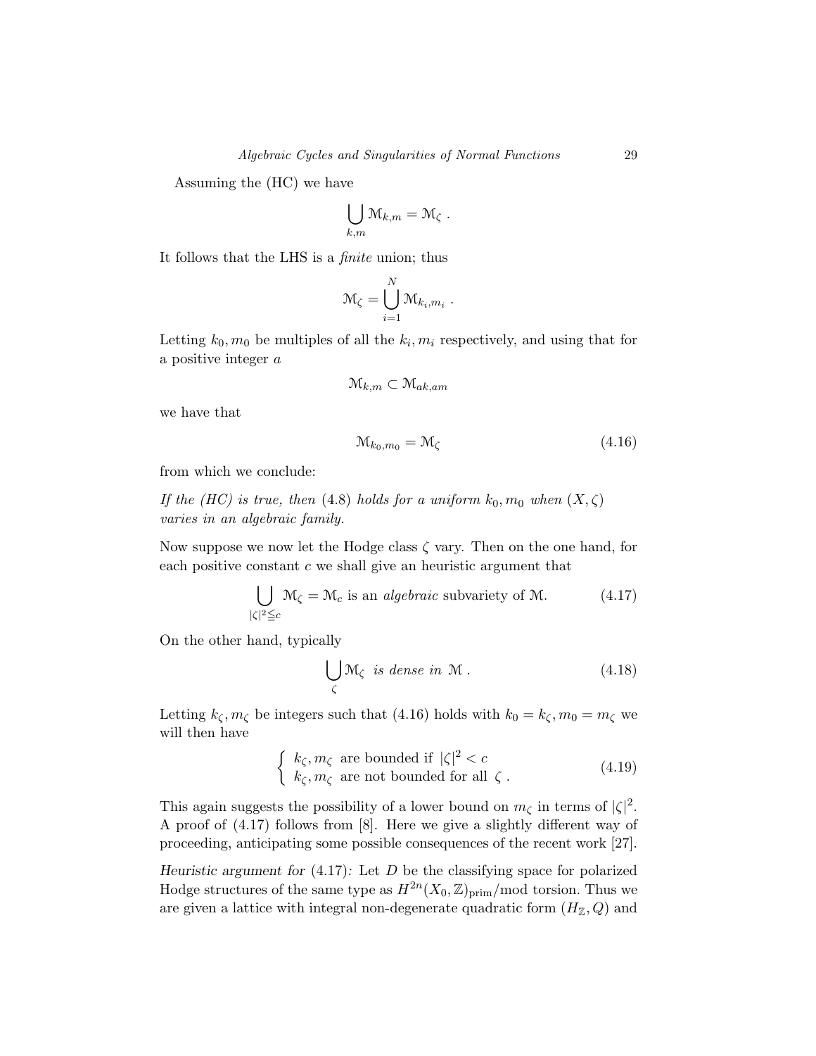Assuming the (HC) we have

$$\bigcup_{k,m} \mathcal{M}_{k,m} = \mathcal{M}_\zeta \ .$$

It follows that the LHS is a *finite* union; thus

$$\mathcal{M}_\zeta = \bigcup_{i=1}^{N} \mathcal{M}_{k_i,m_i} \ .$$

Letting $k_0, m_0$ be multiples of all the $k_i, m_i$ respectively, and using that for a positive integer $a$

$$\mathcal{M}_{k,m} \subset \mathcal{M}_{ak,am}$$

we have that

$$\mathcal{M}_{k_0,m_0} = \mathcal{M}_\zeta \tag{4.16}$$

from which we conclude:

*If the (HC) is true, then* (4.8) *holds for a uniform* $k_0, m_0$ *when* $(X, \zeta)$ *varies in an algebraic family.*

Now suppose we now let the Hodge class $\zeta$ vary. Then on the one hand, for each positive constant $c$ we shall give an heuristic argument that

$$\bigcup_{|\zeta|^2 \leqq c} \mathcal{M}_\zeta = \mathcal{M}_c \text{ is an } \textit{algebraic} \text{ subvariety of } \mathcal{M}. \tag{4.17}$$

On the other hand, typically

$$\bigcup_{\zeta} \mathcal{M}_\zeta \ \textit{ is dense in } \mathcal{M} \ . \tag{4.18}$$

Letting $k_\zeta, m_\zeta$ be integers such that (4.16) holds with $k_0 = k_\zeta, m_0 = m_\zeta$ we will then have

$$\begin{cases} k_\zeta, m_\zeta \ \text{ are bounded if } \ |\zeta|^2 < c \\ k_\zeta, m_\zeta \ \text{ are not bounded for all } \ \zeta \ . \end{cases} \tag{4.19}$$

This again suggests the possibility of a lower bound on $m_\zeta$ in terms of $|\zeta|^2$. A proof of (4.17) follows from [8]. Here we give a slightly different way of proceeding, anticipating some possible consequences of the recent work [27].

*Heuristic argument for* (4.17)*:* Let $D$ be the classifying space for polarized Hodge structures of the same type as $H^{2n}(X_0, \mathbb{Z})_{\text{prim}}/\text{mod torsion}$. Thus we are given a lattice with integral non-degenerate quadratic form $(H_\mathbb{Z}, Q)$ and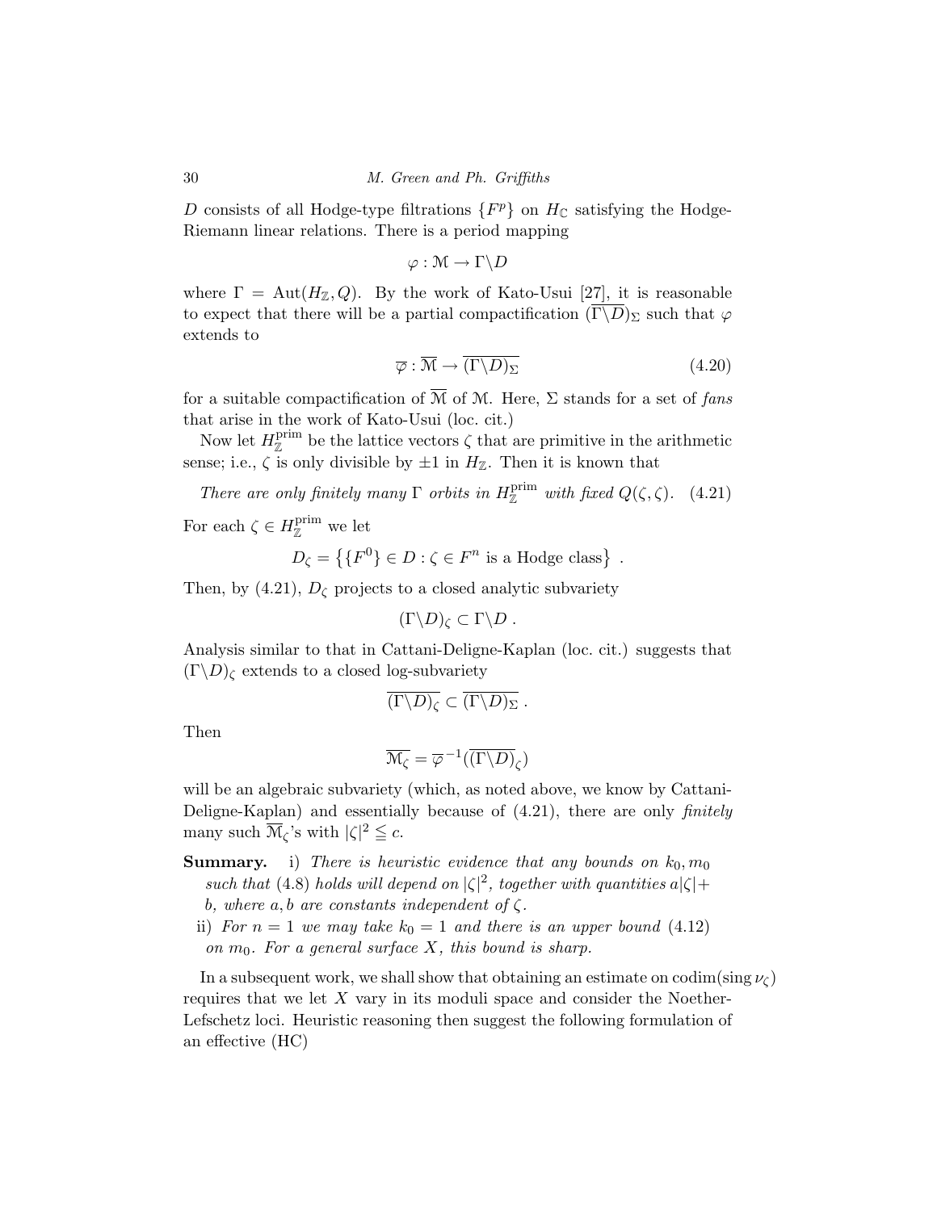$D$ consists of all Hodge-type filtrations $\{F^p\}$ on $H_{\mathbb{C}}$ satisfying the Hodge-Riemann linear relations. There is a period mapping

$$\varphi : \mathcal{M} \to \Gamma\backslash D$$

where $\Gamma = \operatorname{Aut}(H_{\mathbb{Z}}, Q)$. By the work of Kato-Usui [27], it is reasonable to expect that there will be a partial compactification $\overline{(\Gamma\backslash D)}_\Sigma$ such that $\varphi$ extends to

$$\overline{\varphi} : \overline{\mathcal{M}} \to \overline{(\Gamma\backslash D)_\Sigma} \tag{4.20}$$

for a suitable compactification of $\overline{\mathcal{M}}$ of $\mathcal{M}$. Here, $\Sigma$ stands for a set of *fans* that arise in the work of Kato-Usui (loc. cit.)

Now let $H_{\mathbb{Z}}^{\text{prim}}$ be the lattice vectors $\zeta$ that are primitive in the arithmetic sense; i.e., $\zeta$ is only divisible by $\pm 1$ in $H_{\mathbb{Z}}$. Then it is known that

$$\textit{There are only finitely many } \Gamma \textit{ orbits in } H_{\mathbb{Z}}^{\text{prim}} \textit{ with fixed } Q(\zeta,\zeta). \tag{4.21}$$

For each $\zeta \in H_{\mathbb{Z}}^{\text{prim}}$ we let

$$D_\zeta = \left\{ \{F^0\} \in D : \zeta \in F^n \text{ is a Hodge class} \right\} .$$

Then, by (4.21), $D_\zeta$ projects to a closed analytic subvariety

$$(\Gamma\backslash D)_\zeta \subset \Gamma\backslash D .$$

Analysis similar to that in Cattani-Deligne-Kaplan (loc. cit.) suggests that $(\Gamma\backslash D)_\zeta$ extends to a closed log-subvariety

$$\overline{(\Gamma\backslash D)_\zeta} \subset \overline{(\Gamma\backslash D)_\Sigma} .$$

Then

$$\overline{\mathcal{M}_\zeta} = \overline{\varphi}^{-1}(\overline{(\Gamma\backslash D)}_\zeta)$$

will be an algebraic subvariety (which, as noted above, we know by Cattani-Deligne-Kaplan) and essentially because of (4.21), there are only *finitely* many such $\overline{\mathcal{M}}_\zeta$'s with $|\zeta|^2 \leqq c$.

**Summary.** i) *There is heuristic evidence that any bounds on $k_0, m_0$ such that (4.8) holds will depend on $|\zeta|^2$, together with quantities $a|\zeta| + b$, where $a, b$ are constants independent of $\zeta$.*

ii) *For $n = 1$ we may take $k_0 = 1$ and there is an upper bound (4.12) on $m_0$. For a general surface $X$, this bound is sharp.*

In a subsequent work, we shall show that obtaining an estimate on $\operatorname{codim}(\operatorname{sing} \nu_\zeta)$ requires that we let $X$ vary in its moduli space and consider the Noether-Lefschetz loci. Heuristic reasoning then suggest the following formulation of an effective (HC)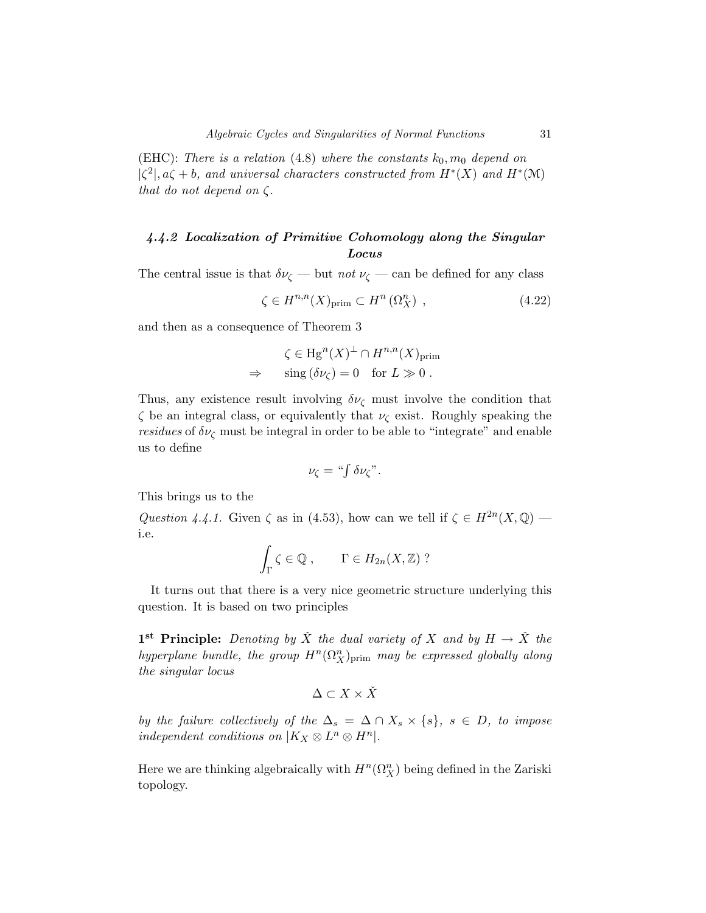(EHC): *There is a relation* (4.8) *where the constants* $k_0, m_0$ *depend on* $|\zeta^2|, a\zeta + b$, *and universal characters constructed from* $H^*(X)$ *and* $H^*(\mathcal{M})$ *that do not depend on* $\zeta$.

### 4.4.2 Localization of Primitive Cohomology along the Singular Locus

The central issue is that $\delta\nu_\zeta$ — but *not* $\nu_\zeta$ — can be defined for any class

$$\zeta \in H^{n,n}(X)_{\text{prim}} \subset H^n\left(\Omega_X^n\right) \ , \tag{4.22}$$

and then as a consequence of Theorem 3

$$\begin{aligned} &\zeta \in \text{Hg}^n(X)^\perp \cap H^{n,n}(X)_{\text{prim}} \\ \Rightarrow \qquad &\text{sing}\,(\delta\nu_\zeta) = 0 \quad \text{for } L \gg 0 \ . \end{aligned}$$

Thus, any existence result involving $\delta\nu_\zeta$ must involve the condition that $\zeta$ be an integral class, or equivalently that $\nu_\zeta$ exist. Roughly speaking the *residues* of $\delta\nu_\zeta$ must be integral in order to be able to "integrate" and enable us to define

$$\nu_\zeta = \text{“}\textstyle\int \delta\nu_\zeta\text{”}.$$

This brings us to the

*Question 4.4.1.* Given $\zeta$ as in (4.53), how can we tell if $\zeta \in H^{2n}(X, \mathbb{Q})$ — i.e.

$$\int_\Gamma \zeta \in \mathbb{Q} \ , \qquad \Gamma \in H_{2n}(X, \mathbb{Z}) \ ?$$

It turns out that there is a very nice geometric structure underlying this question. It is based on two principles

**1st Principle:** *Denoting by* $\check{X}$ *the dual variety of* $X$ *and by* $H \to \check{X}$ *the hyperplane bundle, the group* $H^n(\Omega_X^n)_{\text{prim}}$ *may be expressed globally along the singular locus*

$$\Delta \subset X \times \check{X}$$

*by the failure collectively of the* $\Delta_s = \Delta \cap X_s \times \{s\}$, $s \in D$, *to impose independent conditions on* $|K_X \otimes L^n \otimes H^n|$.

Here we are thinking algebraically with $H^n(\Omega_X^n)$ being defined in the Zariski topology.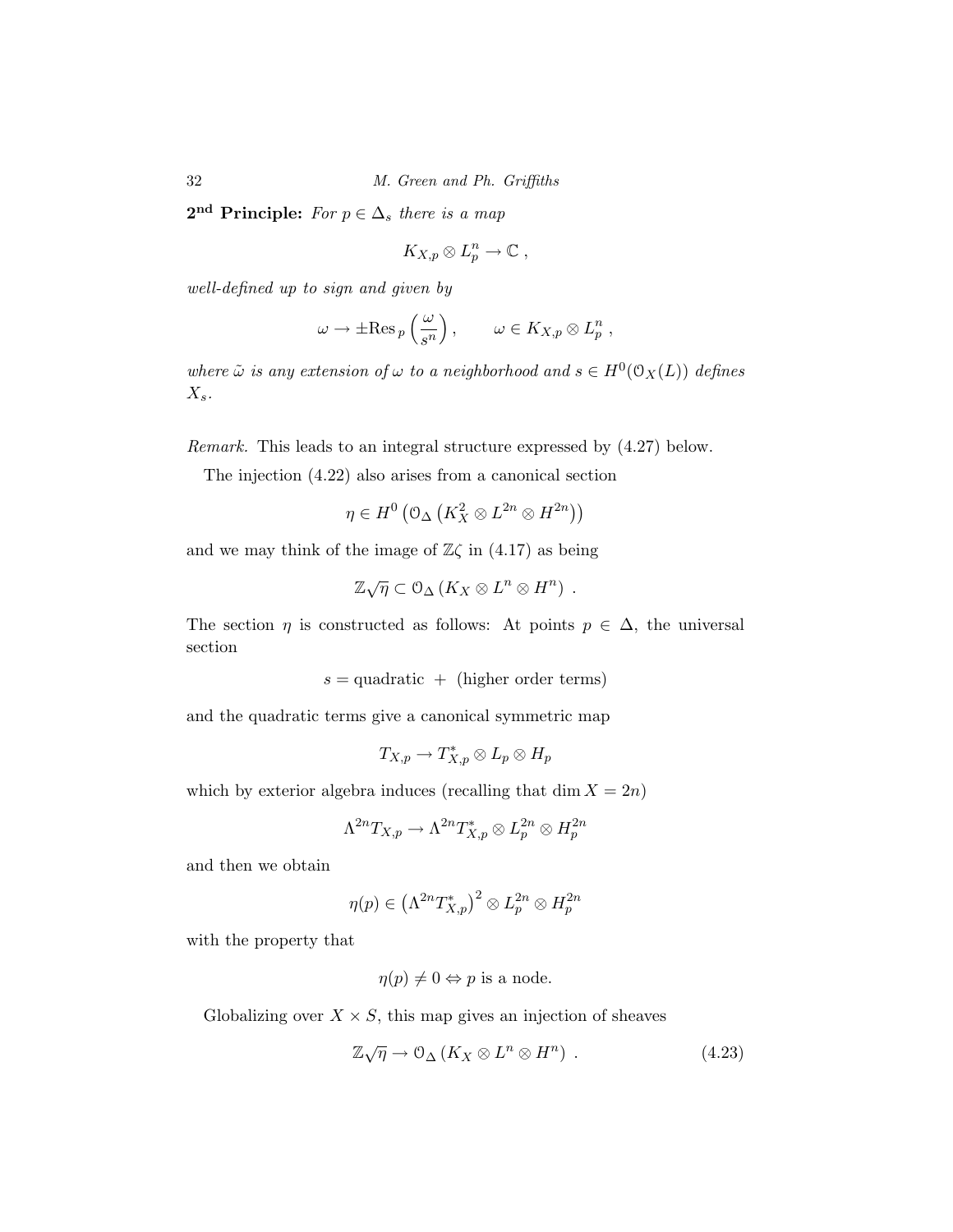**2nd Principle:** *For $p \in \Delta_s$ there is a map*

$$K_{X,p} \otimes L_p^n \to \mathbb{C} \,,$$

*well-defined up to sign and given by*

$$\omega \to \pm \mathrm{Res}_{\,p}\left(\frac{\omega}{s^n}\right), \qquad \omega \in K_{X,p} \otimes L_p^n \,,$$

*where $\tilde{\omega}$ is any extension of $\omega$ to a neighborhood and $s \in H^0(\mathcal{O}_X(L))$ defines $X_s$.*

*Remark.* This leads to an integral structure expressed by (4.27) below.

The injection (4.22) also arises from a canonical section

$$\eta \in H^0\left(\mathcal{O}_\Delta\left(K_X^2 \otimes L^{2n} \otimes H^{2n}\right)\right)$$

and we may think of the image of $\mathbb{Z}\zeta$ in (4.17) as being

$$\mathbb{Z}\sqrt{\eta} \subset \mathcal{O}_\Delta\left(K_X \otimes L^n \otimes H^n\right) \,.$$

The section $\eta$ is constructed as follows: At points $p \in \Delta$, the universal section

$$s = \text{quadratic } + \text{ (higher order terms)}$$

and the quadratic terms give a canonical symmetric map

$$T_{X,p} \to T^*_{X,p} \otimes L_p \otimes H_p$$

which by exterior algebra induces (recalling that $\dim X = 2n$)

$$\Lambda^{2n} T_{X,p} \to \Lambda^{2n} T^*_{X,p} \otimes L_p^{2n} \otimes H_p^{2n}$$

and then we obtain

$$\eta(p) \in \left(\Lambda^{2n} T^*_{X,p}\right)^2 \otimes L_p^{2n} \otimes H_p^{2n}$$

with the property that

$$\eta(p) \neq 0 \Leftrightarrow p \text{ is a node.}$$

Globalizing over $X \times S$, this map gives an injection of sheaves

$$\mathbb{Z}\sqrt{\eta} \to \mathcal{O}_\Delta\left(K_X \otimes L^n \otimes H^n\right) \,. \tag{4.23}$$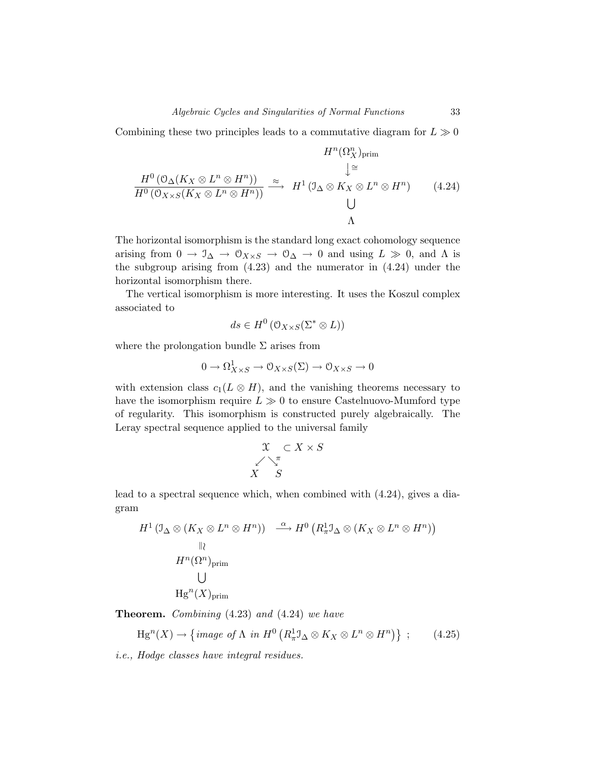Combining these two principles leads to a commutative diagram for $L \gg 0$

$$
\begin{array}{ccc}
 & & H^n(\Omega^n_X)_{\rm prim} \\
 & & \big\downarrow \cong \\
\dfrac{H^0\left(\mathcal{O}_\Delta(K_X\otimes L^n\otimes H^n)\right)}{H^0\left(\mathcal{O}_{X\times S}(K_X\otimes L^n\otimes H^n)\right)} & \xrightarrow{\ \approx\ } & H^1\left(\mathcal{I}_\Delta\otimes K_X\otimes L^n\otimes H^n\right) \\
 & & \bigcup \\
 & & \Lambda
\end{array}
\tag{4.24}
$$

The horizontal isomorphism is the standard long exact cohomology sequence arising from $0 \to \mathcal{I}_\Delta \to \mathcal{O}_{X\times S} \to \mathcal{O}_\Delta \to 0$ and using $L \gg 0$, and $\Lambda$ is the subgroup arising from (4.23) and the numerator in (4.24) under the horizontal isomorphism there.

The vertical isomorphism is more interesting. It uses the Koszul complex associated to

$$ds \in H^0\left(\mathcal{O}_{X\times S}(\Sigma^*\otimes L)\right)$$

where the prolongation bundle $\Sigma$ arises from

$$0 \to \Omega^1_{X\times S} \to \mathcal{O}_{X\times S}(\Sigma) \to \mathcal{O}_{X\times S} \to 0$$

with extension class $c_1(L\otimes H)$, and the vanishing theorems necessary to have the isomorphism require $L \gg 0$ to ensure Castelnuovo-Mumford type of regularity. This isomorphism is constructed purely algebraically. The Leray spectral sequence applied to the universal family

$$
\begin{array}{ccc}
 & \mathcal{X} & \subset X\times S \\
 \swarrow & & \searrow^{\pi} \\
X & & S
\end{array}
$$

lead to a spectral sequence which, when combined with (4.24), gives a diagram

$$
\begin{array}{ccc}
H^1\left(\mathcal{I}_\Delta\otimes(K_X\otimes L^n\otimes H^n)\right) & \xrightarrow{\ \alpha\ } & H^0\left(R^1_\pi\mathcal{I}_\Delta\otimes(K_X\otimes L^n\otimes H^n)\right) \\
\wr\| & & \\
H^n(\Omega^n)_{\rm prim} & & \\
\bigcup & & \\
\mathrm{Hg}^n(X)_{\rm prim} & &
\end{array}
$$

**Theorem.** *Combining* (4.23) *and* (4.24) *we have*

$$\mathrm{Hg}^n(X) \to \left\{\textit{image of } \Lambda \textit{ in } H^0\left(R^1_\pi\mathcal{I}_\Delta\otimes K_X\otimes L^n\otimes H^n\right)\right\}\ ; \tag{4.25}$$

*i.e., Hodge classes have integral residues.*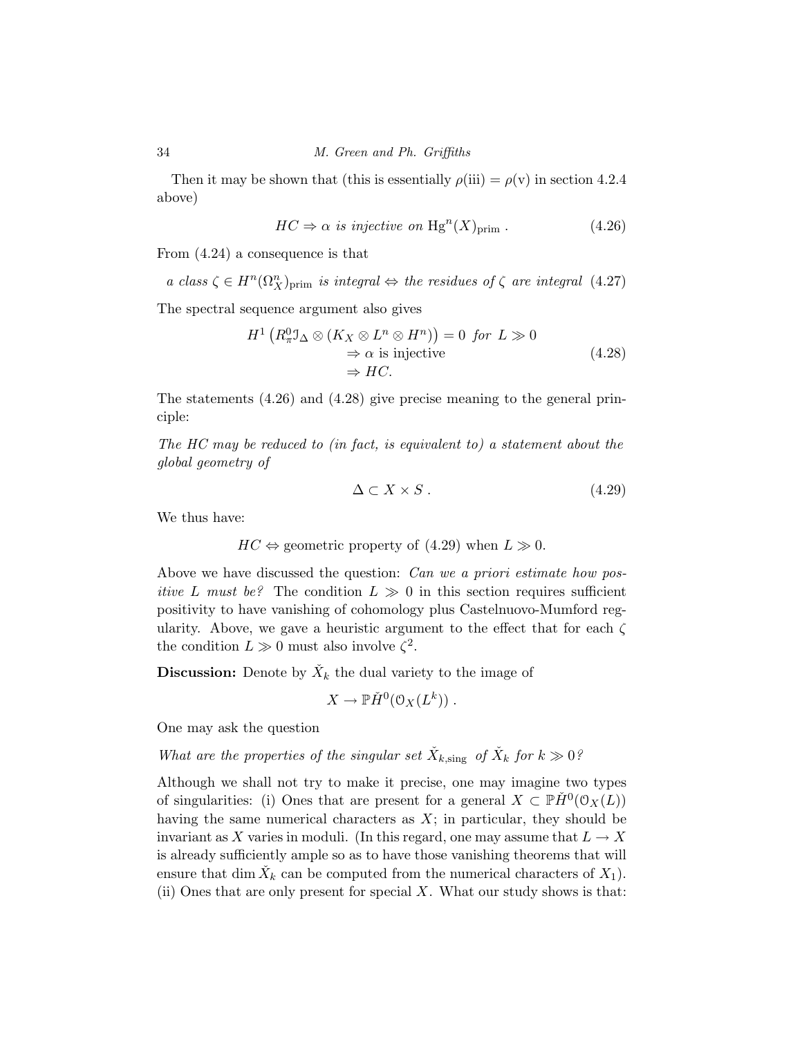Then it may be shown that (this is essentially $\rho(\text{iii}) = \rho(\text{v})$ in section 4.2.4 above)

$$HC \Rightarrow \alpha \textit{ is injective on } \mathrm{Hg}^n(X)_{\mathrm{prim}} \,. \tag{4.26}$$

From (4.24) a consequence is that

$$\textit{a class } \zeta \in H^n(\Omega^n_X)_{\mathrm{prim}} \textit{ is integral} \Leftrightarrow \textit{the residues of } \zeta \textit{ are integral} \tag{4.27}$$

The spectral sequence argument also gives

$$\begin{aligned} H^1\left(R^0_\pi \mathcal{I}_\Delta \otimes (K_X \otimes L^n \otimes H^n)\right) = 0 \;\; &\textit{for } L \gg 0 \\ &\Rightarrow \alpha \text{ is injective} \\ &\Rightarrow HC. \end{aligned} \tag{4.28}$$

The statements (4.26) and (4.28) give precise meaning to the general principle:

*The HC may be reduced to (in fact, is equivalent to) a statement about the global geometry of*

$$\Delta \subset X \times S \,. \tag{4.29}$$

We thus have:

$$HC \Leftrightarrow \text{geometric property of (4.29) when } L \gg 0.$$

Above we have discussed the question: *Can we a priori estimate how positive $L$ must be?* The condition $L \gg 0$ in this section requires sufficient positivity to have vanishing of cohomology plus Castelnuovo-Mumford regularity. Above, we gave a heuristic argument to the effect that for each $\zeta$ the condition $L \gg 0$ must also involve $\zeta^2$.

**Discussion:** Denote by $\check{X}_k$ the dual variety to the image of

$$X \to \mathbb{P}\check{H}^0(\mathcal{O}_X(L^k)) \,.$$

One may ask the question

*What are the properties of the singular set $\check{X}_{k,\mathrm{sing}}$ of $\check{X}_k$ for $k \gg 0$?*

Although we shall not try to make it precise, one may imagine two types of singularities: (i) Ones that are present for a general $X \subset \mathbb{P}\check{H}^0(\mathcal{O}_X(L))$ having the same numerical characters as $X$; in particular, they should be invariant as $X$ varies in moduli. (In this regard, one may assume that $L \to X$ is already sufficiently ample so as to have those vanishing theorems that will ensure that $\dim \check{X}_k$ can be computed from the numerical characters of $X_1$). (ii) Ones that are only present for special $X$. What our study shows is that: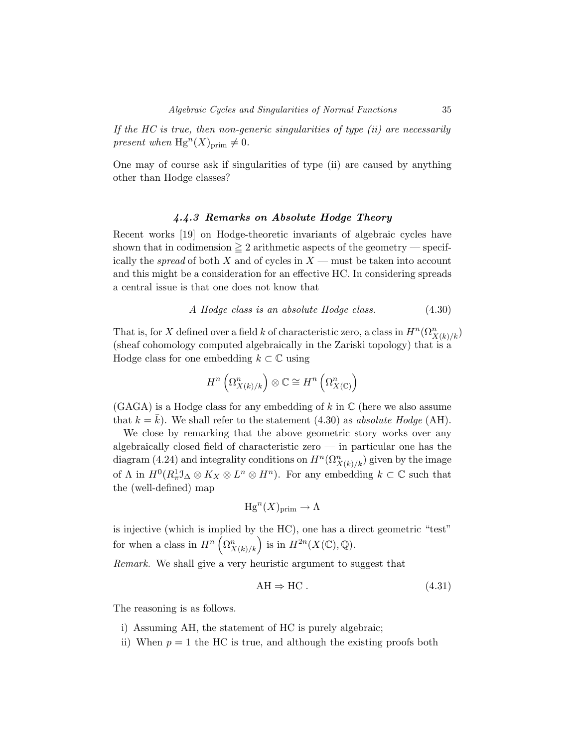*If the HC is true, then non-generic singularities of type (ii) are necessarily present when* $\mathrm{Hg}^n(X)_{\mathrm{prim}} \neq 0$.

One may of course ask if singularities of type (ii) are caused by anything other than Hodge classes?

### *4.4.3 Remarks on Absolute Hodge Theory*

Recent works [19] on Hodge-theoretic invariants of algebraic cycles have shown that in codimension $\geqq 2$ arithmetic aspects of the geometry — specifically the *spread* of both $X$ and of cycles in $X$ — must be taken into account and this might be a consideration for an effective HC. In considering spreads a central issue is that one does not know that

$$\textit{A Hodge class is an absolute Hodge class.} \tag{4.30}$$

That is, for $X$ defined over a field $k$ of characteristic zero, a class in $H^n(\Omega^n_{X(k)/k})$ (sheaf cohomology computed algebraically in the Zariski topology) that is a Hodge class for one embedding $k \subset \mathbb{C}$ using

$$H^n\left(\Omega^n_{X(k)/k}\right) \otimes \mathbb{C} \cong H^n\left(\Omega^n_{X(\mathbb{C})}\right)$$

(GAGA) is a Hodge class for any embedding of $k$ in $\mathbb{C}$ (here we also assume that $k = \bar{k}$). We shall refer to the statement (4.30) as *absolute Hodge* (AH).

We close by remarking that the above geometric story works over any algebraically closed field of characteristic zero — in particular one has the diagram (4.24) and integrality conditions on $H^n(\Omega^n_{X(k)/k})$ given by the image of $\Lambda$ in $H^0(R^1_\pi \mathcal{I}_\Delta \otimes K_X \otimes L^n \otimes H^n)$. For any embedding $k \subset \mathbb{C}$ such that the (well-defined) map

$$\mathrm{Hg}^n(X)_{\mathrm{prim}} \to \Lambda$$

is injective (which is implied by the HC), one has a direct geometric "test" for when a class in $H^n\left(\Omega^n_{X(k)/k}\right)$ is in $H^{2n}(X(\mathbb{C}), \mathbb{Q})$.

*Remark.* We shall give a very heuristic argument to suggest that

$$\mathrm{AH} \Rightarrow \mathrm{HC}\ . \tag{4.31}$$

The reasoning is as follows.

i) Assuming AH, the statement of HC is purely algebraic;

ii) When $p = 1$ the HC is true, and although the existing proofs both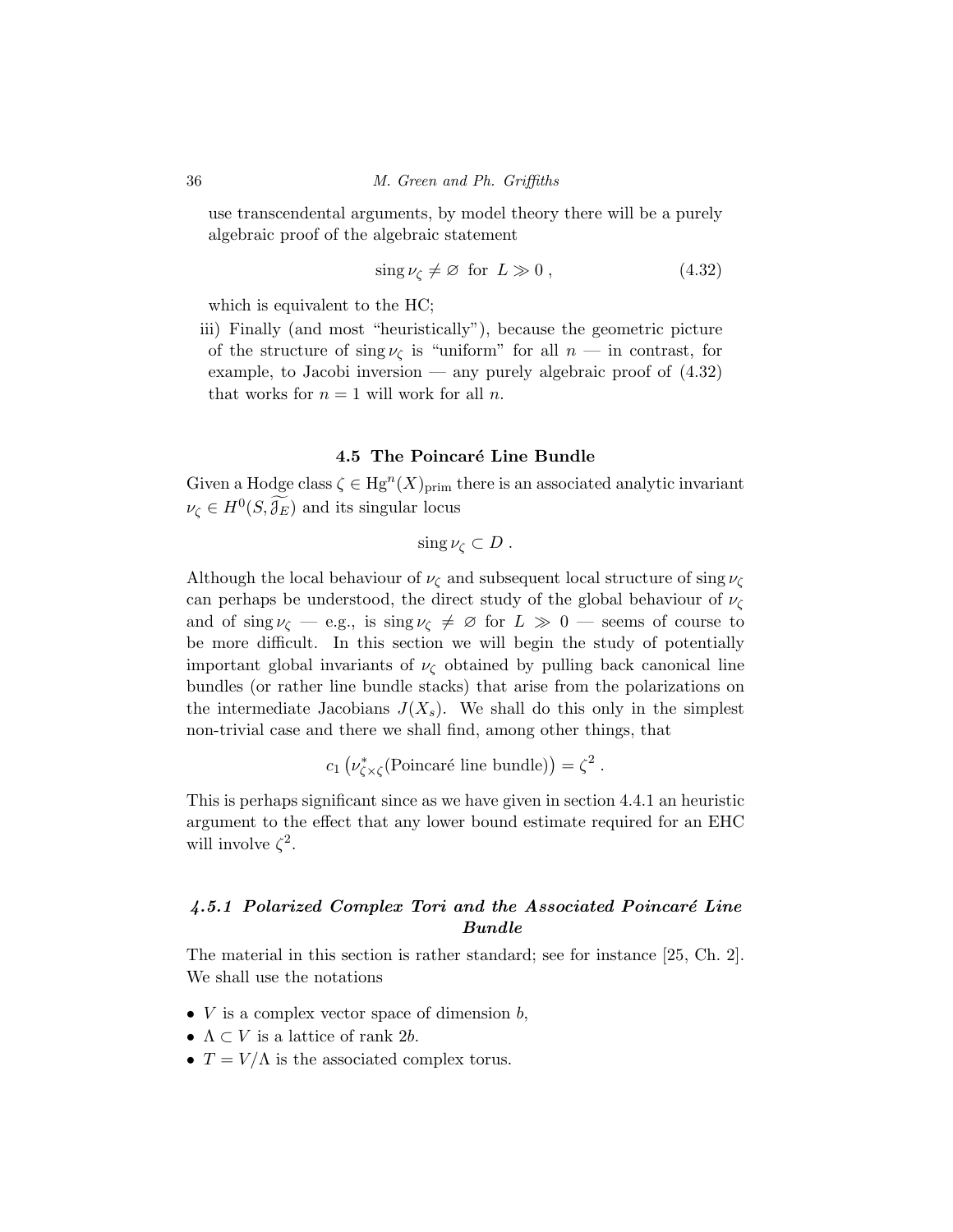use transcendental arguments, by model theory there will be a purely algebraic proof of the algebraic statement

$$\operatorname{sing} \nu_\zeta \neq \varnothing \text{ for } L \gg 0 \,, \tag{4.32}$$

which is equivalent to the HC;

iii) Finally (and most "heuristically"), because the geometric picture of the structure of $\operatorname{sing} \nu_\zeta$ is "uniform" for all $n$ — in contrast, for example, to Jacobi inversion — any purely algebraic proof of (4.32) that works for $n = 1$ will work for all $n$.

### 4.5 The Poincaré Line Bundle

Given a Hodge class $\zeta \in \mathrm{Hg}^n(X)_{\mathrm{prim}}$ there is an associated analytic invariant $\nu_\zeta \in H^0(S, \widetilde{\mathcal{J}_E})$ and its singular locus

$$\operatorname{sing} \nu_\zeta \subset D \,.$$

Although the local behaviour of $\nu_\zeta$ and subsequent local structure of $\operatorname{sing} \nu_\zeta$ can perhaps be understood, the direct study of the global behaviour of $\nu_\zeta$ and of $\operatorname{sing} \nu_\zeta$ — e.g., is $\operatorname{sing} \nu_\zeta \neq \varnothing$ for $L \gg 0$ — seems of course to be more difficult. In this section we will begin the study of potentially important global invariants of $\nu_\zeta$ obtained by pulling back canonical line bundles (or rather line bundle stacks) that arise from the polarizations on the intermediate Jacobians $J(X_s)$. We shall do this only in the simplest non-trivial case and there we shall find, among other things, that

$$c_1\left(\nu^*_{\zeta \times \zeta}(\text{Poincaré line bundle})\right) = \zeta^2 \,.$$

This is perhaps significant since as we have given in section 4.4.1 an heuristic argument to the effect that any lower bound estimate required for an EHC will involve $\zeta^2$.

#### *4.5.1 Polarized Complex Tori and the Associated Poincaré Line Bundle*

The material in this section is rather standard; see for instance [25, Ch. 2]. We shall use the notations

- $V$ is a complex vector space of dimension $b$,
- $\Lambda \subset V$ is a lattice of rank $2b$.
- $T = V/\Lambda$ is the associated complex torus.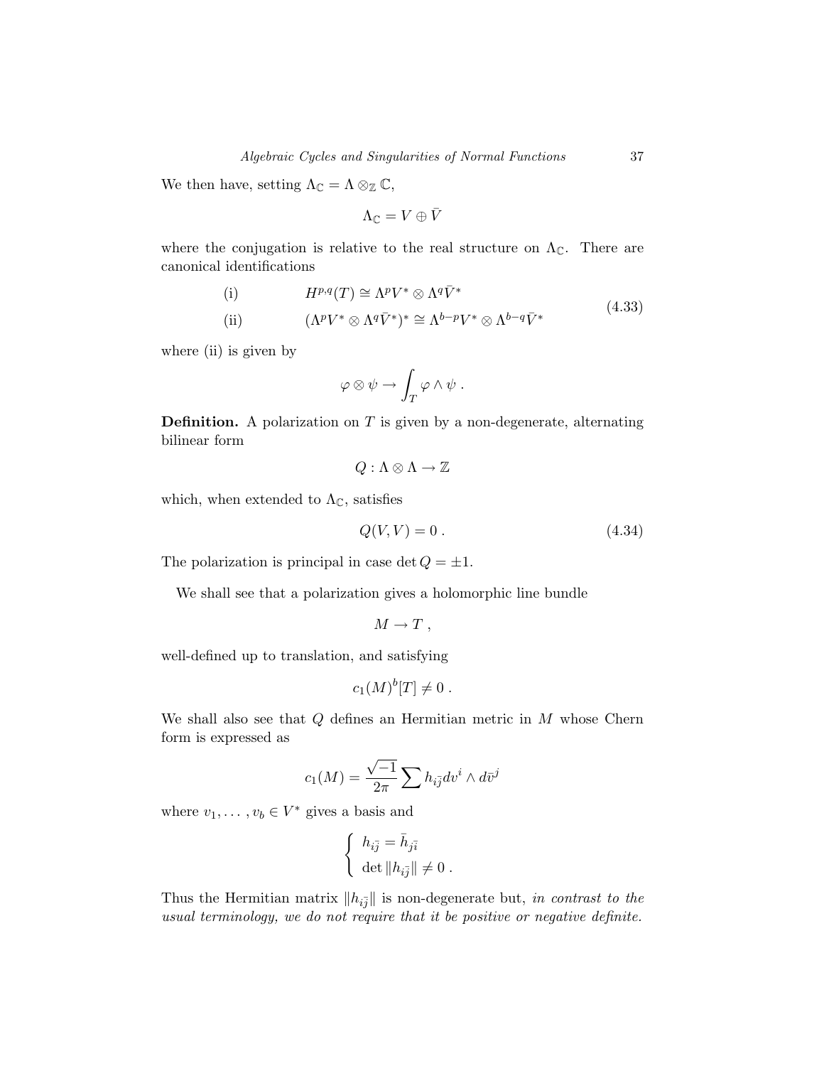We then have, setting $\Lambda_{\mathbb{C}} = \Lambda \otimes_{\mathbb{Z}} \mathbb{C}$,

$$\Lambda_{\mathbb{C}} = V \oplus \bar{V}$$

where the conjugation is relative to the real structure on $\Lambda_{\mathbb{C}}$. There are canonical identifications

$$\begin{aligned}
&\text{(i)} \qquad\qquad H^{p,q}(T) \cong \Lambda^p V^* \otimes \Lambda^q \bar{V}^* \\
&\text{(ii)} \qquad\qquad (\Lambda^p V^* \otimes \Lambda^q \bar{V}^*)^* \cong \Lambda^{b-p} V^* \otimes \Lambda^{b-q} \bar{V}^*
\end{aligned} \tag{4.33}$$

where (ii) is given by

$$\varphi \otimes \psi \to \int_T \varphi \wedge \psi \ .$$

**Definition.** A polarization on $T$ is given by a non-degenerate, alternating bilinear form

$$Q : \Lambda \otimes \Lambda \to \mathbb{Z}$$

which, when extended to $\Lambda_{\mathbb{C}}$, satisfies

$$Q(V, V) = 0 \ . \tag{4.34}$$

The polarization is principal in case $\det Q = \pm 1$.

We shall see that a polarization gives a holomorphic line bundle

$$M \to T \ ,$$

well-defined up to translation, and satisfying

$$c_1(M)^b [T] \neq 0 \ .$$

We shall also see that $Q$ defines an Hermitian metric in $M$ whose Chern form is expressed as

$$c_1(M) = \frac{\sqrt{-1}}{2\pi} \sum h_{i\bar{j}} dv^i \wedge d\bar{v}^j$$

where $v_1, \ldots, v_b \in V^*$ gives a basis and

$$\begin{cases} h_{i\bar{j}} = \bar{h}_{j\bar{i}} \\ \det \| h_{i\bar{j}} \| \neq 0 \ . \end{cases}$$

Thus the Hermitian matrix $\| h_{i\bar{j}} \|$ is non-degenerate but, *in contrast to the usual terminology, we do not require that it be positive or negative definite.*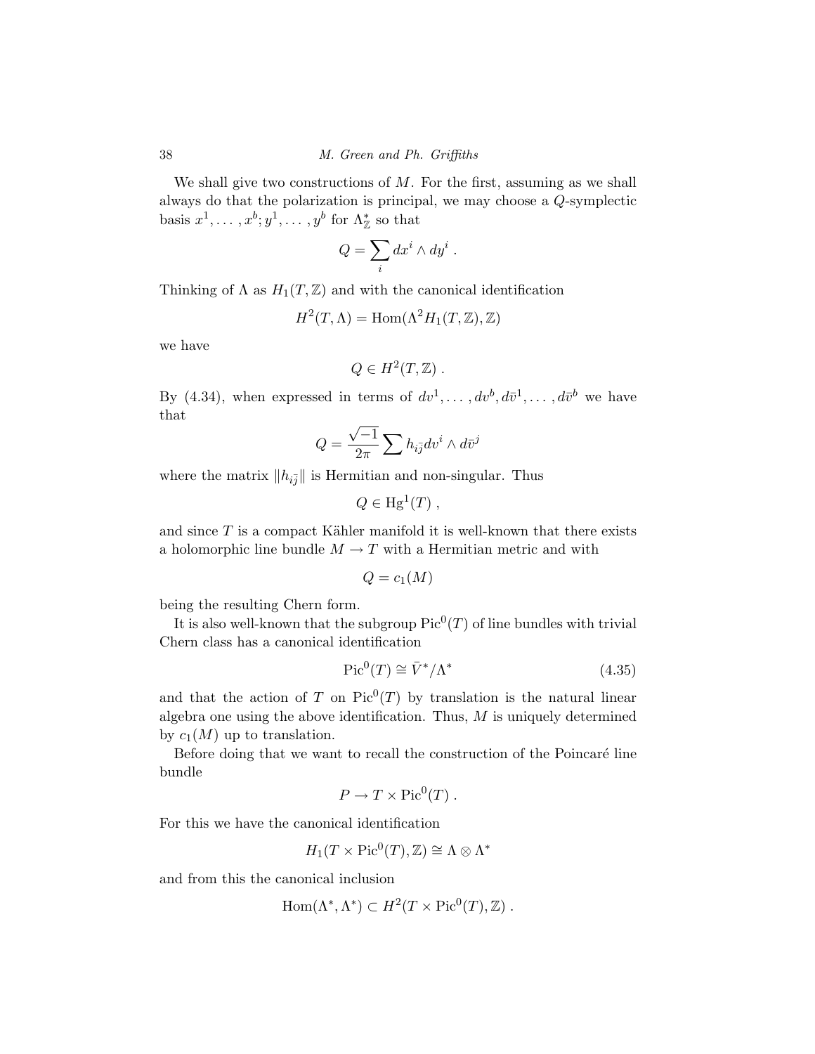We shall give two constructions of $M$. For the first, assuming as we shall always do that the polarization is principal, we may choose a $Q$-symplectic basis $x^1, \dots, x^b; y^1, \dots, y^b$ for $\Lambda^*_{\mathbb{Z}}$ so that

$$Q = \sum_i dx^i \wedge dy^i \ .$$

Thinking of $\Lambda$ as $H_1(T, \mathbb{Z})$ and with the canonical identification

$$H^2(T, \Lambda) = \mathrm{Hom}(\Lambda^2 H_1(T, \mathbb{Z}), \mathbb{Z})$$

we have

$$Q \in H^2(T, \mathbb{Z}) \ .$$

By (4.34), when expressed in terms of $dv^1, \dots, dv^b, d\bar{v}^1, \dots, d\bar{v}^b$ we have that

$$Q = \frac{\sqrt{-1}}{2\pi} \sum h_{i\bar{j}} dv^i \wedge d\bar{v}^j$$

where the matrix $\|h_{i\bar{j}}\|$ is Hermitian and non-singular. Thus

$$Q \in \mathrm{Hg}^1(T) \ ,$$

and since $T$ is a compact Kähler manifold it is well-known that there exists a holomorphic line bundle $M \to T$ with a Hermitian metric and with

$$Q = c_1(M)$$

being the resulting Chern form.

It is also well-known that the subgroup $\mathrm{Pic}^0(T)$ of line bundles with trivial Chern class has a canonical identification

$$\mathrm{Pic}^0(T) \cong \bar{V}^* / \Lambda^* \tag{4.35}$$

and that the action of $T$ on $\mathrm{Pic}^0(T)$ by translation is the natural linear algebra one using the above identification. Thus, $M$ is uniquely determined by $c_1(M)$ up to translation.

Before doing that we want to recall the construction of the Poincaré line bundle

$$P \to T \times \mathrm{Pic}^0(T) \ .$$

For this we have the canonical identification

$$H_1(T \times \mathrm{Pic}^0(T), \mathbb{Z}) \cong \Lambda \otimes \Lambda^*$$

and from this the canonical inclusion

$$\mathrm{Hom}(\Lambda^*, \Lambda^*) \subset H^2(T \times \mathrm{Pic}^0(T), \mathbb{Z}) \ .$$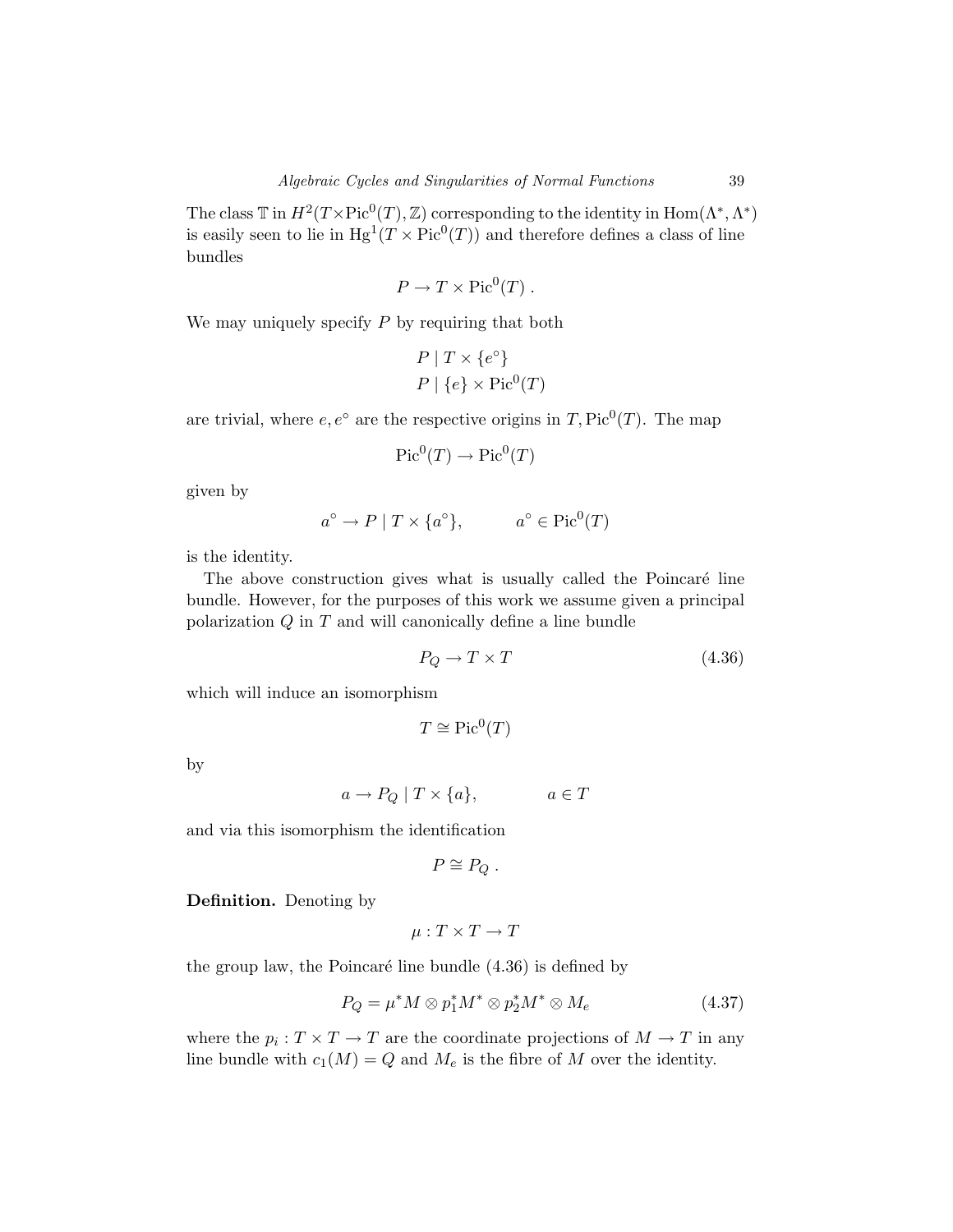The class $\mathbb{T}$ in $H^2(T \times \mathrm{Pic}^0(T), \mathbb{Z})$ corresponding to the identity in $\mathrm{Hom}(\Lambda^*, \Lambda^*)$ is easily seen to lie in $\mathrm{Hg}^1(T \times \mathrm{Pic}^0(T))$ and therefore defines a class of line bundles

$$P \to T \times \mathrm{Pic}^0(T) \; .$$

We may uniquely specify $P$ by requiring that both

$$\begin{aligned} &P \mid T \times \{e^\circ\} \\ &P \mid \{e\} \times \mathrm{Pic}^0(T) \end{aligned}$$

are trivial, where $e, e^\circ$ are the respective origins in $T, \mathrm{Pic}^0(T)$. The map

$$\mathrm{Pic}^0(T) \to \mathrm{Pic}^0(T)$$

given by

$$a^\circ \to P \mid T \times \{a^\circ\}, \qquad a^\circ \in \mathrm{Pic}^0(T)$$

is the identity.

The above construction gives what is usually called the Poincaré line bundle. However, for the purposes of this work we assume given a principal polarization $Q$ in $T$ and will canonically define a line bundle

$$P_Q \to T \times T \tag{4.36}$$

which will induce an isomorphism

$$T \cong \mathrm{Pic}^0(T)$$

by

$$a \to P_Q \mid T \times \{a\}, \qquad a \in T$$

and via this isomorphism the identification

$$P \cong P_Q \; .$$

**Definition.** Denoting by

$$\mu : T \times T \to T$$

the group law, the Poincaré line bundle (4.36) is defined by

$$P_Q = \mu^* M \otimes p_1^* M^* \otimes p_2^* M^* \otimes M_e \tag{4.37}$$

where the $p_i : T \times T \to T$ are the coordinate projections of $M \to T$ in any line bundle with $c_1(M) = Q$ and $M_e$ is the fibre of $M$ over the identity.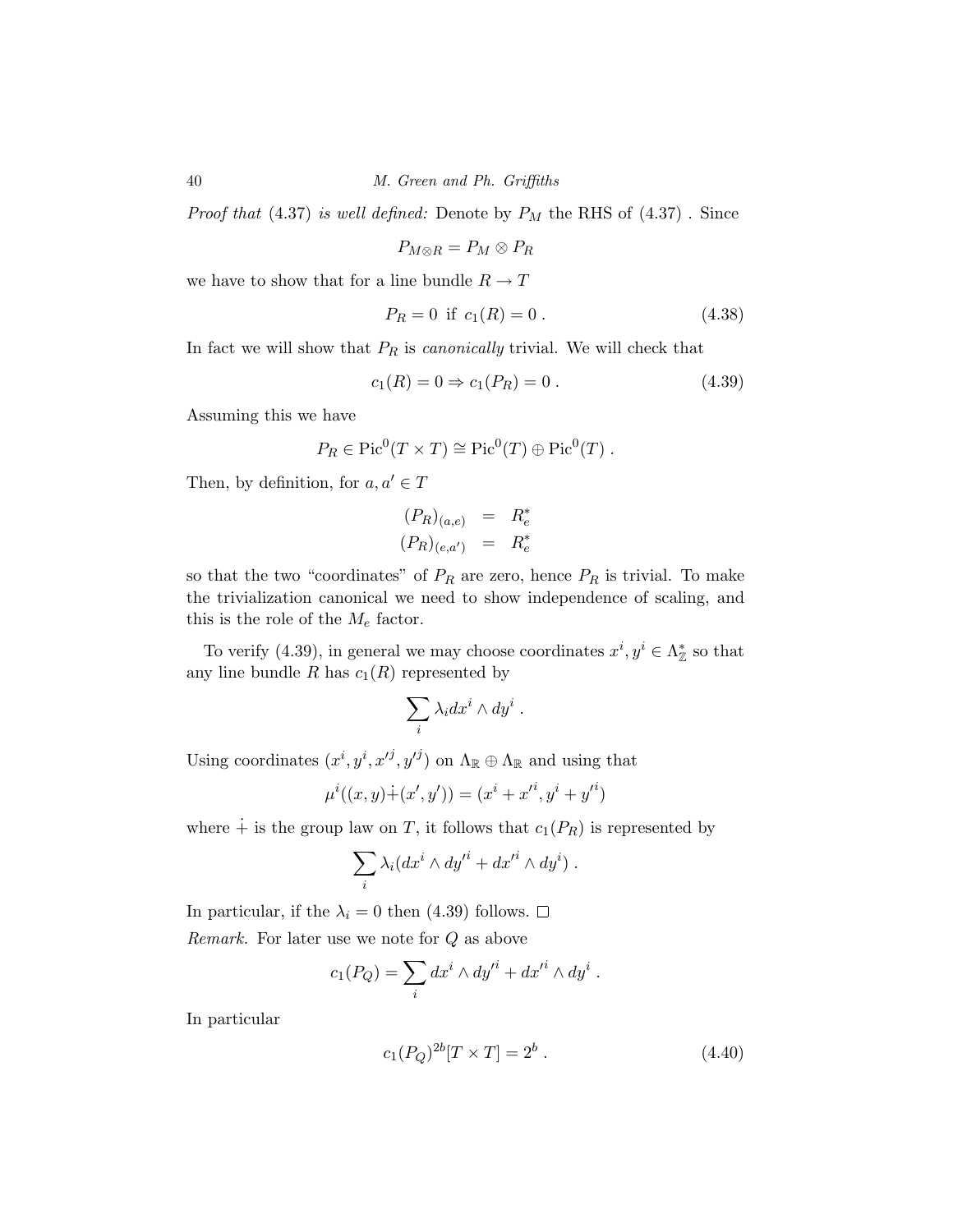*Proof that* (4.37) *is well defined:* Denote by $P_M$ the RHS of (4.37) . Since

$$P_{M\otimes R} = P_M \otimes P_R$$

we have to show that for a line bundle $R \to T$

$$P_R = 0 \ \text{ if } \ c_1(R) = 0 \ . \tag{4.38}$$

In fact we will show that $P_R$ is *canonically* trivial. We will check that

$$c_1(R) = 0 \Rightarrow c_1(P_R) = 0 \ . \tag{4.39}$$

Assuming this we have

$$P_R \in \mathrm{Pic}^0(T\times T) \cong \mathrm{Pic}^0(T) \oplus \mathrm{Pic}^0(T) \ .$$

Then, by definition, for $a, a' \in T$

$$\begin{aligned}(P_R)_{(a,e)} &= R_e^* \\ (P_R)_{(e,a')} &= R_e^*\end{aligned}$$

so that the two "coordinates" of $P_R$ are zero, hence $P_R$ is trivial. To make the trivialization canonical we need to show independence of scaling, and this is the role of the $M_e$ factor.

To verify (4.39), in general we may choose coordinates $x^i, y^i \in \Lambda_{\mathbb{Z}}^*$ so that any line bundle $R$ has $c_1(R)$ represented by

$$\sum_i \lambda_i dx^i \wedge dy^i \ .$$

Using coordinates $(x^i, y^i, x'^j, y'^j)$ on $\Lambda_{\mathbb{R}} \oplus \Lambda_{\mathbb{R}}$ and using that

$$\mu^i((x,y) \dot{+} (x',y')) = (x^i + x'^i, y^i + y'^i)$$

where $\dot{+}$ is the group law on $T$, it follows that $c_1(P_R)$ is represented by

$$\sum_i \lambda_i (dx^i \wedge dy'^i + dx'^i \wedge dy^i) \ .$$

In particular, if the $\lambda_i = 0$ then (4.39) follows. $\square$

*Remark.* For later use we note for $Q$ as above

$$c_1(P_Q) = \sum_i dx^i \wedge dy'^i + dx'^i \wedge dy^i \ .$$

In particular

$$c_1(P_Q)^{2b}[T \times T] = 2^b \ . \tag{4.40}$$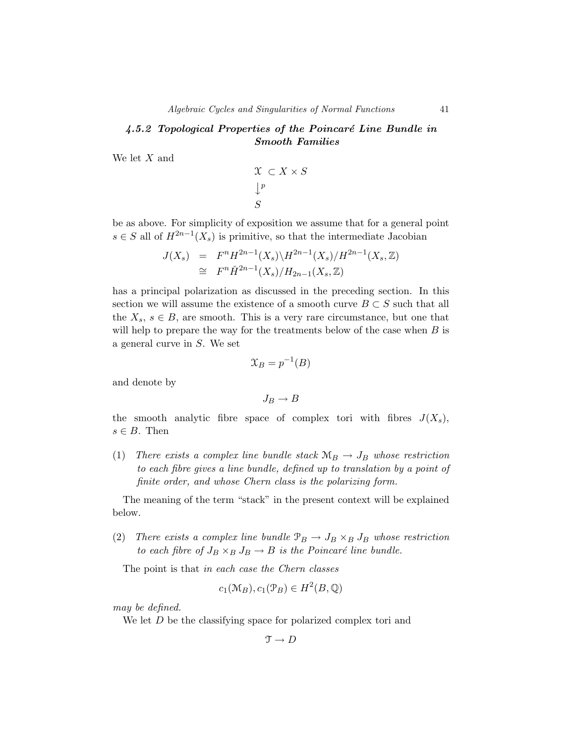### 4.5.2 Topological Properties of the Poincaré Line Bundle in Smooth Families

We let $X$ and

$$
\begin{array}{l}
\mathcal{X} \subset X \times S \\
\downarrow^{p} \\
S
\end{array}
$$

be as above. For simplicity of exposition we assume that for a general point $s \in S$ all of $H^{2n-1}(X_s)$ is primitive, so that the intermediate Jacobian

$$
\begin{aligned}
J(X_s) &= F^n H^{2n-1}(X_s) \backslash H^{2n-1}(X_s) / H^{2n-1}(X_s, \mathbb{Z}) \\
&\cong F^n \check{H}^{2n-1}(X_s) / H_{2n-1}(X_s, \mathbb{Z})
\end{aligned}
$$

has a principal polarization as discussed in the preceding section. In this section we will assume the existence of a smooth curve $B \subset S$ such that all the $X_s$, $s \in B$, are smooth. This is a very rare circumstance, but one that will help to prepare the way for the treatments below of the case when $B$ is a general curve in $S$. We set

$$
\mathcal{X}_B = p^{-1}(B)
$$

and denote by

$$
J_B \to B
$$

the smooth analytic fibre space of complex tori with fibres $J(X_s)$, $s \in B$. Then

(1) *There exists a complex line bundle stack $\mathcal{M}_B \to J_B$ whose restriction to each fibre gives a line bundle, defined up to translation by a point of finite order, and whose Chern class is the polarizing form.*

The meaning of the term "stack" in the present context will be explained below.

(2) *There exists a complex line bundle $\mathcal{P}_B \to J_B \times_B J_B$ whose restriction to each fibre of $J_B \times_B J_B \to B$ is the Poincaré line bundle.*

The point is that *in each case the Chern classes*

$$
c_1(\mathcal{M}_B), c_1(\mathcal{P}_B) \in H^2(B, \mathbb{Q})
$$

*may be defined.*

We let $D$ be the classifying space for polarized complex tori and

$$
\mathcal{T} \to D
$$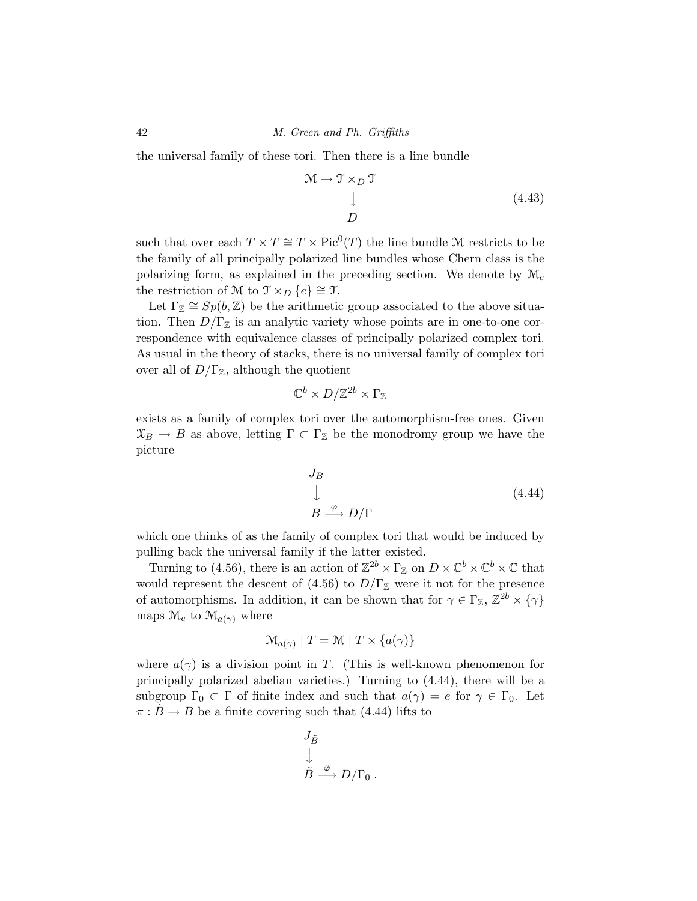the universal family of these tori. Then there is a line bundle

$$
\begin{array}{c}
\mathcal{M} \to \mathcal{T} \times_D \mathcal{T} \\
\downarrow \\
D
\end{array}
\tag{4.43}
$$

such that over each $T \times T \cong T \times \mathrm{Pic}^0(T)$ the line bundle $\mathcal{M}$ restricts to be the family of all principally polarized line bundles whose Chern class is the polarizing form, as explained in the preceding section. We denote by $\mathcal{M}_e$ the restriction of $\mathcal{M}$ to $\mathcal{T} \times_D \{e\} \cong \mathcal{T}$.

Let $\Gamma_{\mathbb{Z}} \cong Sp(b, \mathbb{Z})$ be the arithmetic group associated to the above situation. Then $D/\Gamma_{\mathbb{Z}}$ is an analytic variety whose points are in one-to-one correspondence with equivalence classes of principally polarized complex tori. As usual in the theory of stacks, there is no universal family of complex tori over all of $D/\Gamma_{\mathbb{Z}}$, although the quotient

$$
\mathbb{C}^b \times D/\mathbb{Z}^{2b} \times \Gamma_{\mathbb{Z}}
$$

exists as a family of complex tori over the automorphism-free ones. Given $\mathcal{X}_B \to B$ as above, letting $\Gamma \subset \Gamma_{\mathbb{Z}}$ be the monodromy group we have the picture

$$
\begin{array}{l}
J_B \\
\downarrow \\
B \xrightarrow{\varphi} D/\Gamma
\end{array}
\tag{4.44}
$$

which one thinks of as the family of complex tori that would be induced by pulling back the universal family if the latter existed.

Turning to (4.56), there is an action of $\mathbb{Z}^{2b} \times \Gamma_{\mathbb{Z}}$ on $D \times \mathbb{C}^b \times \mathbb{C}^b \times \mathbb{C}$ that would represent the descent of (4.56) to $D/\Gamma_{\mathbb{Z}}$ were it not for the presence of automorphisms. In addition, it can be shown that for $\gamma \in \Gamma_{\mathbb{Z}}$, $\mathbb{Z}^{2b} \times \{\gamma\}$ maps $\mathcal{M}_e$ to $\mathcal{M}_{a(\gamma)}$ where

$$
\mathcal{M}_{a(\gamma)} \mid T = \mathcal{M} \mid T \times \{a(\gamma)\}
$$

where $a(\gamma)$ is a division point in $T$. (This is well-known phenomenon for principally polarized abelian varieties.) Turning to (4.44), there will be a subgroup $\Gamma_0 \subset \Gamma$ of finite index and such that $a(\gamma) = e$ for $\gamma \in \Gamma_0$. Let $\pi : \tilde{B} \to B$ be a finite covering such that (4.44) lifts to

$$
\begin{array}{l}
J_{\tilde{B}} \\
\downarrow \\
\tilde{B} \xrightarrow{\tilde{\varphi}} D/\Gamma_0 \, .
\end{array}
$$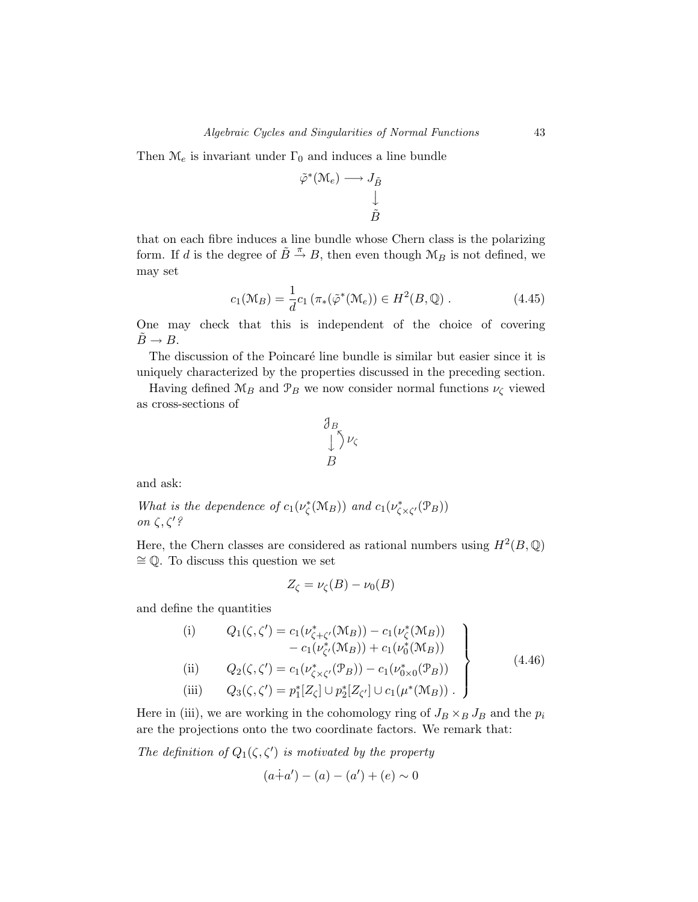Then $\mathcal{M}_e$ is invariant under $\Gamma_0$ and induces a line bundle

$$
\begin{array}{ccc}
\tilde{\varphi}^*(\mathcal{M}_e) & \longrightarrow & J_{\tilde{B}} \\
 & & \downarrow \\
 & & \tilde{B}
\end{array}
$$

that on each fibre induces a line bundle whose Chern class is the polarizing form. If $d$ is the degree of $\tilde{B} \xrightarrow{\pi} B$, then even though $\mathcal{M}_B$ is not defined, we may set

$$
c_1(\mathcal{M}_B) = \frac{1}{d} c_1\left(\pi_*(\tilde{\varphi}^*(\mathcal{M}_e)\right) \in H^2(B, \mathbb{Q}) \,. \tag{4.45}
$$

One may check that this is independent of the choice of covering $\tilde{B} \to B$.

The discussion of the Poincaré line bundle is similar but easier since it is uniquely characterized by the properties discussed in the preceding section.

Having defined $\mathcal{M}_B$ and $\mathcal{P}_B$ we now consider normal functions $\nu_\zeta$ viewed as cross-sections of

$$
\begin{array}{c}
\mathcal{J}_B \\
\downarrow \curvearrowright \nu_\zeta \\
B
\end{array}
$$

and ask:

*What is the dependence of $c_1(\nu_\zeta^*(\mathcal{M}_B))$ and $c_1(\nu_{\zeta\times\zeta'}^*(\mathcal{P}_B))$ on $\zeta, \zeta'$?*

Here, the Chern classes are considered as rational numbers using $H^2(B, \mathbb{Q}) \cong \mathbb{Q}$. To discuss this question we set

$$
Z_\zeta = \nu_\zeta(B) - \nu_0(B)
$$

and define the quantities

$$
\left.
\begin{aligned}
&\text{(i)} \qquad Q_1(\zeta, \zeta') = c_1(\nu_{\zeta+\zeta'}^*(\mathcal{M}_B)) - c_1(\nu_\zeta^*(\mathcal{M}_B)) \\
&\qquad\qquad\qquad - c_1(\nu_{\zeta'}^*(\mathcal{M}_B)) + c_1(\nu_0^*(\mathcal{M}_B)) \\
&\text{(ii)} \qquad Q_2(\zeta, \zeta') = c_1(\nu_{\zeta\times\zeta'}^*(\mathcal{P}_B)) - c_1(\nu_{0\times 0}^*(\mathcal{P}_B)) \\
&\text{(iii)} \qquad Q_3(\zeta, \zeta') = p_1^*[Z_\zeta] \cup p_2^*[Z_{\zeta'}] \cup c_1(\mu^*(\mathcal{M}_B)) \,.
\end{aligned}
\right\} \tag{4.46}
$$

Here in (iii), we are working in the cohomology ring of $J_B \times_B J_B$ and the $p_i$ are the projections onto the two coordinate factors. We remark that:

*The definition of $Q_1(\zeta, \zeta')$ is motivated by the property*

$$
(a \dot{+} a') - (a) - (a') + (e) \sim 0
$$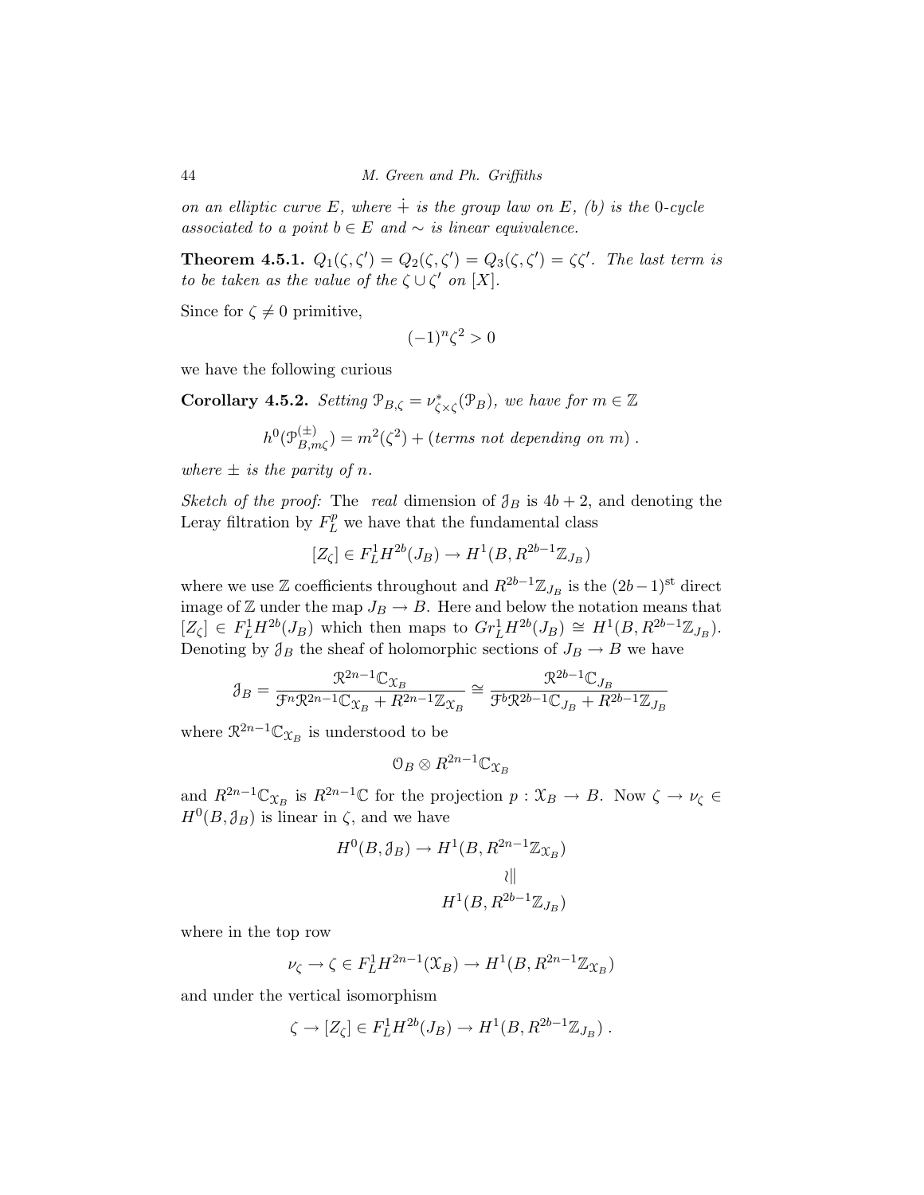*on an elliptic curve $E$, where $\dot{+}$ is the group law on $E$, $(b)$ is the 0-cycle associated to a point $b \in E$ and $\sim$ is linear equivalence.*

**Theorem 4.5.1.** *$Q_1(\zeta, \zeta') = Q_2(\zeta, \zeta') = Q_3(\zeta, \zeta') = \zeta\zeta'$. The last term is to be taken as the value of the $\zeta \cup \zeta'$ on $[X]$.*

Since for $\zeta \neq 0$ primitive,

$$(-1)^n \zeta^2 > 0$$

we have the following curious

**Corollary 4.5.2.** *Setting $\mathcal{P}_{B,\zeta} = \nu^*_{\zeta \times \zeta}(\mathcal{P}_B)$, we have for $m \in \mathbb{Z}$*

$$h^0(\mathcal{P}^{(\pm)}_{B,m\zeta}) = m^2(\zeta^2) + (\textit{terms not depending on } m)\ .$$

*where $\pm$ is the parity of $n$.*

*Sketch of the proof:* The *real* dimension of $\mathcal{J}_B$ is $4b+2$, and denoting the Leray filtration by $F^p_L$ we have that the fundamental class

$$[Z_\zeta] \in F^1_L H^{2b}(J_B) \to H^1(B, R^{2b-1}\mathbb{Z}_{J_B})$$

where we use $\mathbb{Z}$ coefficients throughout and $R^{2b-1}\mathbb{Z}_{J_B}$ is the $(2b-1)^{\text{st}}$ direct image of $\mathbb{Z}$ under the map $J_B \to B$. Here and below the notation means that $[Z_\zeta] \in F^1_L H^{2b}(J_B)$ which then maps to $Gr^1_L H^{2b}(J_B) \cong H^1(B, R^{2b-1}\mathbb{Z}_{J_B})$. Denoting by $\mathcal{J}_B$ the sheaf of holomorphic sections of $J_B \to B$ we have

$$\mathcal{J}_B = \frac{\mathcal{R}^{2n-1}\mathbb{C}_{\mathcal{X}_B}}{\mathcal{F}^n\mathcal{R}^{2n-1}\mathbb{C}_{\mathcal{X}_B} + R^{2n-1}\mathbb{Z}_{\mathcal{X}_B}} \cong \frac{\mathcal{R}^{2b-1}\mathbb{C}_{J_B}}{\mathcal{F}^b\mathcal{R}^{2b-1}\mathbb{C}_{J_B} + R^{2b-1}\mathbb{Z}_{J_B}}$$

where $\mathcal{R}^{2n-1}\mathbb{C}_{\mathcal{X}_B}$ is understood to be

$$\mathcal{O}_B \otimes R^{2n-1}\mathbb{C}_{\mathcal{X}_B}$$

and $R^{2n-1}\mathbb{C}_{\mathcal{X}_B}$ is $R^{2n-1}\mathbb{C}$ for the projection $p : \mathcal{X}_B \to B$. Now $\zeta \to \nu_\zeta \in H^0(B, \mathcal{J}_B)$ is linear in $\zeta$, and we have

$$\begin{array}{rl} H^0(B, \mathcal{J}_B) \to & H^1(B, R^{2n-1}\mathbb{Z}_{\mathcal{X}_B}) \\ & \quad\wr\| \\ & H^1(B, R^{2b-1}\mathbb{Z}_{J_B}) \end{array}$$

where in the top row

$$\nu_\zeta \to \zeta \in F^1_L H^{2n-1}(\mathcal{X}_B) \to H^1(B, R^{2n-1}\mathbb{Z}_{\mathcal{X}_B})$$

and under the vertical isomorphism

$$\zeta \to [Z_\zeta] \in F^1_L H^{2b}(J_B) \to H^1(B, R^{2b-1}\mathbb{Z}_{J_B})\ .$$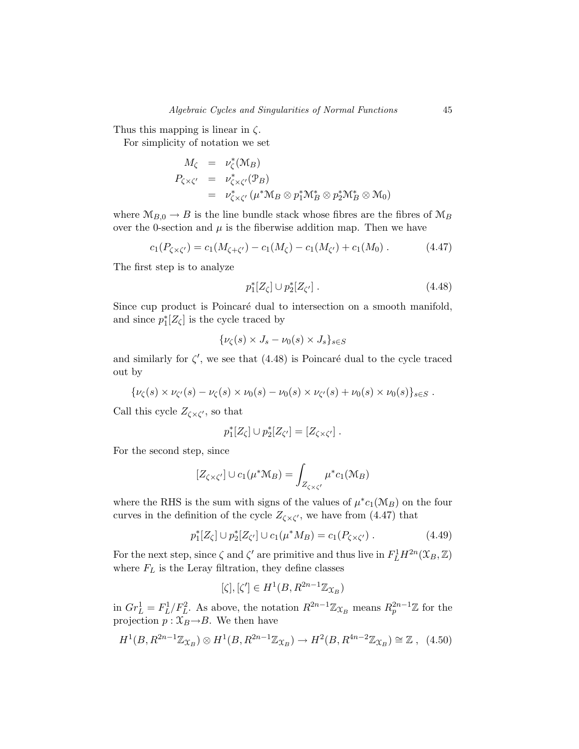Thus this mapping is linear in $\zeta$.

For simplicity of notation we set

$$\begin{aligned} M_\zeta &= \nu_\zeta^*(\mathcal{M}_B) \\ P_{\zeta\times\zeta'} &= \nu_{\zeta\times\zeta'}^*(\mathcal{P}_B) \\ &= \nu_{\zeta\times\zeta'}^*\left(\mu^*\mathcal{M}_B \otimes p_1^*\mathcal{M}_B^* \otimes p_2^*\mathcal{M}_B^* \otimes \mathcal{M}_0\right) \end{aligned}$$

where $\mathcal{M}_{B,0} \to B$ is the line bundle stack whose fibres are the fibres of $\mathcal{M}_B$ over the 0-section and $\mu$ is the fiberwise addition map. Then we have

$$c_1(P_{\zeta\times\zeta'}) = c_1(M_{\zeta+\zeta'}) - c_1(M_\zeta) - c_1(M_{\zeta'}) + c_1(M_0)\ . \tag{4.47}$$

The first step is to analyze

$$p_1^*[Z_\zeta] \cup p_2^*[Z_{\zeta'}]\ . \tag{4.48}$$

Since cup product is Poincaré dual to intersection on a smooth manifold, and since $p_1^*[Z_\zeta]$ is the cycle traced by

$$\{\nu_\zeta(s) \times J_s - \nu_0(s) \times J_s\}_{s\in S}$$

and similarly for $\zeta'$, we see that (4.48) is Poincaré dual to the cycle traced out by

$$\{\nu_\zeta(s) \times \nu_{\zeta'}(s) - \nu_\zeta(s) \times \nu_0(s) - \nu_0(s) \times \nu_{\zeta'}(s) + \nu_0(s) \times \nu_0(s)\}_{s\in S}\ .$$

Call this cycle $Z_{\zeta\times\zeta'}$, so that

$$p_1^*[Z_\zeta] \cup p_2^*[Z_{\zeta'}] = [Z_{\zeta\times\zeta'}]\ .$$

For the second step, since

$$[Z_{\zeta\times\zeta'}] \cup c_1(\mu^*\mathcal{M}_B) = \int_{Z_{\zeta\times\zeta'}} \mu^* c_1(\mathcal{M}_B)$$

where the RHS is the sum with signs of the values of $\mu^* c_1(\mathcal{M}_B)$ on the four curves in the definition of the cycle $Z_{\zeta\times\zeta'}$, we have from (4.47) that

$$p_1^*[Z_\zeta] \cup p_2^*[Z_{\zeta'}] \cup c_1(\mu^* M_B) = c_1(P_{\zeta\times\zeta'})\ . \tag{4.49}$$

For the next step, since $\zeta$ and $\zeta'$ are primitive and thus live in $F_L^1 H^{2n}(\mathcal{X}_B, \mathbb{Z})$ where $F_L$ is the Leray filtration, they define classes

$$[\zeta], [\zeta'] \in H^1(B, R^{2n-1}\mathbb{Z}_{\mathcal{X}_B})$$

in $Gr_L^1 = F_L^1/F_L^2$. As above, the notation $R^{2n-1}\mathbb{Z}_{\mathcal{X}_B}$ means $R_p^{2n-1}\mathbb{Z}$ for the projection $p : \mathcal{X}_B \to B$. We then have

$$H^1(B, R^{2n-1}\mathbb{Z}_{\mathcal{X}_B}) \otimes H^1(B, R^{2n-1}\mathbb{Z}_{\mathcal{X}_B}) \to H^2(B, R^{4n-2}\mathbb{Z}_{\mathcal{X}_B}) \cong \mathbb{Z}\ , \tag{4.50}$$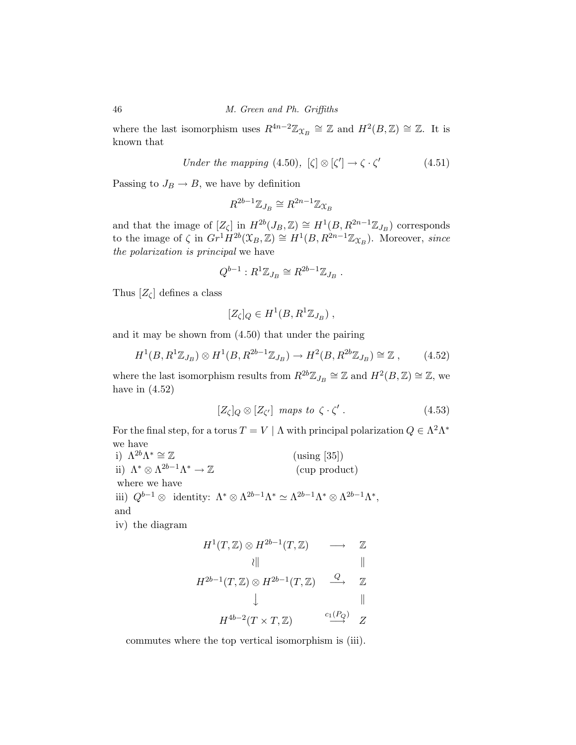where the last isomorphism uses $R^{4n-2}\mathbb{Z}_{\mathfrak{X}_B} \cong \mathbb{Z}$ and $H^2(B,\mathbb{Z}) \cong \mathbb{Z}$. It is known that

$$\textit{Under the mapping } (4.50),\ [\zeta] \otimes [\zeta'] \to \zeta \cdot \zeta' \tag{4.51}$$

Passing to $J_B \to B$, we have by definition

$$R^{2b-1}\mathbb{Z}_{J_B} \cong R^{2n-1}\mathbb{Z}_{\mathfrak{X}_B}$$

and that the image of $[Z_\zeta]$ in $H^{2b}(J_B,\mathbb{Z}) \cong H^1(B, R^{2n-1}\mathbb{Z}_{J_B})$ corresponds to the image of $\zeta$ in $Gr^1 H^{2b}(\mathfrak{X}_B,\mathbb{Z}) \cong H^1(B, R^{2n-1}\mathbb{Z}_{\mathfrak{X}_B})$. Moreover, *since the polarization is principal* we have

$$Q^{b-1} : R^1\mathbb{Z}_{J_B} \cong R^{2b-1}\mathbb{Z}_{J_B}\ .$$

Thus $[Z_\zeta]$ defines a class

$$[Z_\zeta]_Q \in H^1(B, R^1\mathbb{Z}_{J_B})\ ,$$

and it may be shown from (4.50) that under the pairing

$$H^1(B, R^1\mathbb{Z}_{J_B}) \otimes H^1(B, R^{2b-1}\mathbb{Z}_{J_B}) \to H^2(B, R^{2b}\mathbb{Z}_{J_B}) \cong \mathbb{Z}\ , \tag{4.52}$$

where the last isomorphism results from $R^{2b}\mathbb{Z}_{J_B} \cong \mathbb{Z}$ and $H^2(B,\mathbb{Z}) \cong \mathbb{Z}$, we have in (4.52)

$$[Z_\zeta]_Q \otimes [Z_{\zeta'}] \ \textit{ maps to } \ \zeta \cdot \zeta'\ . \tag{4.53}$$

For the final step, for a torus $T = V \mid \Lambda$ with principal polarization $Q \in \Lambda^2\Lambda^*$ we have

i) $\Lambda^{2b}\Lambda^* \cong \mathbb{Z}$ (using [35])

ii) $\Lambda^* \otimes \Lambda^{2b-1}\Lambda^* \to \mathbb{Z}$ (cup product)

where we have

iii) $Q^{b-1} \otimes$ identity: $\Lambda^* \otimes \Lambda^{2b-1}\Lambda^* \simeq \Lambda^{2b-1}\Lambda^* \otimes \Lambda^{2b-1}\Lambda^*$,

and

iv) the diagram

$$\begin{array}{ccc}
H^1(T,\mathbb{Z}) \otimes H^{2b-1}(T,\mathbb{Z}) & \longrightarrow & \mathbb{Z} \\
\wr\| & & \| \\
H^{2b-1}(T,\mathbb{Z}) \otimes H^{2b-1}(T,\mathbb{Z}) & \xrightarrow{Q} & \mathbb{Z} \\
\downarrow & & \| \\
H^{4b-2}(T \times T,\mathbb{Z}) & \xrightarrow{c_1(P_Q)} & Z
\end{array}$$

commutes where the top vertical isomorphism is (iii).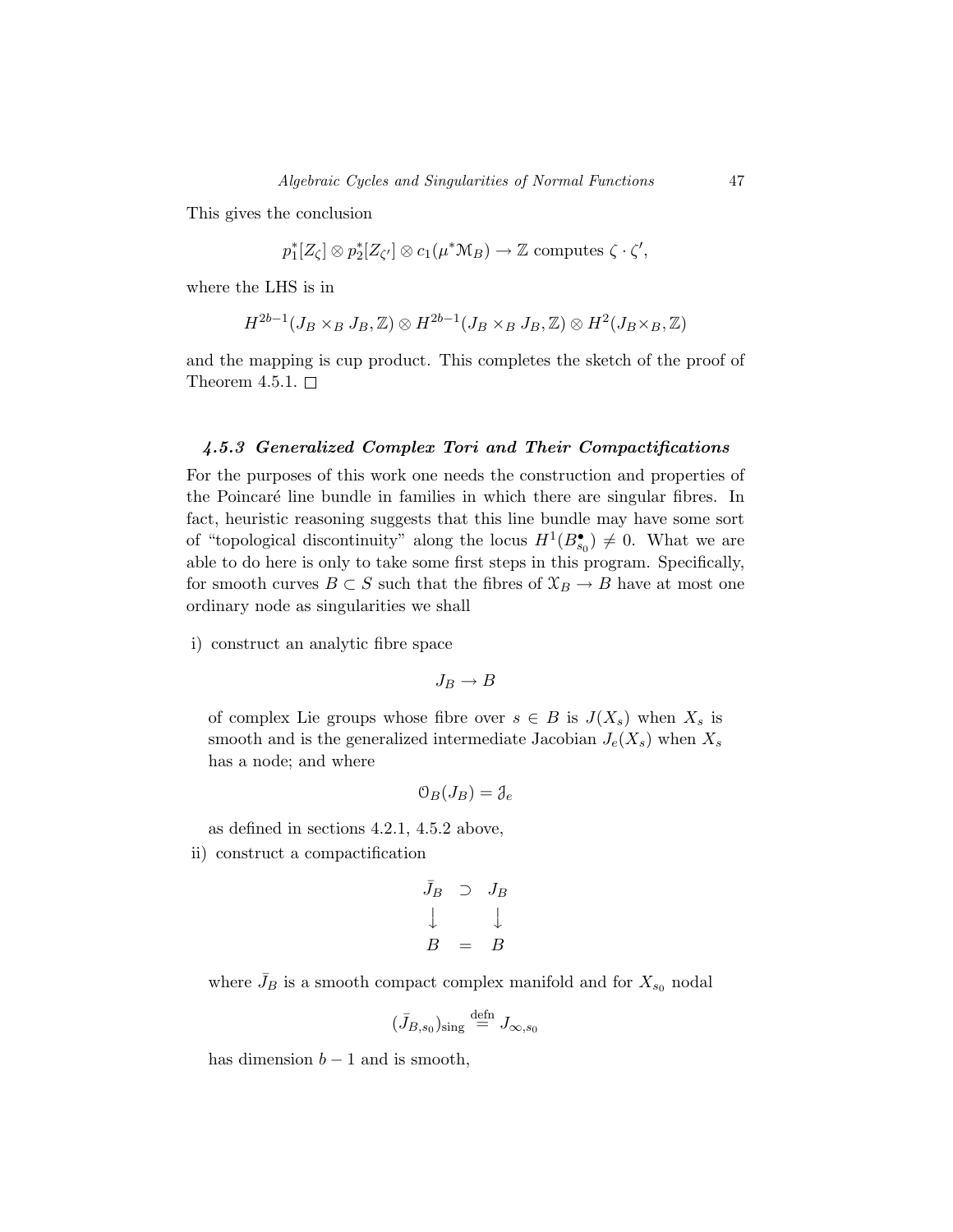This gives the conclusion

$$p_1^*[Z_\zeta] \otimes p_2^*[Z_{\zeta'}] \otimes c_1(\mu^* \mathcal{M}_B) \to \mathbb{Z} \text{ computes } \zeta \cdot \zeta',$$

where the LHS is in

$$H^{2b-1}(J_B \times_B J_B, \mathbb{Z}) \otimes H^{2b-1}(J_B \times_B J_B, \mathbb{Z}) \otimes H^2(J_B \times_B, \mathbb{Z})$$

and the mapping is cup product. This completes the sketch of the proof of Theorem 4.5.1. □

### *4.5.3 Generalized Complex Tori and Their Compactifications*

For the purposes of this work one needs the construction and properties of the Poincaré line bundle in families in which there are singular fibres. In fact, heuristic reasoning suggests that this line bundle may have some sort of "topological discontinuity" along the locus $H^1(B^\bullet_{s_0}) \neq 0$. What we are able to do here is only to take some first steps in this program. Specifically, for smooth curves $B \subset S$ such that the fibres of $\mathcal{X}_B \to B$ have at most one ordinary node as singularities we shall

i) construct an analytic fibre space

$$J_B \to B$$

of complex Lie groups whose fibre over $s \in B$ is $J(X_s)$ when $X_s$ is smooth and is the generalized intermediate Jacobian $J_e(X_s)$ when $X_s$ has a node; and where

$$\mathcal{O}_B(J_B) = \mathcal{J}_e$$

as defined in sections 4.2.1, 4.5.2 above,

ii) construct a compactification

$$\begin{array}{ccc} \bar{J}_B & \supset & J_B \\ \downarrow & & \downarrow \\ B & = & B \end{array}$$

where $\bar{J}_B$ is a smooth compact complex manifold and for $X_{s_0}$ nodal

$$(\bar{J}_{B,s_0})_{\text{sing}} \overset{\text{defn}}{=} J_{\infty,s_0}$$

has dimension $b-1$ and is smooth,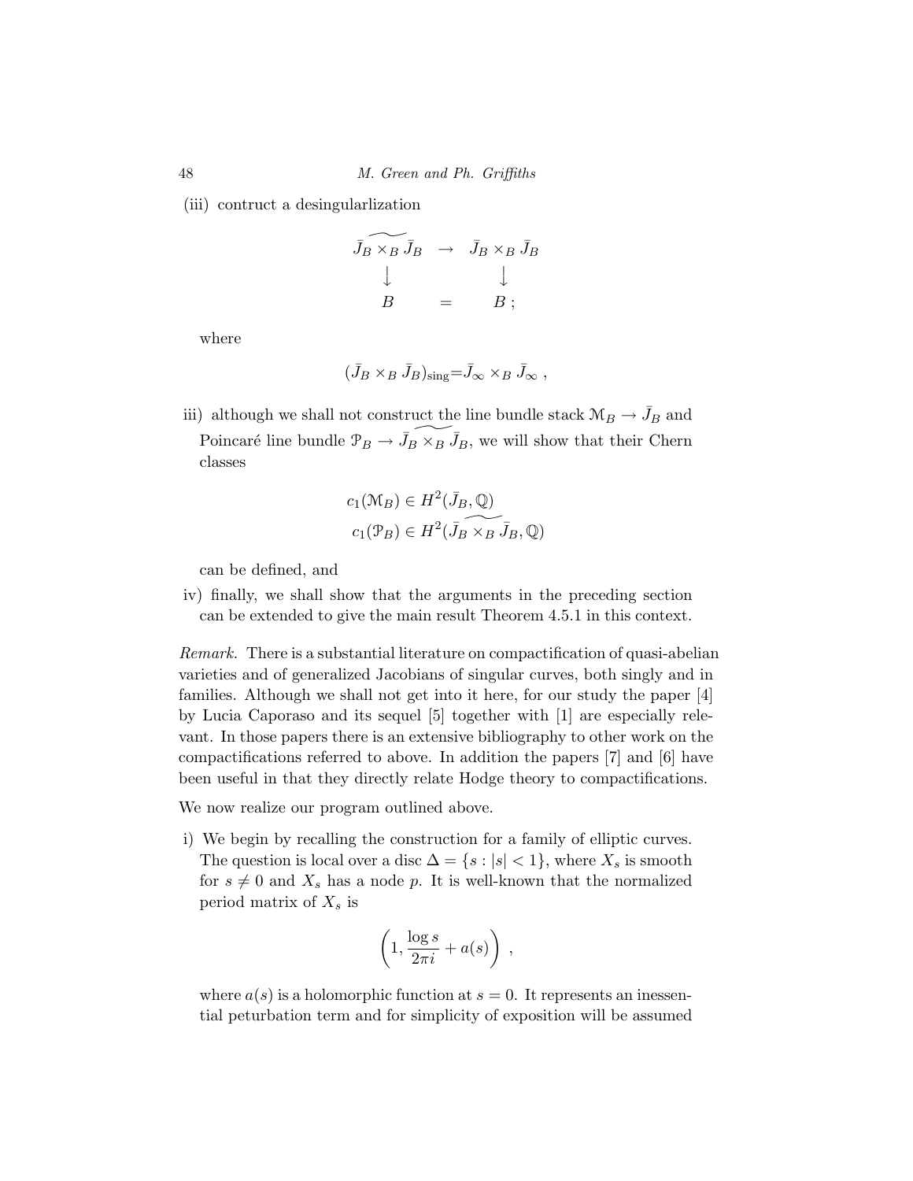(iii) contruct a desingularlization

$$\begin{array}{ccc} \widetilde{\bar{J}_B \times_B \bar{J}_B} & \to & \bar{J}_B \times_B \bar{J}_B \\ \downarrow & & \downarrow \\ B & = & B\,; \end{array}$$

where

$$(\bar{J}_B \times_B \bar{J}_B)_{\mathrm{sing}} = \bar{J}_\infty \times_B \bar{J}_\infty\ ,$$

iii) although we shall not construct the line bundle stack $\mathcal{M}_B \to \bar{J}_B$ and Poincaré line bundle $\mathcal{P}_B \to \widetilde{\bar{J}_B \times_B \bar{J}_B}$, we will show that their Chern classes

$$\begin{aligned} c_1(\mathcal{M}_B) &\in H^2(\bar{J}_B, \mathbb{Q}) \\ c_1(\mathcal{P}_B) &\in H^2(\widetilde{\bar{J}_B \times_B \bar{J}_B}, \mathbb{Q}) \end{aligned}$$

can be defined, and

iv) finally, we shall show that the arguments in the preceding section can be extended to give the main result Theorem 4.5.1 in this context.

*Remark.* There is a substantial literature on compactification of quasi-abelian varieties and of generalized Jacobians of singular curves, both singly and in families. Although we shall not get into it here, for our study the paper [4] by Lucia Caporaso and its sequel [5] together with [1] are especially relevant. In those papers there is an extensive bibliography to other work on the compactifications referred to above. In addition the papers [7] and [6] have been useful in that they directly relate Hodge theory to compactifications.

We now realize our program outlined above.

i) We begin by recalling the construction for a family of elliptic curves. The question is local over a disc $\Delta = \{s : |s| < 1\}$, where $X_s$ is smooth for $s \neq 0$ and $X_s$ has a node $p$. It is well-known that the normalized period matrix of $X_s$ is

$$\left(1, \frac{\log s}{2\pi i} + a(s)\right)\ ,$$

where $a(s)$ is a holomorphic function at $s = 0$. It represents an inessential peturbation term and for simplicity of exposition will be assumed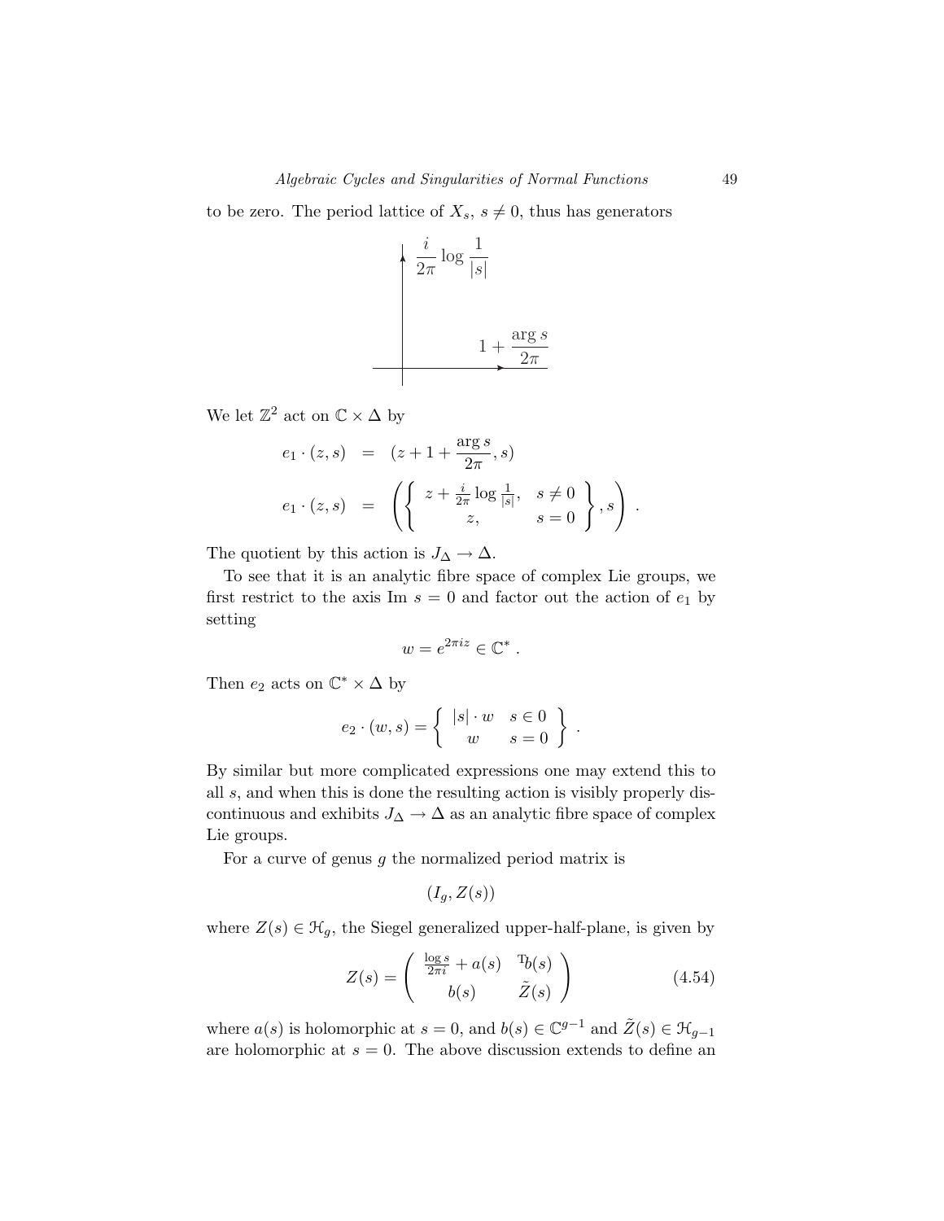to be zero. The period lattice of $X_s$, $s \neq 0$, thus has generators

$$\frac{i}{2\pi} \log \frac{1}{|s|}$$

$$1 + \frac{\arg s}{2\pi}$$

We let $\mathbb{Z}^2$ act on $\mathbb{C} \times \Delta$ by

$$\begin{aligned}
e_1 \cdot (z, s) &= (z + 1 + \frac{\arg s}{2\pi}, s) \\
e_1 \cdot (z, s) &= \left( \left\{ \begin{array}{cc} z + \frac{i}{2\pi} \log \frac{1}{|s|}, & s \neq 0 \\ z, & s = 0 \end{array} \right\}, s \right) .
\end{aligned}$$

The quotient by this action is $J_\Delta \to \Delta$.

To see that it is an analytic fibre space of complex Lie groups, we first restrict to the axis Im $s = 0$ and factor out the action of $e_1$ by setting

$$w = e^{2\pi i z} \in \mathbb{C}^* .$$

Then $e_2$ acts on $\mathbb{C}^* \times \Delta$ by

$$e_2 \cdot (w, s) = \left\{ \begin{array}{cc} |s| \cdot w & s \in 0 \\ w & s = 0 \end{array} \right\} .$$

By similar but more complicated expressions one may extend this to all $s$, and when this is done the resulting action is visibly properly discontinuous and exhibits $J_\Delta \to \Delta$ as an analytic fibre space of complex Lie groups.

For a curve of genus $g$ the normalized period matrix is

$$(I_g, Z(s))$$

where $Z(s) \in \mathcal{H}_g$, the Siegel generalized upper-half-plane, is given by

$$Z(s) = \begin{pmatrix} \frac{\log s}{2\pi i} + a(s) & {}^{\mathrm{T}}b(s) \\ b(s) & \tilde{Z}(s) \end{pmatrix} \tag{4.54}$$

where $a(s)$ is holomorphic at $s = 0$, and $b(s) \in \mathbb{C}^{g-1}$ and $\tilde{Z}(s) \in \mathcal{H}_{g-1}$ are holomorphic at $s = 0$. The above discussion extends to define an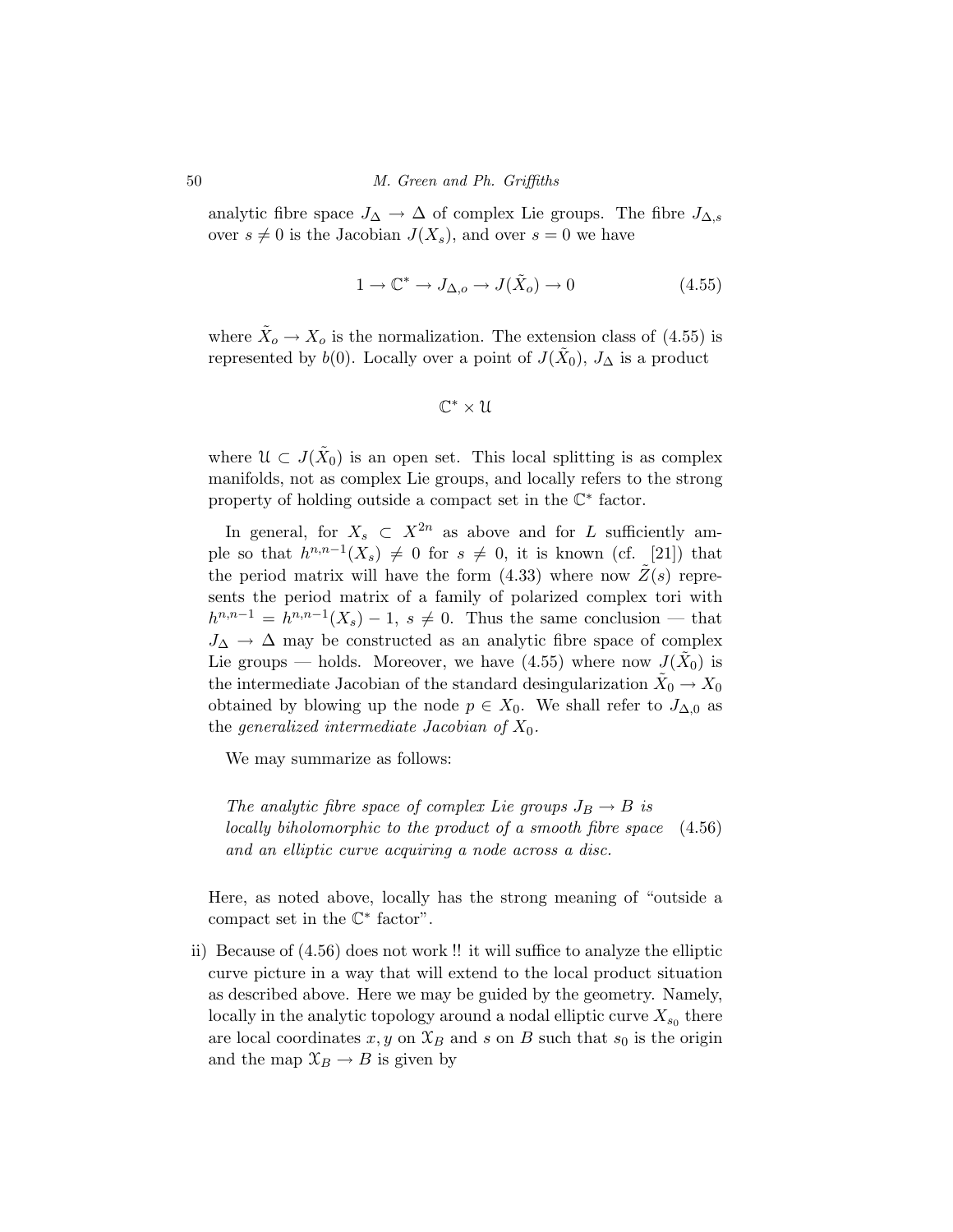analytic fibre space $J_\Delta \to \Delta$ of complex Lie groups. The fibre $J_{\Delta,s}$ over $s \neq 0$ is the Jacobian $J(X_s)$, and over $s = 0$ we have

$$1 \to \mathbb{C}^* \to J_{\Delta,o} \to J(\tilde{X}_o) \to 0 \tag{4.55}$$

where $\tilde{X}_o \to X_o$ is the normalization. The extension class of (4.55) is represented by $b(0)$. Locally over a point of $J(\tilde{X}_0)$, $J_\Delta$ is a product

$$\mathbb{C}^* \times \mathcal{U}$$

where $\mathcal{U} \subset J(\tilde{X}_0)$ is an open set. This local splitting is as complex manifolds, not as complex Lie groups, and locally refers to the strong property of holding outside a compact set in the $\mathbb{C}^*$ factor.

In general, for $X_s \subset X^{2n}$ as above and for $L$ sufficiently ample so that $h^{n,n-1}(X_s) \neq 0$ for $s \neq 0$, it is known (cf. [21]) that the period matrix will have the form (4.33) where now $\tilde{Z}(s)$ represents the period matrix of a family of polarized complex tori with $h^{n,n-1} = h^{n,n-1}(X_s) - 1$, $s \neq 0$. Thus the same conclusion — that $J_\Delta \to \Delta$ may be constructed as an analytic fibre space of complex Lie groups — holds. Moreover, we have (4.55) where now $J(\tilde{X}_0)$ is the intermediate Jacobian of the standard desingularization $\tilde{X}_0 \to X_0$ obtained by blowing up the node $p \in X_0$. We shall refer to $J_{\Delta,0}$ as the *generalized intermediate Jacobian of* $X_0$.

We may summarize as follows:

*The analytic fibre space of complex Lie groups $J_B \to B$ is locally biholomorphic to the product of a smooth fibre space and an elliptic curve acquiring a node across a disc.* (4.56)

Here, as noted above, locally has the strong meaning of "outside a compact set in the $\mathbb{C}^*$ factor".

ii) Because of (4.56) does not work !! it will suffice to analyze the elliptic curve picture in a way that will extend to the local product situation as described above. Here we may be guided by the geometry. Namely, locally in the analytic topology around a nodal elliptic curve $X_{s_0}$ there are local coordinates $x, y$ on $\mathcal{X}_B$ and $s$ on $B$ such that $s_0$ is the origin and the map $\mathcal{X}_B \to B$ is given by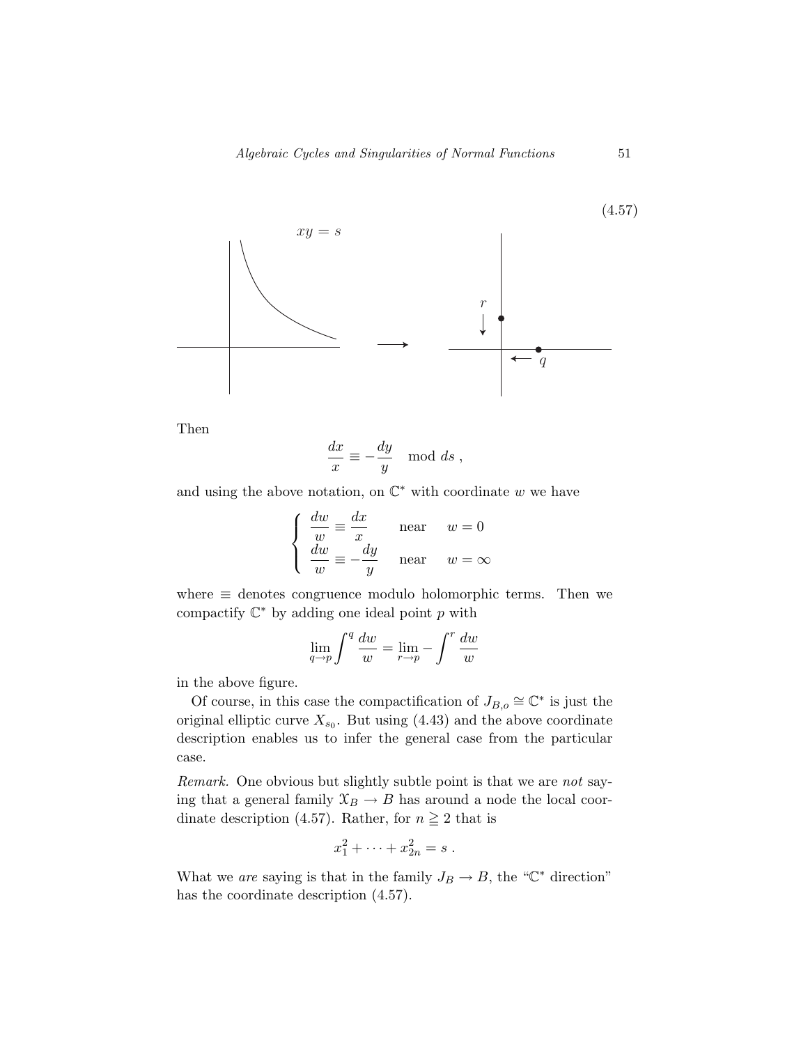(4.57)

Then

$$\frac{dx}{x} \equiv -\frac{dy}{y} \mod ds\ ,$$

and using the above notation, on $\mathbb{C}^*$ with coordinate $w$ we have

$$\begin{cases} \dfrac{dw}{w} \equiv \dfrac{dx}{x} & \text{near} \quad w = 0 \\ \dfrac{dw}{w} \equiv -\dfrac{dy}{y} & \text{near} \quad w = \infty \end{cases}$$

where $\equiv$ denotes congruence modulo holomorphic terms. Then we compactify $\mathbb{C}^*$ by adding one ideal point $p$ with

$$\lim_{q \to p} \int^q \frac{dw}{w} = \lim_{r \to p} -\int^r \frac{dw}{w}$$

in the above figure.

Of course, in this case the compactification of $J_{B,o} \cong \mathbb{C}^*$ is just the original elliptic curve $X_{s_0}$. But using (4.43) and the above coordinate description enables us to infer the general case from the particular case.

*Remark.* One obvious but slightly subtle point is that we are *not* saying that a general family $\mathfrak{X}_B \to B$ has around a node the local coordinate description (4.57). Rather, for $n \geqq 2$ that is

$$x_1^2 + \cdots + x_{2n}^2 = s\ .$$

What we *are* saying is that in the family $J_B \to B$, the "$\mathbb{C}^*$ direction" has the coordinate description (4.57).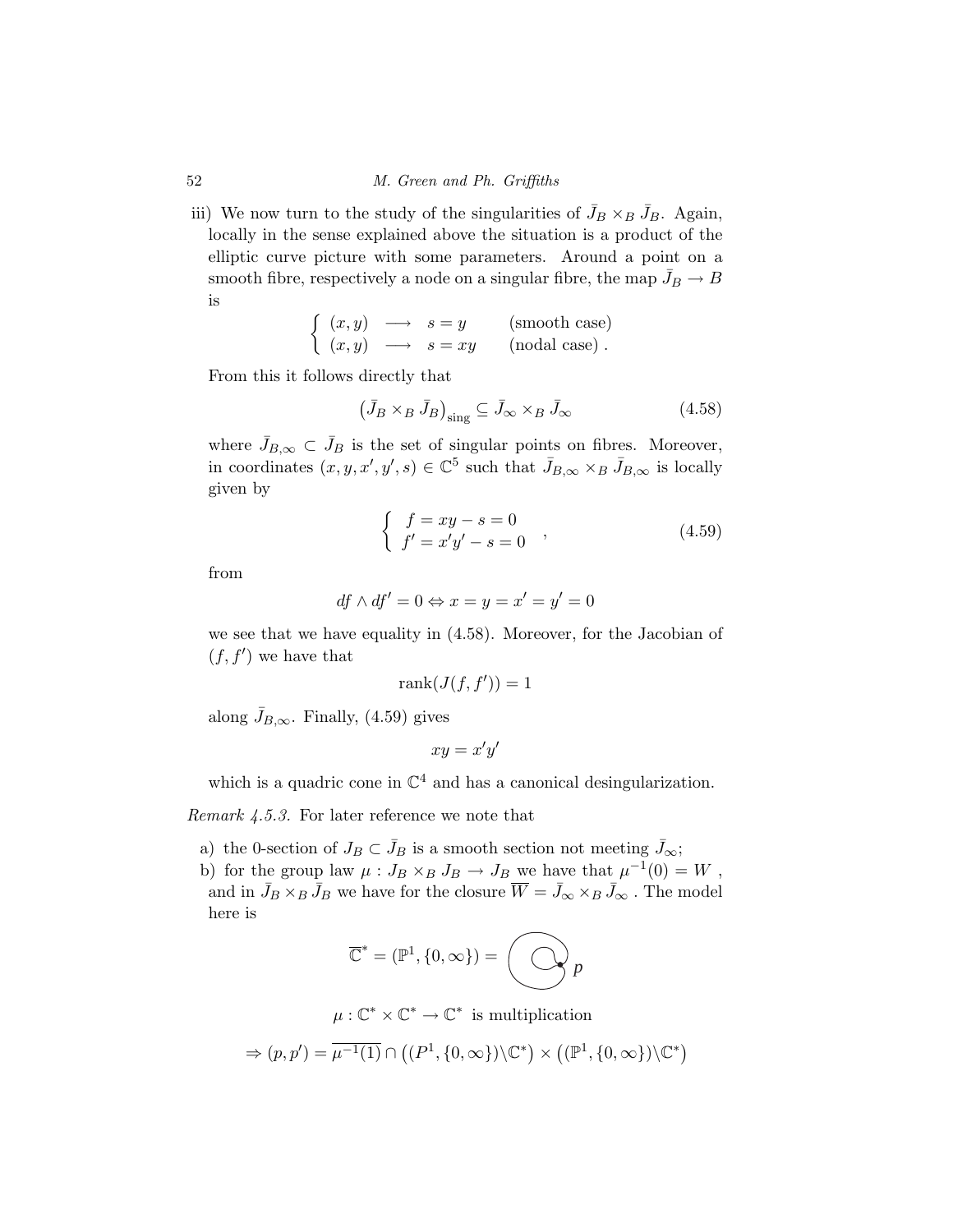iii) We now turn to the study of the singularities of $\bar{J}_B \times_B \bar{J}_B$. Again, locally in the sense explained above the situation is a product of the elliptic curve picture with some parameters. Around a point on a smooth fibre, respectively a node on a singular fibre, the map $\bar{J}_B \to B$ is

$$\begin{cases} (x,y) \longrightarrow s = y & \text{(smooth case)} \\ (x,y) \longrightarrow s = xy & \text{(nodal case)}\ . \end{cases}$$

From this it follows directly that

$$\left(\bar{J}_B \times_B \bar{J}_B\right)_{\mathrm{sing}} \subseteq \bar{J}_\infty \times_B \bar{J}_\infty \tag{4.58}$$

where $\bar{J}_{B,\infty} \subset \bar{J}_B$ is the set of singular points on fibres. Moreover, in coordinates $(x,y,x',y',s) \in \mathbb{C}^5$ such that $\bar{J}_{B,\infty} \times_B \bar{J}_{B,\infty}$ is locally given by

$$\begin{cases} f = xy - s = 0 \\ f' = x'y' - s = 0 \end{cases}, \tag{4.59}$$

from

$$df \wedge df' = 0 \Leftrightarrow x = y = x' = y' = 0$$

we see that we have equality in (4.58). Moreover, for the Jacobian of $(f,f')$ we have that

$$\operatorname{rank}(J(f,f')) = 1$$

along $\bar{J}_{B,\infty}$. Finally, (4.59) gives

$$xy = x'y'$$

which is a quadric cone in $\mathbb{C}^4$ and has a canonical desingularization.

*Remark 4.5.3.* For later reference we note that

a) the 0-section of $J_B \subset \bar{J}_B$ is a smooth section not meeting $\bar{J}_\infty$;

b) for the group law $\mu : J_B \times_B J_B \to J_B$ we have that $\mu^{-1}(0) = W$ , and in $\bar{J}_B \times_B \bar{J}_B$ we have for the closure $\overline{W} = \bar{J}_\infty \times_B \bar{J}_\infty$ . The model here is

$$\overline{\mathbb{C}}^* = (\mathbb{P}^1, \{0,\infty\}) = \quad p$$

$$\mu : \mathbb{C}^* \times \mathbb{C}^* \to \mathbb{C}^* \ \text{ is multiplication}$$

$$\Rightarrow (p,p') = \overline{\mu^{-1}(1)} \cap \left((P^1,\{0,\infty\})\backslash\mathbb{C}^*\right) \times \left((\mathbb{P}^1,\{0,\infty\})\backslash\mathbb{C}^*\right)$$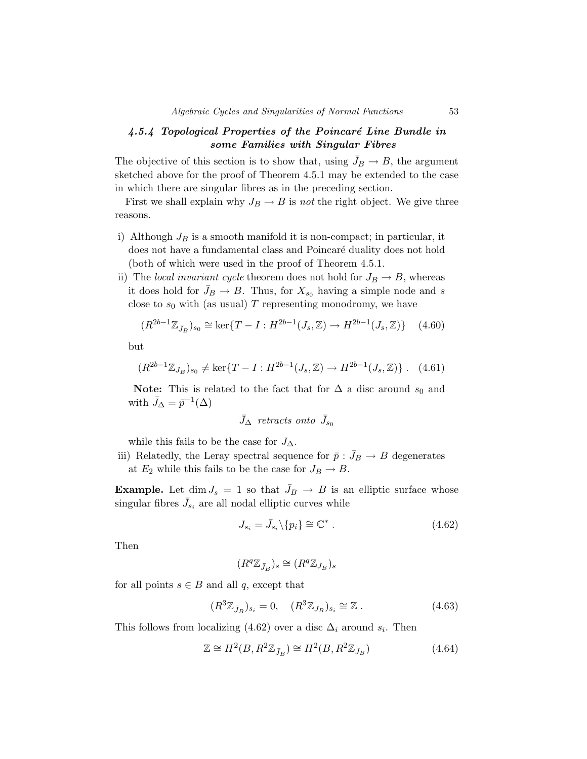### *4.5.4 Topological Properties of the Poincaré Line Bundle in some Families with Singular Fibres*

The objective of this section is to show that, using $\bar{J}_B \to B$, the argument sketched above for the proof of Theorem 4.5.1 may be extended to the case in which there are singular fibres as in the preceding section.

First we shall explain why $J_B \to B$ is *not* the right object. We give three reasons.

i) Although $J_B$ is a smooth manifold it is non-compact; in particular, it does not have a fundamental class and Poincaré duality does not hold (both of which were used in the proof of Theorem 4.5.1.

ii) The *local invariant cycle* theorem does not hold for $J_B \to B$, whereas it does hold for $\bar{J}_B \to B$. Thus, for $X_{s_0}$ having a simple node and $s$ close to $s_0$ with (as usual) $T$ representing monodromy, we have

$$(R^{2b-1}\mathbb{Z}_{\bar{J}_B})_{s_0} \cong \ker\{T - I : H^{2b-1}(J_s, \mathbb{Z}) \to H^{2b-1}(J_s, \mathbb{Z})\} \quad (4.60)$$

but

$$(R^{2b-1}\mathbb{Z}_{J_B})_{s_0} \neq \ker\{T - I : H^{2b-1}(J_s, \mathbb{Z}) \to H^{2b-1}(J_s, \mathbb{Z})\} \,. \quad (4.61)$$

**Note:** This is related to the fact that for $\Delta$ a disc around $s_0$ and with $\bar{J}_\Delta = \bar{p}^{-1}(\Delta)$

$$\bar{J}_\Delta \ \textit{retracts onto} \ \bar{J}_{s_0}$$

while this fails to be the case for $J_\Delta$.

iii) Relatedly, the Leray spectral sequence for $\bar{p} : \bar{J}_B \to B$ degenerates at $E_2$ while this fails to be the case for $J_B \to B$.

**Example.** Let $\dim J_s = 1$ so that $\bar{J}_B \to B$ is an elliptic surface whose singular fibres $\bar{J}_{s_i}$ are all nodal elliptic curves while

$$J_{s_i} = \bar{J}_{s_i} \backslash \{p_i\} \cong \mathbb{C}^* \,. \quad (4.62)$$

Then

$$(R^q\mathbb{Z}_{\bar{J}_B})_s \cong (R^q\mathbb{Z}_{J_B})_s$$

for all points $s \in B$ and all $q$, except that

$$(R^3\mathbb{Z}_{\bar{J}_B})_{s_i} = 0, \quad (R^3\mathbb{Z}_{J_B})_{s_i} \cong \mathbb{Z} \,. \quad (4.63)$$

This follows from localizing (4.62) over a disc $\Delta_i$ around $s_i$. Then

$$\mathbb{Z} \cong H^2(B, R^2\mathbb{Z}_{\bar{J}_B}) \cong H^2(B, R^2\mathbb{Z}_{J_B}) \quad (4.64)$$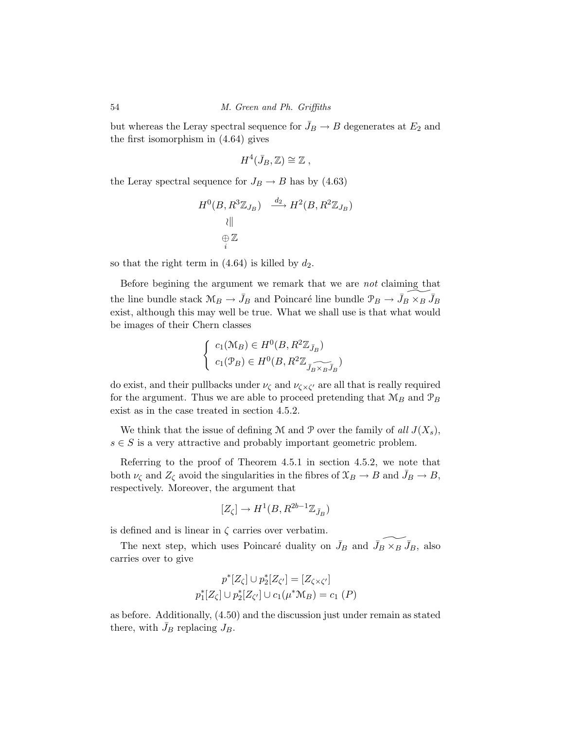but whereas the Leray spectral sequence for $\bar{J}_B \to B$ degenerates at $E_2$ and the first isomorphism in (4.64) gives

$$H^4(\bar{J}_B, \mathbb{Z}) \cong \mathbb{Z}\,,$$

the Leray spectral sequence for $J_B \to B$ has by (4.63)

$$\begin{array}{ccc} H^0(B, R^3\mathbb{Z}_{J_B}) & \xrightarrow{d_2} & H^2(B, R^2\mathbb{Z}_{J_B}) \\ \wr\| & & \\ \bigoplus_i \mathbb{Z} & & \end{array}$$

so that the right term in (4.64) is killed by $d_2$.

Before begining the argument we remark that we are *not* claiming that the line bundle stack $\mathcal{M}_B \to \bar{J}_B$ and Poincaré line bundle $\mathcal{P}_B \to \widetilde{\bar{J}_B \times_B \bar{J}_B}$ exist, although this may well be true. What we shall use is that what would be images of their Chern classes

$$\begin{cases} c_1(\mathcal{M}_B) \in H^0(B, R^2\mathbb{Z}_{\bar{J}_B}) \\ c_1(\mathcal{P}_B) \in H^0(B, R^2\mathbb{Z}_{\widetilde{\bar{J}_B \times_B \bar{J}_B}}) \end{cases}$$

do exist, and their pullbacks under $\nu_\zeta$ and $\nu_{\zeta \times \zeta'}$ are all that is really required for the argument. Thus we are able to proceed pretending that $\mathcal{M}_B$ and $\mathcal{P}_B$ exist as in the case treated in section 4.5.2.

We think that the issue of defining $\mathcal{M}$ and $\mathcal{P}$ over the family of *all* $J(X_s)$, $s \in S$ is a very attractive and probably important geometric problem.

Referring to the proof of Theorem 4.5.1 in section 4.5.2, we note that both $\nu_\zeta$ and $Z_\zeta$ avoid the singularities in the fibres of $\mathcal{X}_B \to B$ and $\bar{J}_B \to B$, respectively. Moreover, the argument that

$$[Z_\zeta] \to H^1(B, R^{2b-1}\mathbb{Z}_{\bar{J}_B})$$

is defined and is linear in $\zeta$ carries over verbatim.

The next step, which uses Poincaré duality on $\bar{J}_B$ and $\widetilde{\bar{J}_B \times_B \bar{J}_B}$, also carries over to give

$$\begin{aligned} p^*[Z_\zeta] \cup p_2^*[Z_{\zeta'}] &= [Z_{\zeta \times \zeta'}] \\ p_1^*[Z_\zeta] \cup p_2^*[Z_{\zeta'}] \cup c_1(\mu^*\mathcal{M}_B) &= c_1\ (P) \end{aligned}$$

as before. Additionally, (4.50) and the discussion just under remain as stated there, with $\bar{J}_B$ replacing $J_B$.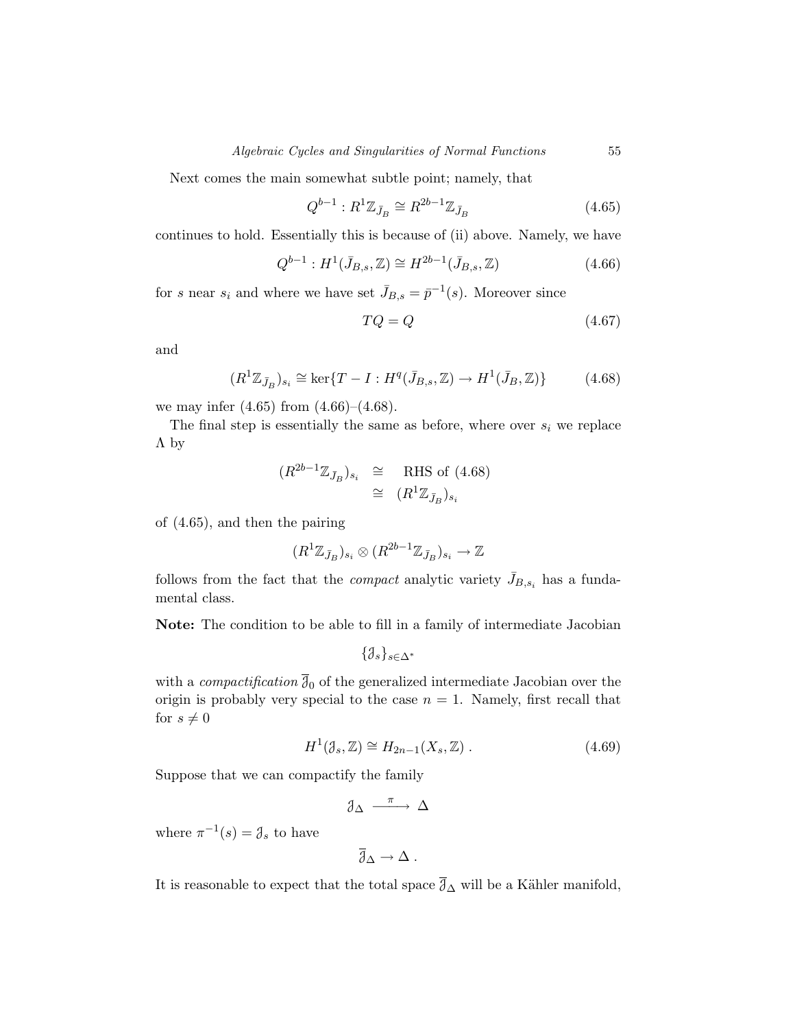Next comes the main somewhat subtle point; namely, that

$$Q^{b-1} : R^1\mathbb{Z}_{\bar{J}_B} \cong R^{2b-1}\mathbb{Z}_{\bar{J}_B} \tag{4.65}$$

continues to hold. Essentially this is because of (ii) above. Namely, we have

$$Q^{b-1} : H^1(\bar{J}_{B,s}, \mathbb{Z}) \cong H^{2b-1}(\bar{J}_{B,s}, \mathbb{Z}) \tag{4.66}$$

for $s$ near $s_i$ and where we have set $\bar{J}_{B,s} = \bar{p}^{-1}(s)$. Moreover since

$$TQ = Q \tag{4.67}$$

and

$$(R^1\mathbb{Z}_{\bar{J}_B})_{s_i} \cong \ker\{T - I : H^q(\bar{J}_{B,s}, \mathbb{Z}) \to H^1(\bar{J}_B, \mathbb{Z})\} \tag{4.68}$$

we may infer (4.65) from (4.66)–(4.68).

The final step is essentially the same as before, where over $s_i$ we replace $\Lambda$ by

$$\begin{aligned}(R^{2b-1}\mathbb{Z}_{\bar{J}_B})_{s_i} &\cong \text{ RHS of (4.68)} \\ &\cong (R^1\mathbb{Z}_{\bar{J}_B})_{s_i}\end{aligned}$$

of (4.65), and then the pairing

$$(R^1\mathbb{Z}_{\bar{J}_B})_{s_i} \otimes (R^{2b-1}\mathbb{Z}_{\bar{J}_B})_{s_i} \to \mathbb{Z}$$

follows from the fact that the *compact* analytic variety $\bar{J}_{B,s_i}$ has a fundamental class.

**Note:** The condition to be able to fill in a family of intermediate Jacobian

$$\{\mathcal{J}_s\}_{s\in\Delta^*}$$

with a *compactification* $\overline{\mathcal{J}}_0$ of the generalized intermediate Jacobian over the origin is probably very special to the case $n = 1$. Namely, first recall that for $s \neq 0$

$$H^1(\mathcal{J}_s, \mathbb{Z}) \cong H_{2n-1}(X_s, \mathbb{Z})\ . \tag{4.69}$$

Suppose that we can compactify the family

$$\mathcal{J}_\Delta \xrightarrow{\ \pi\ } \Delta$$

where $\pi^{-1}(s) = \mathcal{J}_s$ to have

$$\overline{\mathcal{J}}_\Delta \to \Delta\ .$$

It is reasonable to expect that the total space $\overline{\mathcal{J}}_\Delta$ will be a Kähler manifold,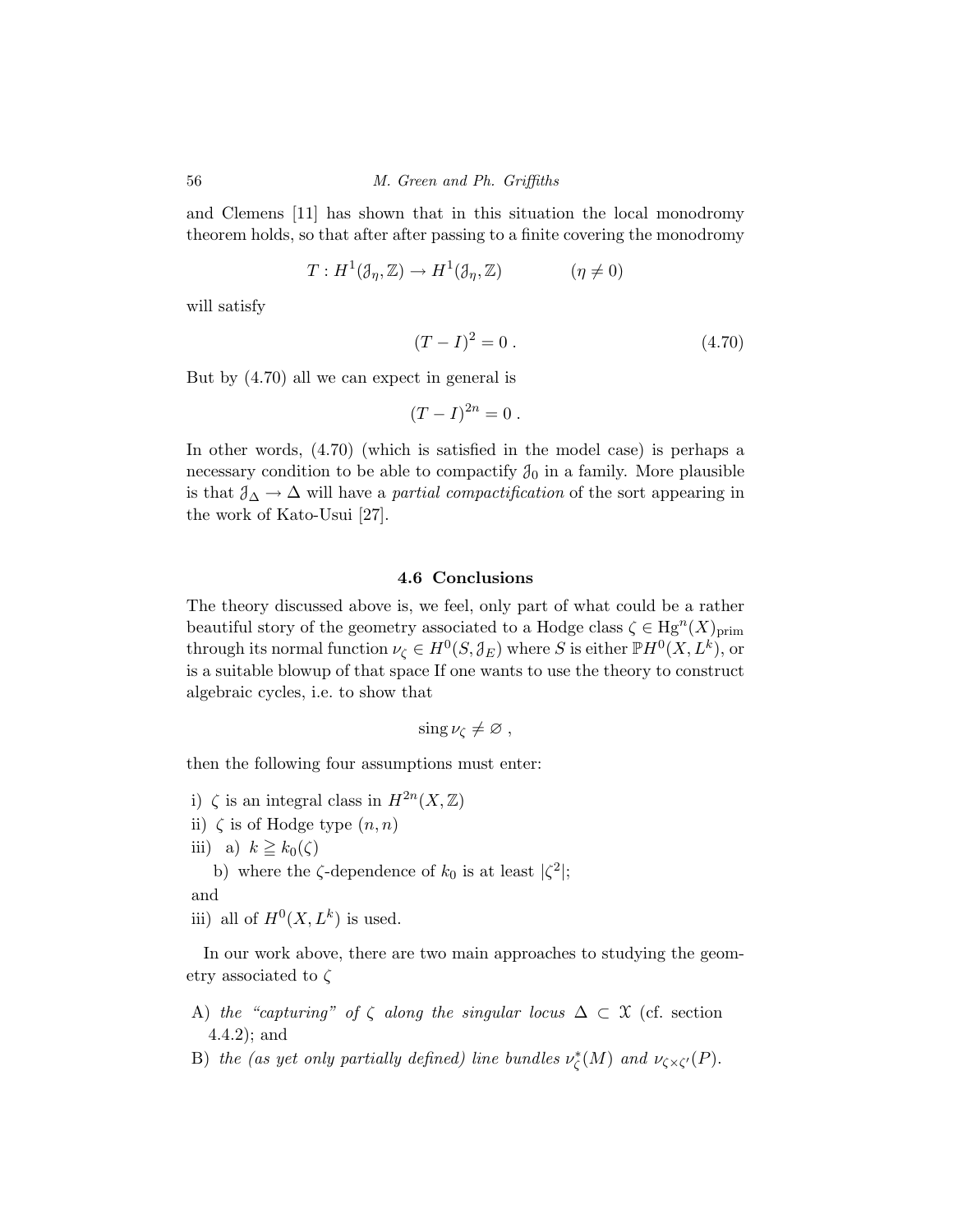and Clemens [11] has shown that in this situation the local monodromy theorem holds, so that after after passing to a finite covering the monodromy

$$T : H^1(\mathcal{J}_\eta, \mathbb{Z}) \to H^1(\mathcal{J}_\eta, \mathbb{Z}) \qquad\qquad (\eta \neq 0)$$

will satisfy

$$(T - I)^2 = 0\ . \tag{4.70}$$

But by (4.70) all we can expect in general is

$$(T - I)^{2n} = 0\ .$$

In other words, (4.70) (which is satisfied in the model case) is perhaps a necessary condition to be able to compactify $\mathcal{J}_0$ in a family. More plausible is that $\mathcal{J}_\Delta \to \Delta$ will have a *partial compactification* of the sort appearing in the work of Kato-Usui [27].

### 4.6 Conclusions

The theory discussed above is, we feel, only part of what could be a rather beautiful story of the geometry associated to a Hodge class $\zeta \in \mathrm{Hg}^n(X)_{\mathrm{prim}}$ through its normal function $\nu_\zeta \in H^0(S, \mathcal{J}_E)$ where $S$ is either $\mathbb{P}H^0(X, L^k)$, or is a suitable blowup of that space If one wants to use the theory to construct algebraic cycles, i.e. to show that

$$\operatorname{sing} \nu_\zeta \neq \varnothing\ ,$$

then the following four assumptions must enter:

i) $\zeta$ is an integral class in $H^{2n}(X, \mathbb{Z})$

ii) $\zeta$ is of Hodge type $(n, n)$

iii) a) $k \geqq k_0(\zeta)$

  b) where the $\zeta$-dependence of $k_0$ is at least $|\zeta^2|$;

and

iii) all of $H^0(X, L^k)$ is used.

In our work above, there are two main approaches to studying the geometry associated to $\zeta$

A) *the "capturing" of $\zeta$ along the singular locus $\Delta \subset \mathcal{X}$* (cf. section 4.4.2); and

B) *the (as yet only partially defined) line bundles $\nu_\zeta^*(M)$ and $\nu_{\zeta\times\zeta'}(P)$.*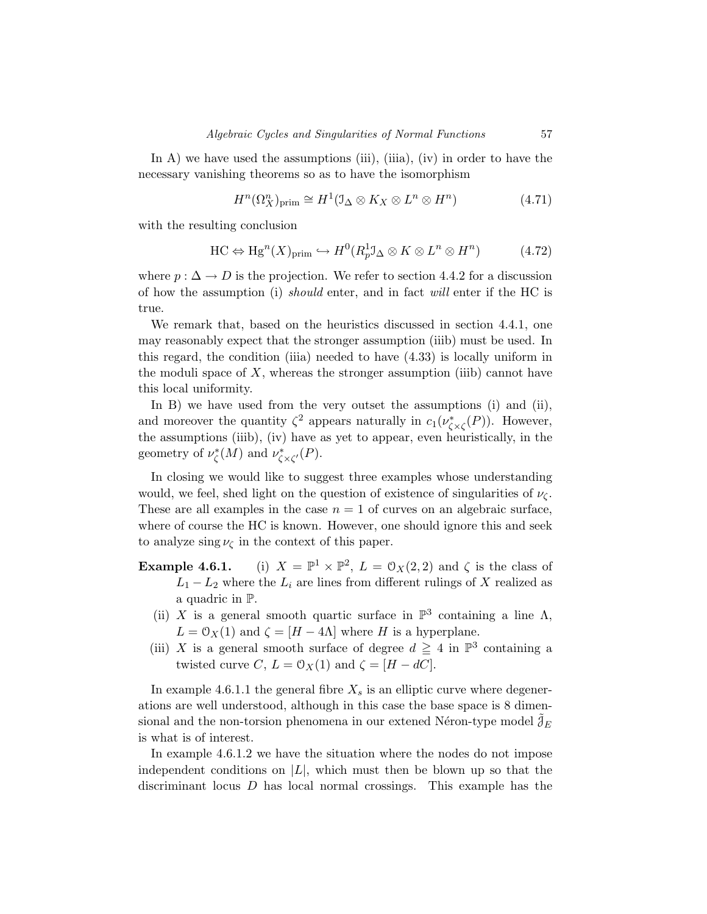In A) we have used the assumptions (iii), (iiia), (iv) in order to have the necessary vanishing theorems so as to have the isomorphism

$$H^n(\Omega_X^n)_{\text{prim}} \cong H^1(\mathcal{I}_\Delta \otimes K_X \otimes L^n \otimes H^n) \tag{4.71}$$

with the resulting conclusion

$$\text{HC} \Leftrightarrow \text{Hg}^n(X)_{\text{prim}} \hookrightarrow H^0(R^1_p \mathcal{I}_\Delta \otimes K \otimes L^n \otimes H^n) \tag{4.72}$$

where $p : \Delta \to D$ is the projection. We refer to section 4.4.2 for a discussion of how the assumption (i) *should* enter, and in fact *will* enter if the HC is true.

We remark that, based on the heuristics discussed in section 4.4.1, one may reasonably expect that the stronger assumption (iiib) must be used. In this regard, the condition (iiia) needed to have (4.33) is locally uniform in the moduli space of $X$, whereas the stronger assumption (iiib) cannot have this local uniformity.

In B) we have used from the very outset the assumptions (i) and (ii), and moreover the quantity $\zeta^2$ appears naturally in $c_1(\nu^*_{\zeta\times\zeta}(P))$. However, the assumptions (iiib), (iv) have as yet to appear, even heuristically, in the geometry of $\nu^*_\zeta(M)$ and $\nu^*_{\zeta\times\zeta'}(P)$.

In closing we would like to suggest three examples whose understanding would, we feel, shed light on the question of existence of singularities of $\nu_\zeta$. These are all examples in the case $n = 1$ of curves on an algebraic surface, where of course the HC is known. However, one should ignore this and seek to analyze $\operatorname{sing} \nu_\zeta$ in the context of this paper.

**Example 4.6.1.**

(i) $X = \mathbb{P}^1 \times \mathbb{P}^2$, $L = \mathcal{O}_X(2, 2)$ and $\zeta$ is the class of $L_1 - L_2$ where the $L_i$ are lines from different rulings of $X$ realized as a quadric in $\mathbb{P}$.

(ii) $X$ is a general smooth quartic surface in $\mathbb{P}^3$ containing a line $\Lambda$, $L = \mathcal{O}_X(1)$ and $\zeta = [H - 4\Lambda]$ where $H$ is a hyperplane.

(iii) $X$ is a general smooth surface of degree $d \geqq 4$ in $\mathbb{P}^3$ containing a twisted curve $C$, $L = \mathcal{O}_X(1)$ and $\zeta = [H - dC]$.

In example 4.6.1.1 the general fibre $X_s$ is an elliptic curve where degenerations are well understood, although in this case the base space is 8 dimensional and the non-torsion phenomena in our extened Néron-type model $\tilde{\mathcal{J}}_E$ is what is of interest.

In example 4.6.1.2 we have the situation where the nodes do not impose independent conditions on $|L|$, which must then be blown up so that the discriminant locus $D$ has local normal crossings. This example has the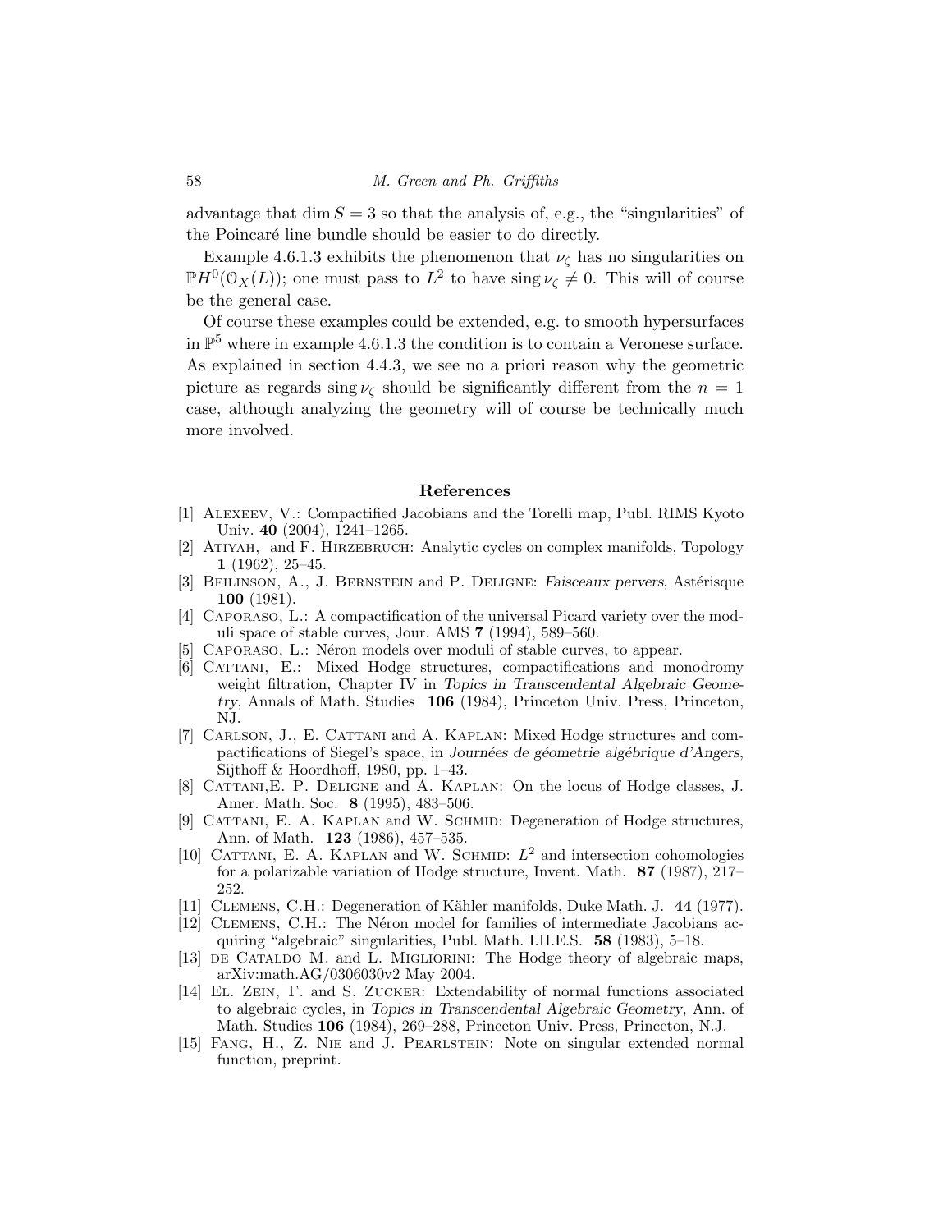advantage that $\dim S = 3$ so that the analysis of, e.g., the "singularities" of the Poincaré line bundle should be easier to do directly.

Example 4.6.1.3 exhibits the phenomenon that $\nu_\zeta$ has no singularities on $\mathbb{P}H^0(\mathcal{O}_X(L))$; one must pass to $L^2$ to have $\operatorname{sing} \nu_\zeta \neq 0$. This will of course be the general case.

Of course these examples could be extended, e.g. to smooth hypersurfaces in $\mathbb{P}^5$ where in example 4.6.1.3 the condition is to contain a Veronese surface. As explained in section 4.4.3, we see no a priori reason why the geometric picture as regards $\operatorname{sing} \nu_\zeta$ should be significantly different from the $n = 1$ case, although analyzing the geometry will of course be technically much more involved.

## References

[1] Alexeev, V.: Compactified Jacobians and the Torelli map, Publ. RIMS Kyoto Univ. **40** (2004), 1241–1265.

[2] Atiyah, and F. Hirzebruch: Analytic cycles on complex manifolds, Topology **1** (1962), 25–45.

[3] Beilinson, A., J. Bernstein and P. Deligne: *Faisceaux pervers*, Astérisque **100** (1981).

[4] Caporaso, L.: A compactification of the universal Picard variety over the moduli space of stable curves, Jour. AMS **7** (1994), 589–560.

[5] Caporaso, L.: Néron models over moduli of stable curves, to appear.

[6] Cattani, E.: Mixed Hodge structures, compactifications and monodromy weight filtration, Chapter IV in *Topics in Transcendental Algebraic Geometry*, Annals of Math. Studies **106** (1984), Princeton Univ. Press, Princeton, NJ.

[7] Carlson, J., E. Cattani and A. Kaplan: Mixed Hodge structures and compactifications of Siegel's space, in *Journées de géometrie algébrique d'Angers*, Sijthoff & Hoordhoff, 1980, pp. 1–43.

[8] Cattani,E. P. Deligne and A. Kaplan: On the locus of Hodge classes, J. Amer. Math. Soc. **8** (1995), 483–506.

[9] Cattani, E. A. Kaplan and W. Schmid: Degeneration of Hodge structures, Ann. of Math. **123** (1986), 457–535.

[10] Cattani, E. A. Kaplan and W. Schmid: $L^2$ and intersection cohomologies for a polarizable variation of Hodge structure, Invent. Math. **87** (1987), 217–252.

[11] Clemens, C.H.: Degeneration of Kähler manifolds, Duke Math. J. **44** (1977).

[12] Clemens, C.H.: The Néron model for families of intermediate Jacobians acquiring "algebraic" singularities, Publ. Math. I.H.E.S. **58** (1983), 5–18.

[13] de Cataldo M. and L. Migliorini: The Hodge theory of algebraic maps, arXiv:math.AG/0306030v2 May 2004.

[14] El. Zein, F. and S. Zucker: Extendability of normal functions associated to algebraic cycles, in *Topics in Transcendental Algebraic Geometry*, Ann. of Math. Studies **106** (1984), 269–288, Princeton Univ. Press, Princeton, N.J.

[15] Fang, H., Z. Nie and J. Pearlstein: Note on singular extended normal function, preprint.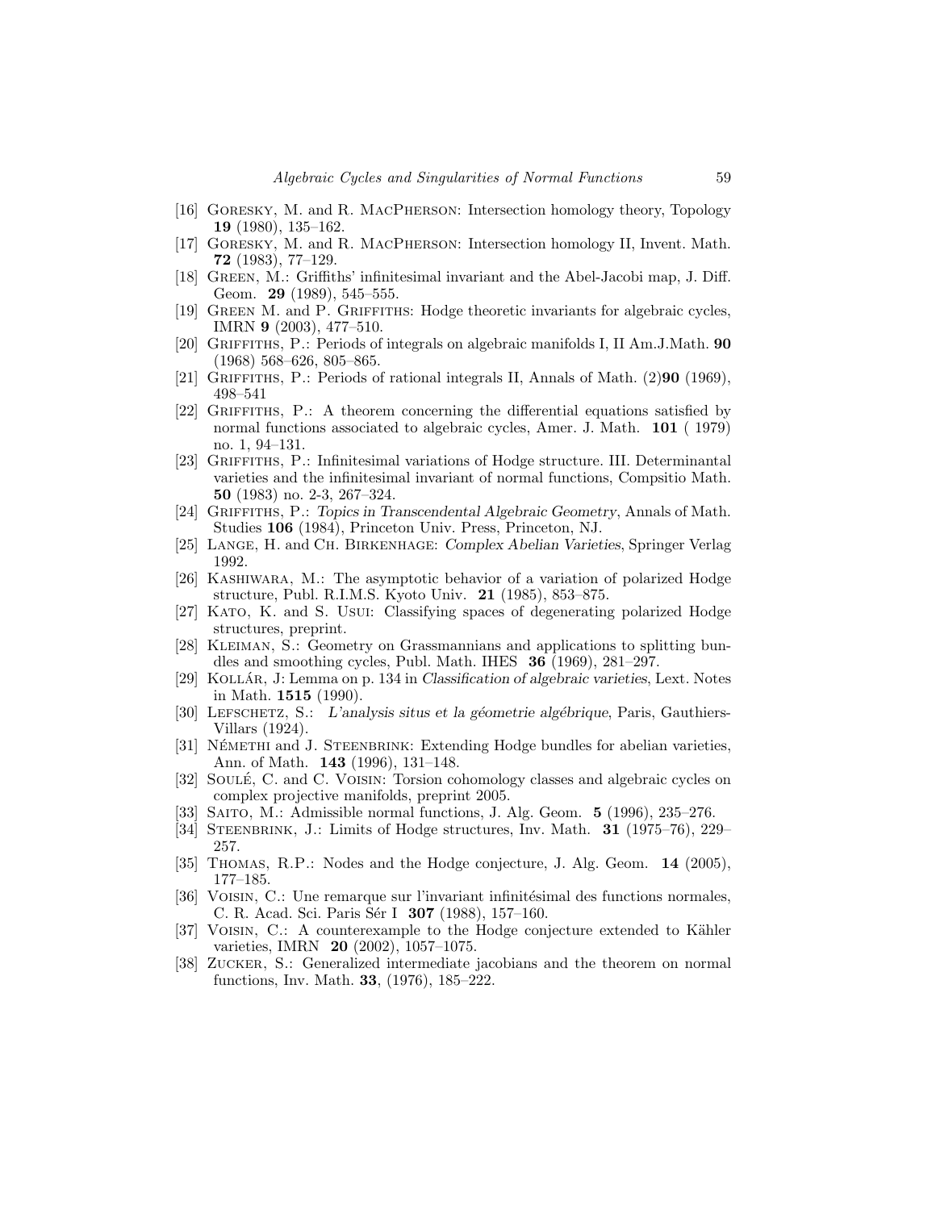[16] Goresky, M. and R. MacPherson: Intersection homology theory, Topology **19** (1980), 135–162.

[17] Goresky, M. and R. MacPherson: Intersection homology II, Invent. Math. **72** (1983), 77–129.

[18] Green, M.: Griffiths' infinitesimal invariant and the Abel-Jacobi map, J. Diff. Geom. **29** (1989), 545–555.

[19] Green M. and P. Griffiths: Hodge theoretic invariants for algebraic cycles, IMRN **9** (2003), 477–510.

[20] Griffiths, P.: Periods of integrals on algebraic manifolds I, II Am.J.Math. **90** (1968) 568–626, 805–865.

[21] Griffiths, P.: Periods of rational integrals II, Annals of Math. (2)**90** (1969), 498–541

[22] Griffiths, P.: A theorem concerning the differential equations satisfied by normal functions associated to algebraic cycles, Amer. J. Math. **101** ( 1979) no. 1, 94–131.

[23] Griffiths, P.: Infinitesimal variations of Hodge structure. III. Determinantal varieties and the infinitesimal invariant of normal functions, Compsitio Math. **50** (1983) no. 2-3, 267–324.

[24] Griffiths, P.: *Topics in Transcendental Algebraic Geometry*, Annals of Math. Studies **106** (1984), Princeton Univ. Press, Princeton, NJ.

[25] Lange, H. and Ch. Birkenhage: *Complex Abelian Varieties*, Springer Verlag 1992.

[26] Kashiwara, M.: The asymptotic behavior of a variation of polarized Hodge structure, Publ. R.I.M.S. Kyoto Univ. **21** (1985), 853–875.

[27] Kato, K. and S. Usui: Classifying spaces of degenerating polarized Hodge structures, preprint.

[28] Kleiman, S.: Geometry on Grassmannians and applications to splitting bundles and smoothing cycles, Publ. Math. IHES **36** (1969), 281–297.

[29] Kollár, J: Lemma on p. 134 in *Classification of algebraic varieties*, Lext. Notes in Math. **1515** (1990).

[30] Lefschetz, S.: *L'analysis situs et la géometrie algébrique*, Paris, Gauthiers-Villars (1924).

[31] Némethi and J. Steenbrink: Extending Hodge bundles for abelian varieties, Ann. of Math. **143** (1996), 131–148.

[32] Soulé, C. and C. Voisin: Torsion cohomology classes and algebraic cycles on complex projective manifolds, preprint 2005.

[33] Saito, M.: Admissible normal functions, J. Alg. Geom. **5** (1996), 235–276.

[34] Steenbrink, J.: Limits of Hodge structures, Inv. Math. **31** (1975–76), 229–257.

[35] Thomas, R.P.: Nodes and the Hodge conjecture, J. Alg. Geom. **14** (2005), 177–185.

[36] Voisin, C.: Une remarque sur l'invariant infinitésimal des functions normales, C. R. Acad. Sci. Paris Sér I **307** (1988), 157–160.

[37] Voisin, C.: A counterexample to the Hodge conjecture extended to Kähler varieties, IMRN **20** (2002), 1057–1075.

[38] Zucker, S.: Generalized intermediate jacobians and the theorem on normal functions, Inv. Math. **33**, (1976), 185–222.